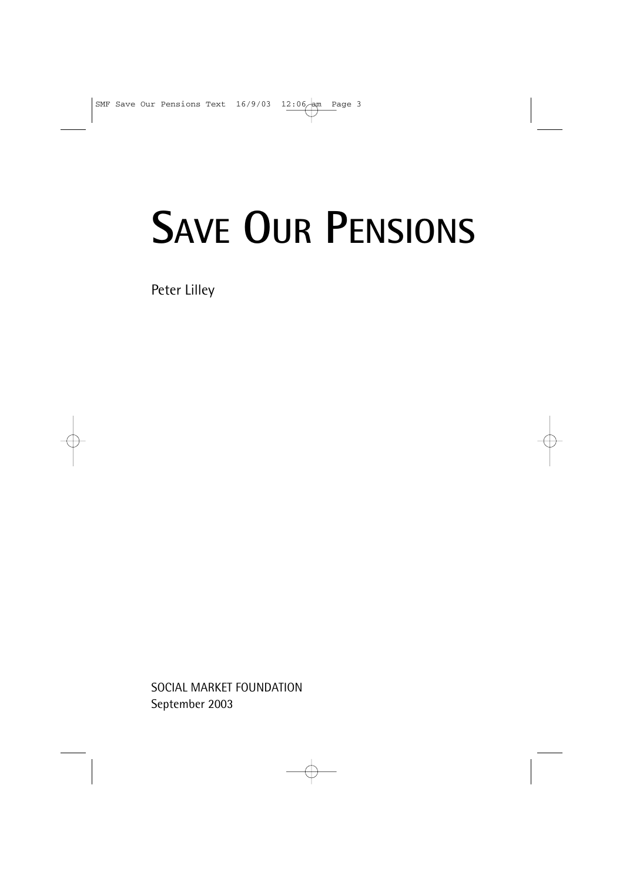# SAVE OUR PENSIONS

Peter Lilley

SOCIAL MARKET FOUNDATION
September 2003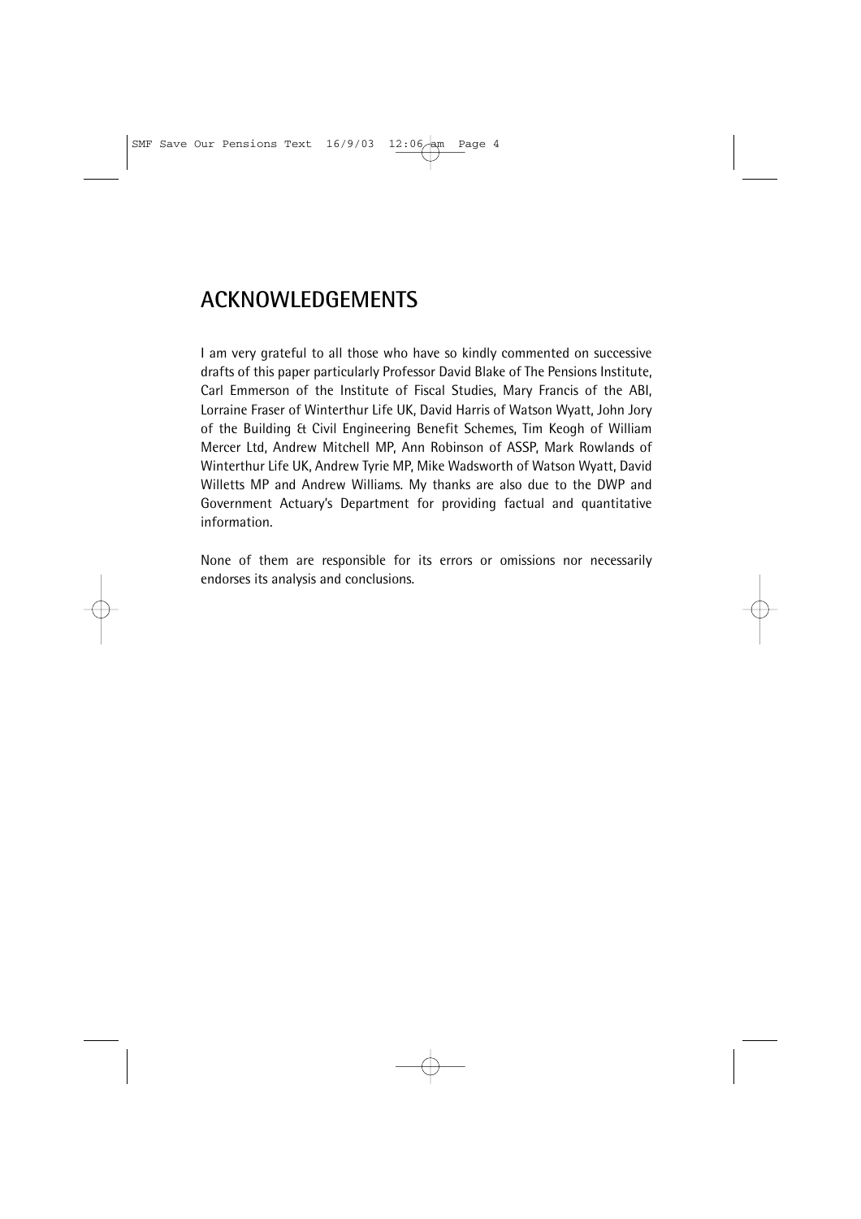## ACKNOWLEDGEMENTS

I am very grateful to all those who have so kindly commented on successive drafts of this paper particularly Professor David Blake of The Pensions Institute, Carl Emmerson of the Institute of Fiscal Studies, Mary Francis of the ABI, Lorraine Fraser of Winterthur Life UK, David Harris of Watson Wyatt, John Jory of the Building & Civil Engineering Benefit Schemes, Tim Keogh of William Mercer Ltd, Andrew Mitchell MP, Ann Robinson of ASSP, Mark Rowlands of Winterthur Life UK, Andrew Tyrie MP, Mike Wadsworth of Watson Wyatt, David Willetts MP and Andrew Williams. My thanks are also due to the DWP and Government Actuary's Department for providing factual and quantitative information.

None of them are responsible for its errors or omissions nor necessarily endorses its analysis and conclusions.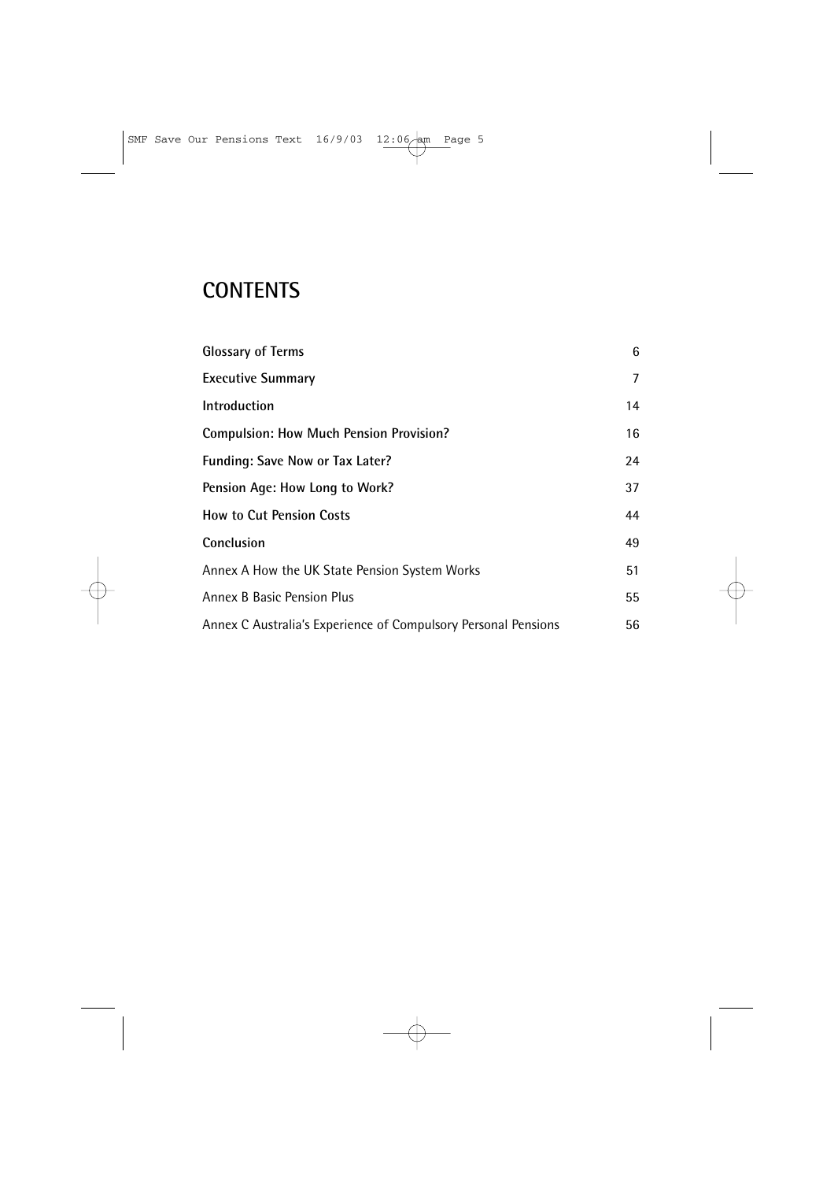# CONTENTS

| | |
|---|---|
| **Glossary of Terms** | 6 |
| **Executive Summary** | 7 |
| **Introduction** | 14 |
| **Compulsion: How Much Pension Provision?** | 16 |
| **Funding: Save Now or Tax Later?** | 24 |
| **Pension Age: How Long to Work?** | 37 |
| **How to Cut Pension Costs** | 44 |
| **Conclusion** | 49 |
| Annex A How the UK State Pension System Works | 51 |
| Annex B Basic Pension Plus | 55 |
| Annex C Australia's Experience of Compulsory Personal Pensions | 56 |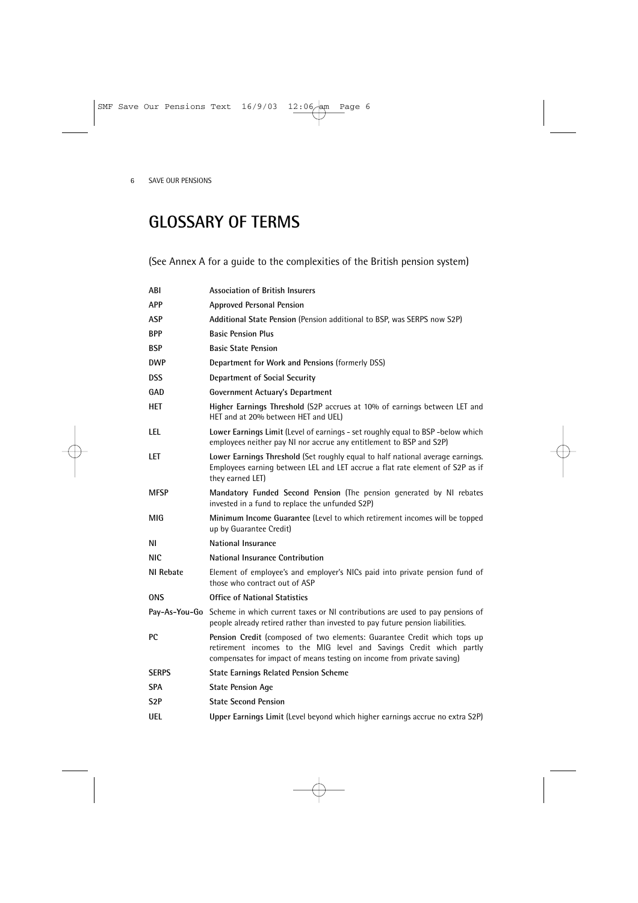# GLOSSARY OF TERMS

(See Annex A for a guide to the complexities of the British pension system)

| | |
|---|---|
| ABI | **Association of British Insurers** |
| APP | **Approved Personal Pension** |
| ASP | **Additional State Pension** (Pension additional to BSP, was SERPS now S2P) |
| BPP | **Basic Pension Plus** |
| BSP | **Basic State Pension** |
| DWP | **Department for Work and Pensions** (formerly DSS) |
| DSS | **Department of Social Security** |
| GAD | **Government Actuary's Department** |
| HET | **Higher Earnings Threshold** (S2P accrues at 10% of earnings between LET and HET and at 20% between HET and UEL) |
| LEL | **Lower Earnings Limit** (Level of earnings - set roughly equal to BSP -below which employees neither pay NI nor accrue any entitlement to BSP and S2P) |
| LET | **Lower Earnings Threshold** (Set roughly equal to half national average earnings. Employees earning between LEL and LET accrue a flat rate element of S2P as if they earned LET) |
| MFSP | **Mandatory Funded Second Pension** (The pension generated by NI rebates invested in a fund to replace the unfunded S2P) |
| MIG | **Minimum Income Guarantee** (Level to which retirement incomes will be topped up by Guarantee Credit) |
| NI | **National Insurance** |
| NIC | **National Insurance Contribution** |
| NI Rebate | Element of employee's and employer's NICs paid into private pension fund of those who contract out of ASP |
| ONS | **Office of National Statistics** |
| Pay-As-You-Go | Scheme in which current taxes or NI contributions are used to pay pensions of people already retired rather than invested to pay future pension liabilities. |
| PC | **Pension Credit** (composed of two elements: Guarantee Credit which tops up retirement incomes to the MIG level and Savings Credit which partly compensates for impact of means testing on income from private saving) |
| SERPS | **State Earnings Related Pension Scheme** |
| SPA | **State Pension Age** |
| S2P | **State Second Pension** |
| UEL | **Upper Earnings Limit** (Level beyond which higher earnings accrue no extra S2P) |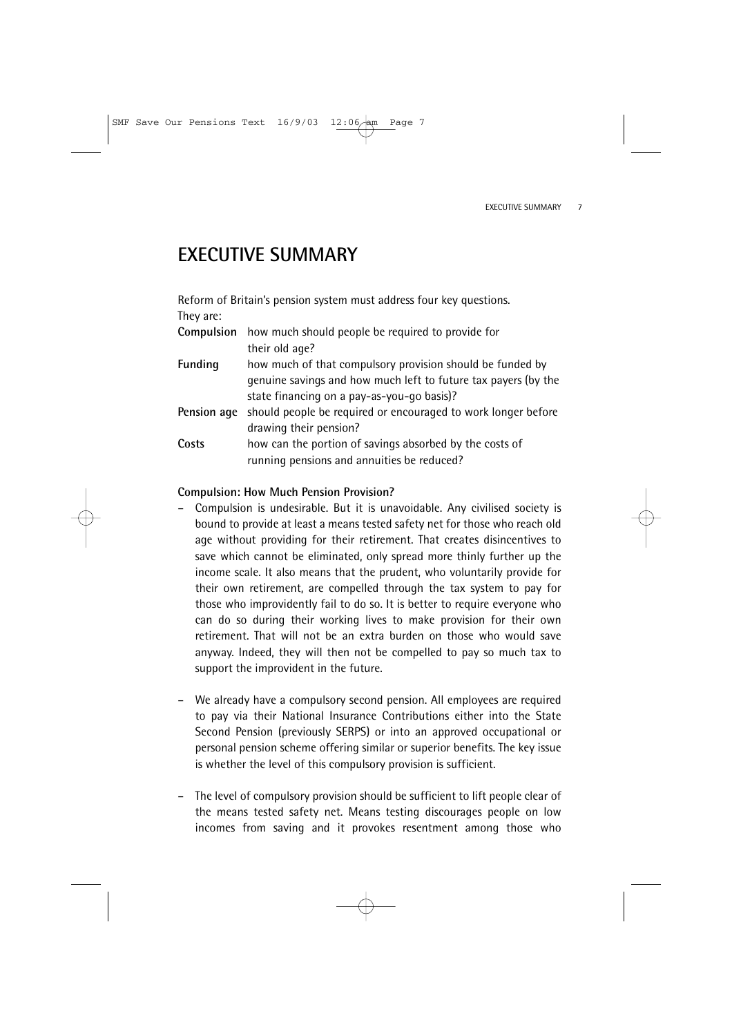# EXECUTIVE SUMMARY

Reform of Britain's pension system must address four key questions. They are:

| | |
|---|---|
| **Compulsion** | how much should people be required to provide for their old age? |
| **Funding** | how much of that compulsory provision should be funded by genuine savings and how much left to future tax payers (by the state financing on a pay-as-you-go basis)? |
| **Pension age** | should people be required or encouraged to work longer before drawing their pension? |
| **Costs** | how can the portion of savings absorbed by the costs of running pensions and annuities be reduced? |

**Compulsion: How Much Pension Provision?**

- Compulsion is undesirable. But it is unavoidable. Any civilised society is bound to provide at least a means tested safety net for those who reach old age without providing for their retirement. That creates disincentives to save which cannot be eliminated, only spread more thinly further up the income scale. It also means that the prudent, who voluntarily provide for their own retirement, are compelled through the tax system to pay for those who improvidently fail to do so. It is better to require everyone who can do so during their working lives to make provision for their own retirement. That will not be an extra burden on those who would save anyway. Indeed, they will then not be compelled to pay so much tax to support the improvident in the future.

- We already have a compulsory second pension. All employees are required to pay via their National Insurance Contributions either into the State Second Pension (previously SERPS) or into an approved occupational or personal pension scheme offering similar or superior benefits. The key issue is whether the level of this compulsory provision is sufficient.

- The level of compulsory provision should be sufficient to lift people clear of the means tested safety net. Means testing discourages people on low incomes from saving and it provokes resentment among those who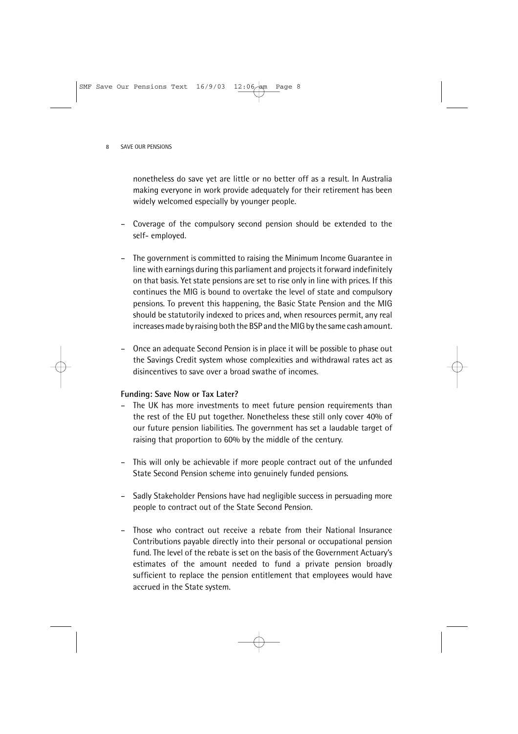nonetheless do save yet are little or no better off as a result. In Australia making everyone in work provide adequately for their retirement has been widely welcomed especially by younger people.

- Coverage of the compulsory second pension should be extended to the self- employed.

- The government is committed to raising the Minimum Income Guarantee in line with earnings during this parliament and projects it forward indefinitely on that basis. Yet state pensions are set to rise only in line with prices. If this continues the MIG is bound to overtake the level of state and compulsory pensions. To prevent this happening, the Basic State Pension and the MIG should be statutorily indexed to prices and, when resources permit, any real increases made by raising both the BSP and the MIG by the same cash amount.

- Once an adequate Second Pension is in place it will be possible to phase out the Savings Credit system whose complexities and withdrawal rates act as disincentives to save over a broad swathe of incomes.

**Funding: Save Now or Tax Later?**

- The UK has more investments to meet future pension requirements than the rest of the EU put together. Nonetheless these still only cover 40% of our future pension liabilities. The government has set a laudable target of raising that proportion to 60% by the middle of the century.

- This will only be achievable if more people contract out of the unfunded State Second Pension scheme into genuinely funded pensions.

- Sadly Stakeholder Pensions have had negligible success in persuading more people to contract out of the State Second Pension.

- Those who contract out receive a rebate from their National Insurance Contributions payable directly into their personal or occupational pension fund. The level of the rebate is set on the basis of the Government Actuary's estimates of the amount needed to fund a private pension broadly sufficient to replace the pension entitlement that employees would have accrued in the State system.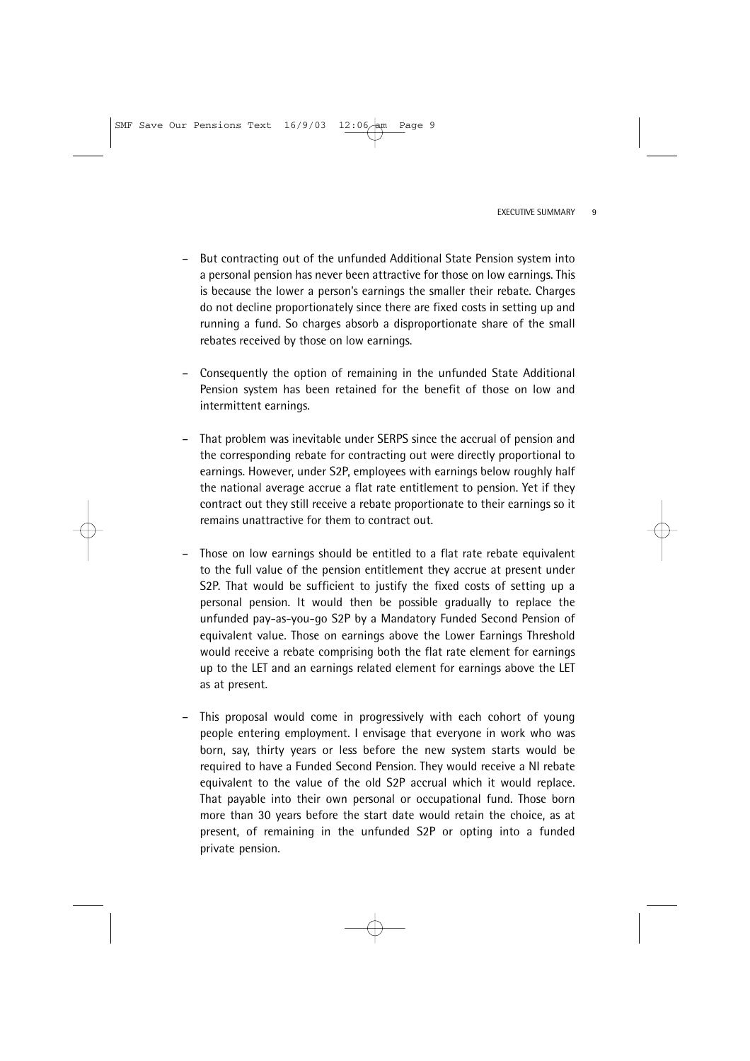- But contracting out of the unfunded Additional State Pension system into a personal pension has never been attractive for those on low earnings. This is because the lower a person's earnings the smaller their rebate. Charges do not decline proportionately since there are fixed costs in setting up and running a fund. So charges absorb a disproportionate share of the small rebates received by those on low earnings.

- Consequently the option of remaining in the unfunded State Additional Pension system has been retained for the benefit of those on low and intermittent earnings.

- That problem was inevitable under SERPS since the accrual of pension and the corresponding rebate for contracting out were directly proportional to earnings. However, under S2P, employees with earnings below roughly half the national average accrue a flat rate entitlement to pension. Yet if they contract out they still receive a rebate proportionate to their earnings so it remains unattractive for them to contract out.

- Those on low earnings should be entitled to a flat rate rebate equivalent to the full value of the pension entitlement they accrue at present under S2P. That would be sufficient to justify the fixed costs of setting up a personal pension. It would then be possible gradually to replace the unfunded pay-as-you-go S2P by a Mandatory Funded Second Pension of equivalent value. Those on earnings above the Lower Earnings Threshold would receive a rebate comprising both the flat rate element for earnings up to the LET and an earnings related element for earnings above the LET as at present.

- This proposal would come in progressively with each cohort of young people entering employment. I envisage that everyone in work who was born, say, thirty years or less before the new system starts would be required to have a Funded Second Pension. They would receive a NI rebate equivalent to the value of the old S2P accrual which it would replace. That payable into their own personal or occupational fund. Those born more than 30 years before the start date would retain the choice, as at present, of remaining in the unfunded S2P or opting into a funded private pension.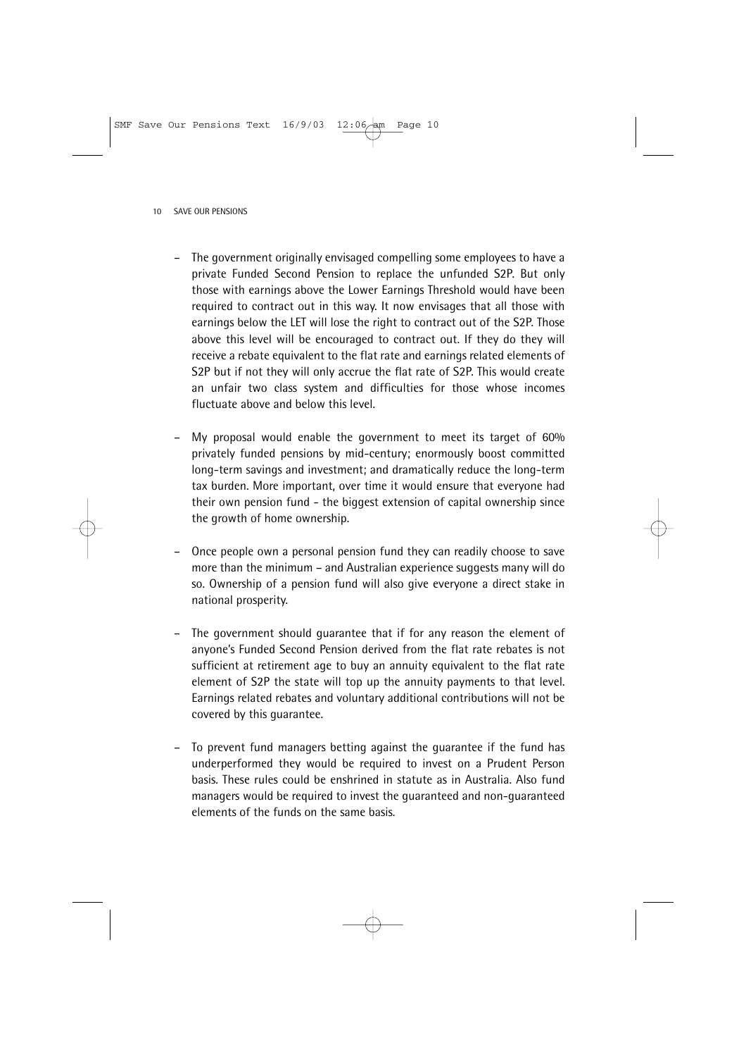- The government originally envisaged compelling some employees to have a private Funded Second Pension to replace the unfunded S2P. But only those with earnings above the Lower Earnings Threshold would have been required to contract out in this way. It now envisages that all those with earnings below the LET will lose the right to contract out of the S2P. Those above this level will be encouraged to contract out. If they do they will receive a rebate equivalent to the flat rate and earnings related elements of S2P but if not they will only accrue the flat rate of S2P. This would create an unfair two class system and difficulties for those whose incomes fluctuate above and below this level.

- My proposal would enable the government to meet its target of 60% privately funded pensions by mid-century; enormously boost committed long-term savings and investment; and dramatically reduce the long-term tax burden. More important, over time it would ensure that everyone had their own pension fund - the biggest extension of capital ownership since the growth of home ownership.

- Once people own a personal pension fund they can readily choose to save more than the minimum – and Australian experience suggests many will do so. Ownership of a pension fund will also give everyone a direct stake in national prosperity.

- The government should guarantee that if for any reason the element of anyone's Funded Second Pension derived from the flat rate rebates is not sufficient at retirement age to buy an annuity equivalent to the flat rate element of S2P the state will top up the annuity payments to that level. Earnings related rebates and voluntary additional contributions will not be covered by this guarantee.

- To prevent fund managers betting against the guarantee if the fund has underperformed they would be required to invest on a Prudent Person basis. These rules could be enshrined in statute as in Australia. Also fund managers would be required to invest the guaranteed and non-guaranteed elements of the funds on the same basis.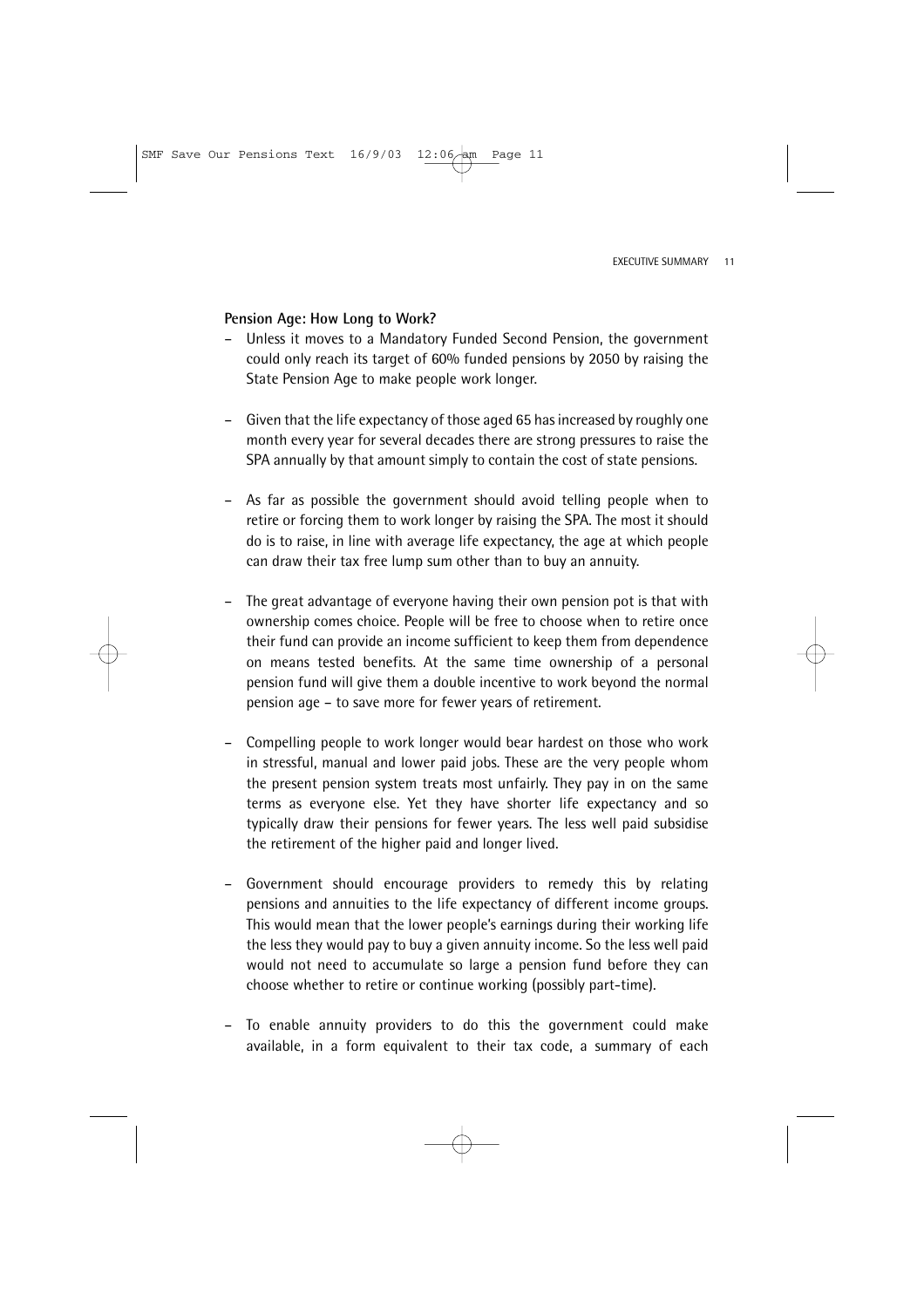**Pension Age: How Long to Work?**

- Unless it moves to a Mandatory Funded Second Pension, the government could only reach its target of 60% funded pensions by 2050 by raising the State Pension Age to make people work longer.

- Given that the life expectancy of those aged 65 has increased by roughly one month every year for several decades there are strong pressures to raise the SPA annually by that amount simply to contain the cost of state pensions.

- As far as possible the government should avoid telling people when to retire or forcing them to work longer by raising the SPA. The most it should do is to raise, in line with average life expectancy, the age at which people can draw their tax free lump sum other than to buy an annuity.

- The great advantage of everyone having their own pension pot is that with ownership comes choice. People will be free to choose when to retire once their fund can provide an income sufficient to keep them from dependence on means tested benefits. At the same time ownership of a personal pension fund will give them a double incentive to work beyond the normal pension age – to save more for fewer years of retirement.

- Compelling people to work longer would bear hardest on those who work in stressful, manual and lower paid jobs. These are the very people whom the present pension system treats most unfairly. They pay in on the same terms as everyone else. Yet they have shorter life expectancy and so typically draw their pensions for fewer years. The less well paid subsidise the retirement of the higher paid and longer lived.

- Government should encourage providers to remedy this by relating pensions and annuities to the life expectancy of different income groups. This would mean that the lower people's earnings during their working life the less they would pay to buy a given annuity income. So the less well paid would not need to accumulate so large a pension fund before they can choose whether to retire or continue working (possibly part-time).

- To enable annuity providers to do this the government could make available, in a form equivalent to their tax code, a summary of each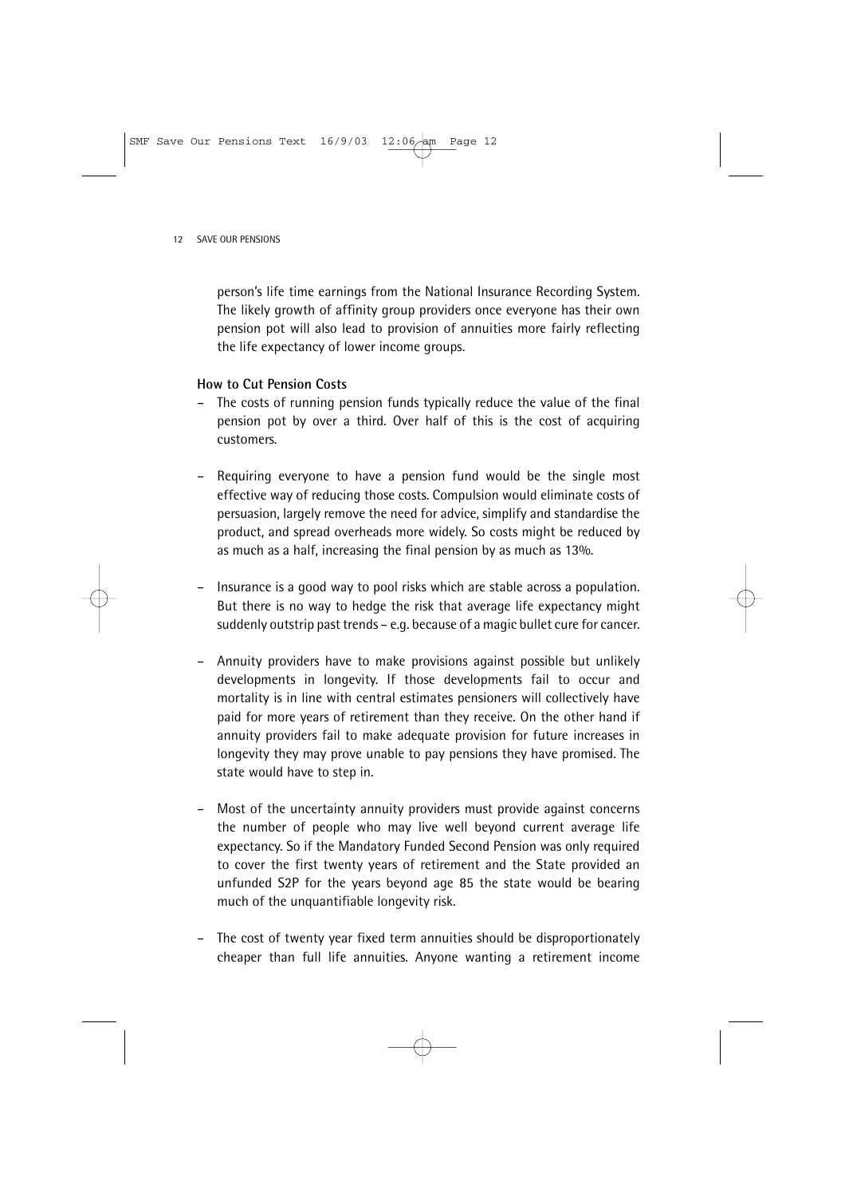person's life time earnings from the National Insurance Recording System. The likely growth of affinity group providers once everyone has their own pension pot will also lead to provision of annuities more fairly reflecting the life expectancy of lower income groups.

**How to Cut Pension Costs**

- The costs of running pension funds typically reduce the value of the final pension pot by over a third. Over half of this is the cost of acquiring customers.

- Requiring everyone to have a pension fund would be the single most effective way of reducing those costs. Compulsion would eliminate costs of persuasion, largely remove the need for advice, simplify and standardise the product, and spread overheads more widely. So costs might be reduced by as much as a half, increasing the final pension by as much as 13%.

- Insurance is a good way to pool risks which are stable across a population. But there is no way to hedge the risk that average life expectancy might suddenly outstrip past trends – e.g. because of a magic bullet cure for cancer.

- Annuity providers have to make provisions against possible but unlikely developments in longevity. If those developments fail to occur and mortality is in line with central estimates pensioners will collectively have paid for more years of retirement than they receive. On the other hand if annuity providers fail to make adequate provision for future increases in longevity they may prove unable to pay pensions they have promised. The state would have to step in.

- Most of the uncertainty annuity providers must provide against concerns the number of people who may live well beyond current average life expectancy. So if the Mandatory Funded Second Pension was only required to cover the first twenty years of retirement and the State provided an unfunded S2P for the years beyond age 85 the state would be bearing much of the unquantifiable longevity risk.

- The cost of twenty year fixed term annuities should be disproportionately cheaper than full life annuities. Anyone wanting a retirement income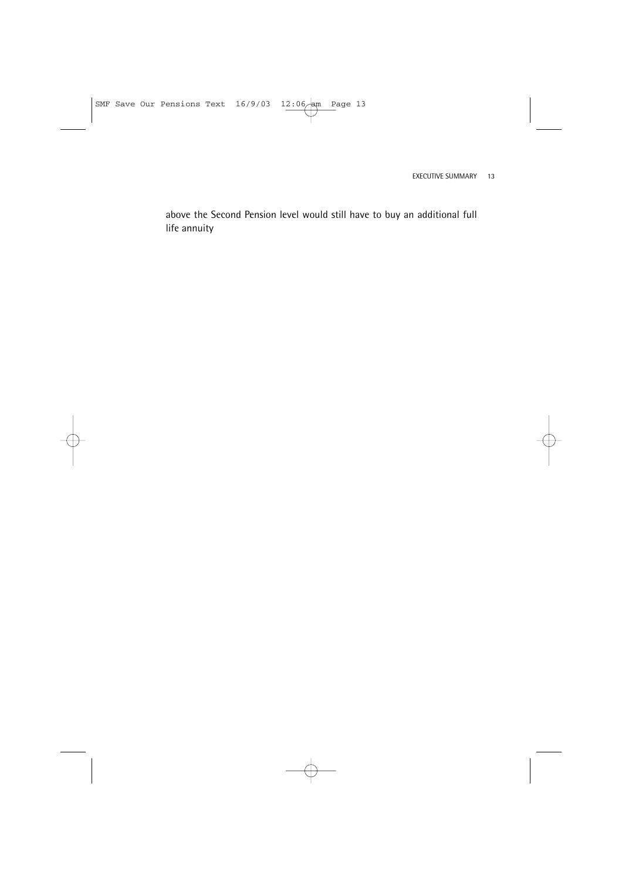above the Second Pension level would still have to buy an additional full life annuity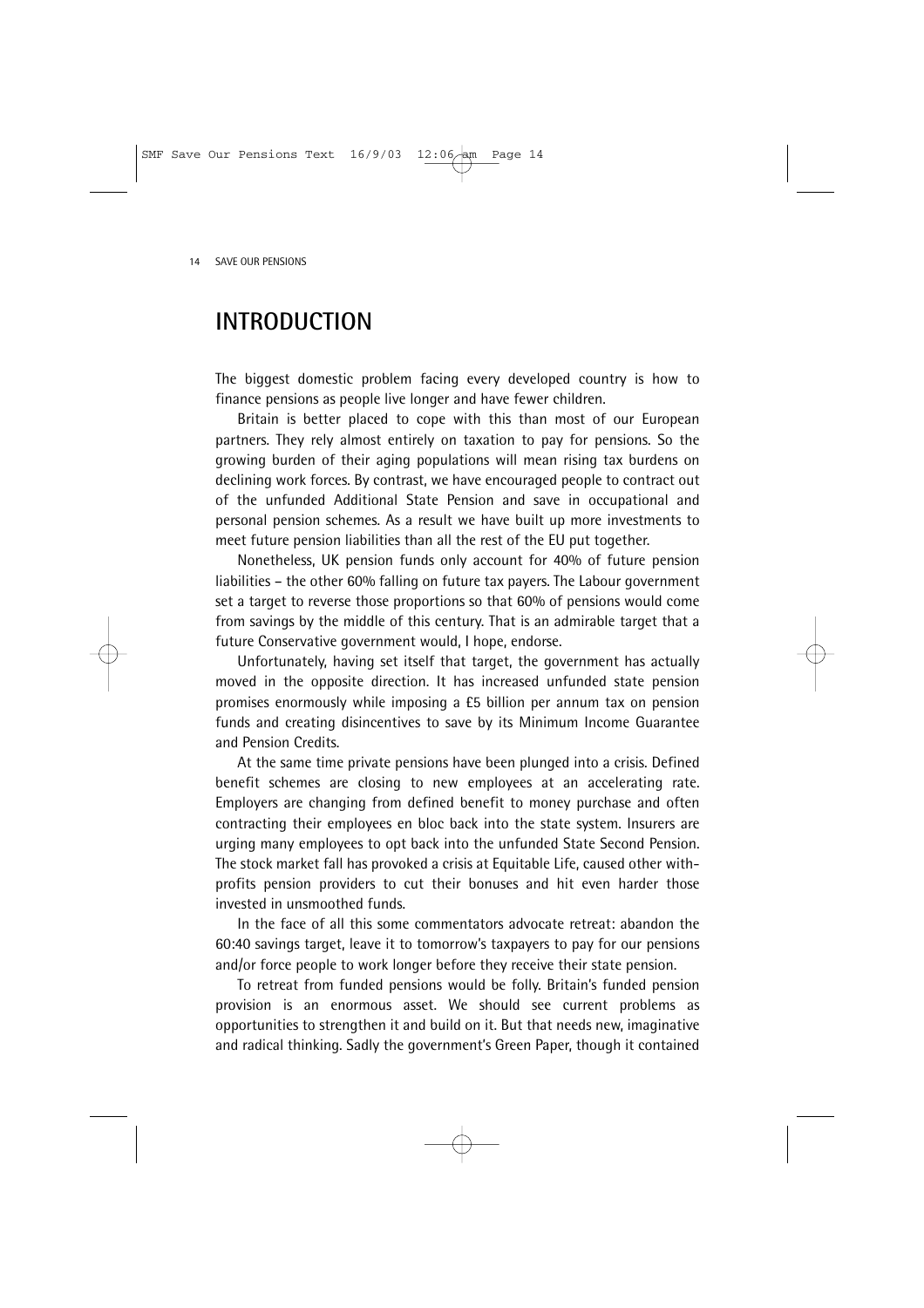# INTRODUCTION

The biggest domestic problem facing every developed country is how to finance pensions as people live longer and have fewer children.

Britain is better placed to cope with this than most of our European partners. They rely almost entirely on taxation to pay for pensions. So the growing burden of their aging populations will mean rising tax burdens on declining work forces. By contrast, we have encouraged people to contract out of the unfunded Additional State Pension and save in occupational and personal pension schemes. As a result we have built up more investments to meet future pension liabilities than all the rest of the EU put together.

Nonetheless, UK pension funds only account for 40% of future pension liabilities – the other 60% falling on future tax payers. The Labour government set a target to reverse those proportions so that 60% of pensions would come from savings by the middle of this century. That is an admirable target that a future Conservative government would, I hope, endorse.

Unfortunately, having set itself that target, the government has actually moved in the opposite direction. It has increased unfunded state pension promises enormously while imposing a £5 billion per annum tax on pension funds and creating disincentives to save by its Minimum Income Guarantee and Pension Credits.

At the same time private pensions have been plunged into a crisis. Defined benefit schemes are closing to new employees at an accelerating rate. Employers are changing from defined benefit to money purchase and often contracting their employees en bloc back into the state system. Insurers are urging many employees to opt back into the unfunded State Second Pension. The stock market fall has provoked a crisis at Equitable Life, caused other with-profits pension providers to cut their bonuses and hit even harder those invested in unsmoothed funds.

In the face of all this some commentators advocate retreat: abandon the 60:40 savings target, leave it to tomorrow's taxpayers to pay for our pensions and/or force people to work longer before they receive their state pension.

To retreat from funded pensions would be folly. Britain's funded pension provision is an enormous asset. We should see current problems as opportunities to strengthen it and build on it. But that needs new, imaginative and radical thinking. Sadly the government's Green Paper, though it contained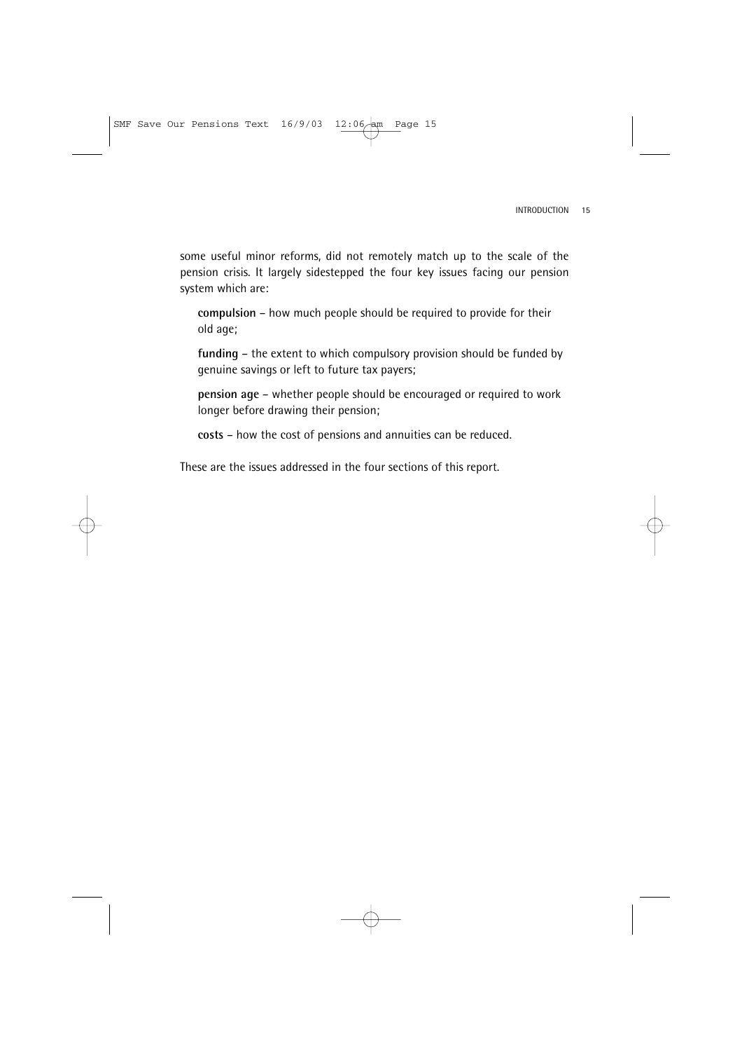some useful minor reforms, did not remotely match up to the scale of the pension crisis. It largely sidestepped the four key issues facing our pension system which are:

**compulsion** – how much people should be required to provide for their old age;

**funding** – the extent to which compulsory provision should be funded by genuine savings or left to future tax payers;

**pension age** – whether people should be encouraged or required to work longer before drawing their pension;

**costs** – how the cost of pensions and annuities can be reduced.

These are the issues addressed in the four sections of this report.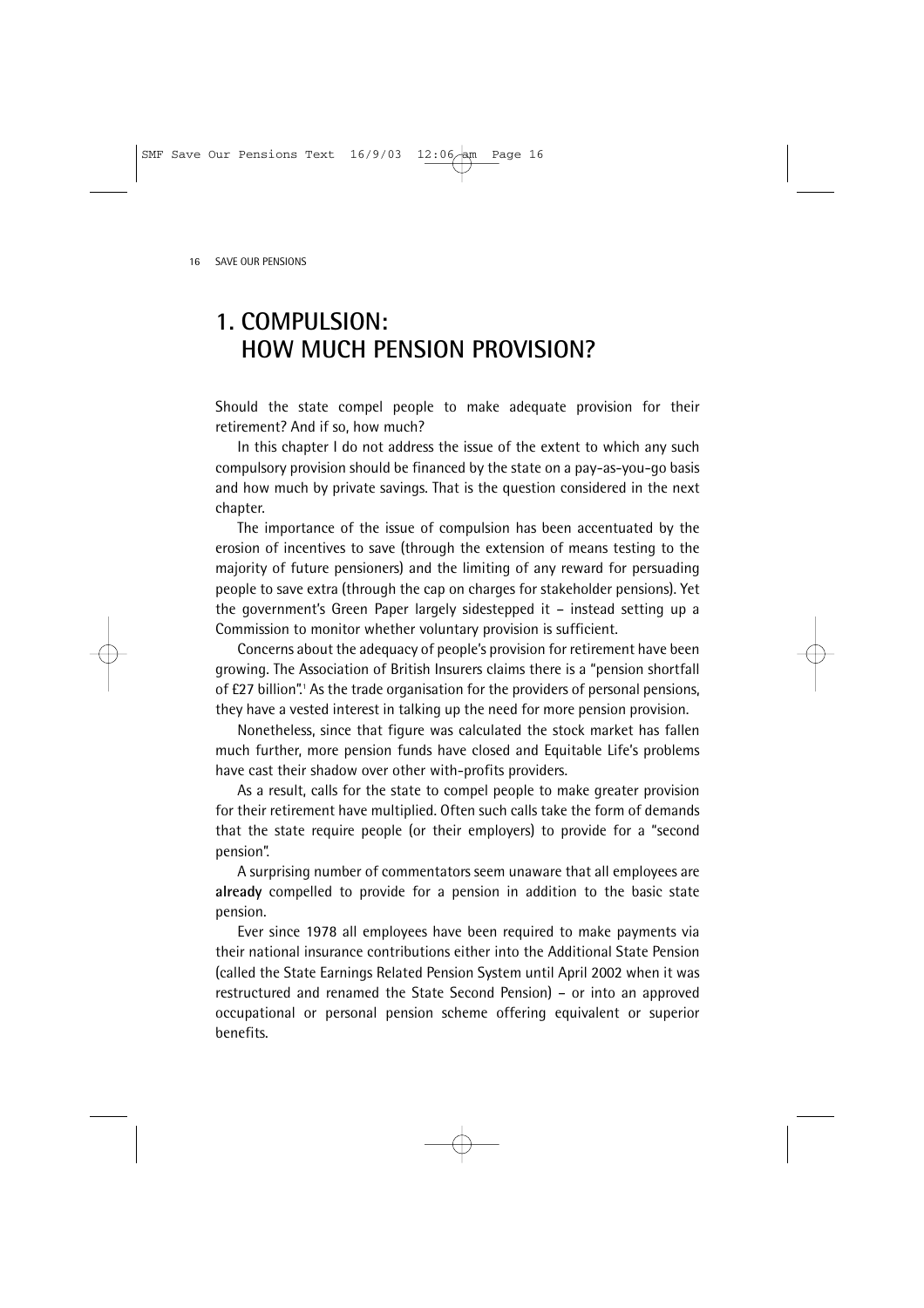# 1. COMPULSION: HOW MUCH PENSION PROVISION?

Should the state compel people to make adequate provision for their retirement? And if so, how much?

In this chapter I do not address the issue of the extent to which any such compulsory provision should be financed by the state on a pay-as-you-go basis and how much by private savings. That is the question considered in the next chapter.

The importance of the issue of compulsion has been accentuated by the erosion of incentives to save (through the extension of means testing to the majority of future pensioners) and the limiting of any reward for persuading people to save extra (through the cap on charges for stakeholder pensions). Yet the government's Green Paper largely sidestepped it – instead setting up a Commission to monitor whether voluntary provision is sufficient.

Concerns about the adequacy of people's provision for retirement have been growing. The Association of British Insurers claims there is a "pension shortfall of £27 billion".[1] As the trade organisation for the providers of personal pensions, they have a vested interest in talking up the need for more pension provision.

Nonetheless, since that figure was calculated the stock market has fallen much further, more pension funds have closed and Equitable Life's problems have cast their shadow over other with-profits providers.

As a result, calls for the state to compel people to make greater provision for their retirement have multiplied. Often such calls take the form of demands that the state require people (or their employers) to provide for a "second pension".

A surprising number of commentators seem unaware that all employees are **already** compelled to provide for a pension in addition to the basic state pension.

Ever since 1978 all employees have been required to make payments via their national insurance contributions either into the Additional State Pension (called the State Earnings Related Pension System until April 2002 when it was restructured and renamed the State Second Pension) – or into an approved occupational or personal pension scheme offering equivalent or superior benefits.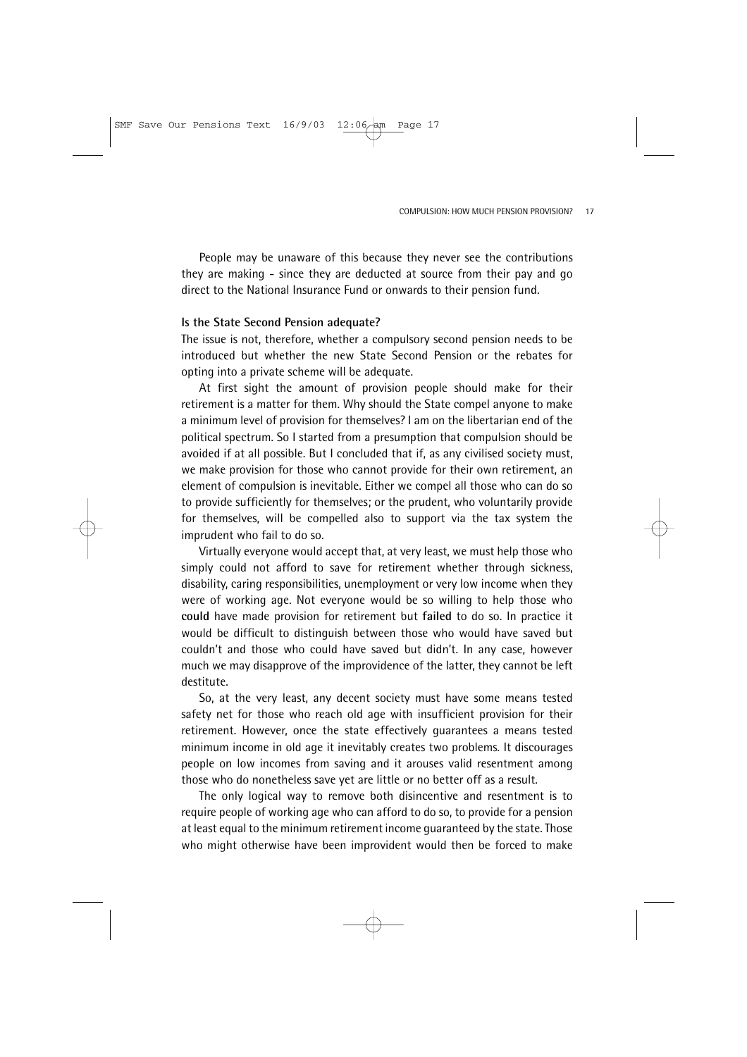People may be unaware of this because they never see the contributions they are making - since they are deducted at source from their pay and go direct to the National Insurance Fund or onwards to their pension fund.

### Is the State Second Pension adequate?

The issue is not, therefore, whether a compulsory second pension needs to be introduced but whether the new State Second Pension or the rebates for opting into a private scheme will be adequate.

At first sight the amount of provision people should make for their retirement is a matter for them. Why should the State compel anyone to make a minimum level of provision for themselves? I am on the libertarian end of the political spectrum. So I started from a presumption that compulsion should be avoided if at all possible. But I concluded that if, as any civilised society must, we make provision for those who cannot provide for their own retirement, an element of compulsion is inevitable. Either we compel all those who can do so to provide sufficiently for themselves; or the prudent, who voluntarily provide for themselves, will be compelled also to support via the tax system the imprudent who fail to do so.

Virtually everyone would accept that, at very least, we must help those who simply could not afford to save for retirement whether through sickness, disability, caring responsibilities, unemployment or very low income when they were of working age. Not everyone would be so willing to help those who **could** have made provision for retirement but **failed** to do so. In practice it would be difficult to distinguish between those who would have saved but couldn't and those who could have saved but didn't. In any case, however much we may disapprove of the improvidence of the latter, they cannot be left destitute.

So, at the very least, any decent society must have some means tested safety net for those who reach old age with insufficient provision for their retirement. However, once the state effectively guarantees a means tested minimum income in old age it inevitably creates two problems. It discourages people on low incomes from saving and it arouses valid resentment among those who do nonetheless save yet are little or no better off as a result.

The only logical way to remove both disincentive and resentment is to require people of working age who can afford to do so, to provide for a pension at least equal to the minimum retirement income guaranteed by the state. Those who might otherwise have been improvident would then be forced to make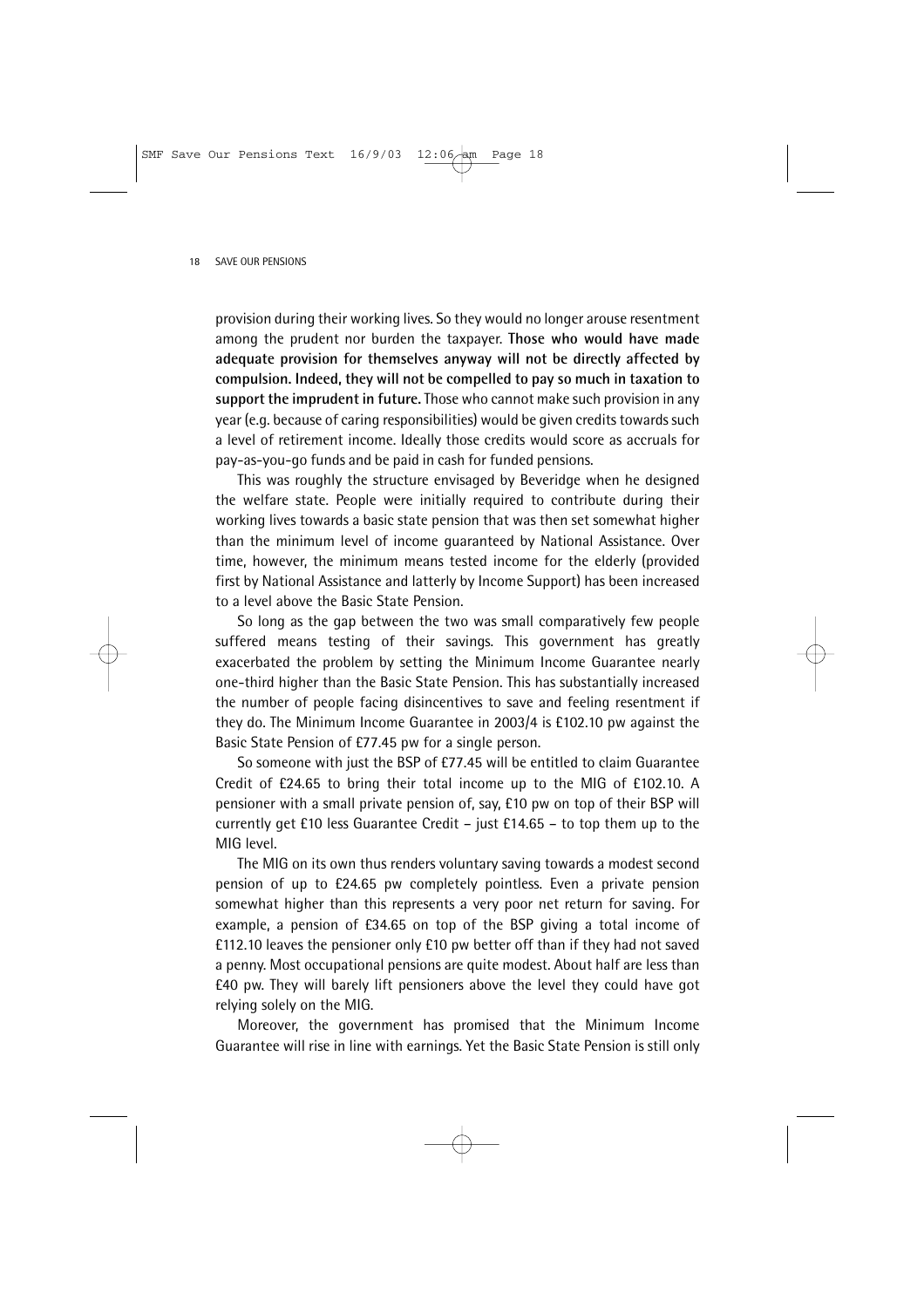provision during their working lives. So they would no longer arouse resentment among the prudent nor burden the taxpayer. **Those who would have made adequate provision for themselves anyway will not be directly affected by compulsion. Indeed, they will not be compelled to pay so much in taxation to support the imprudent in future.** Those who cannot make such provision in any year (e.g. because of caring responsibilities) would be given credits towards such a level of retirement income. Ideally those credits would score as accruals for pay-as-you-go funds and be paid in cash for funded pensions.

This was roughly the structure envisaged by Beveridge when he designed the welfare state. People were initially required to contribute during their working lives towards a basic state pension that was then set somewhat higher than the minimum level of income guaranteed by National Assistance. Over time, however, the minimum means tested income for the elderly (provided first by National Assistance and latterly by Income Support) has been increased to a level above the Basic State Pension.

So long as the gap between the two was small comparatively few people suffered means testing of their savings. This government has greatly exacerbated the problem by setting the Minimum Income Guarantee nearly one-third higher than the Basic State Pension. This has substantially increased the number of people facing disincentives to save and feeling resentment if they do. The Minimum Income Guarantee in 2003/4 is £102.10 pw against the Basic State Pension of £77.45 pw for a single person.

So someone with just the BSP of £77.45 will be entitled to claim Guarantee Credit of £24.65 to bring their total income up to the MIG of £102.10. A pensioner with a small private pension of, say, £10 pw on top of their BSP will currently get £10 less Guarantee Credit – just £14.65 – to top them up to the MIG level.

The MIG on its own thus renders voluntary saving towards a modest second pension of up to £24.65 pw completely pointless. Even a private pension somewhat higher than this represents a very poor net return for saving. For example, a pension of £34.65 on top of the BSP giving a total income of £112.10 leaves the pensioner only £10 pw better off than if they had not saved a penny. Most occupational pensions are quite modest. About half are less than £40 pw. They will barely lift pensioners above the level they could have got relying solely on the MIG.

Moreover, the government has promised that the Minimum Income Guarantee will rise in line with earnings. Yet the Basic State Pension is still only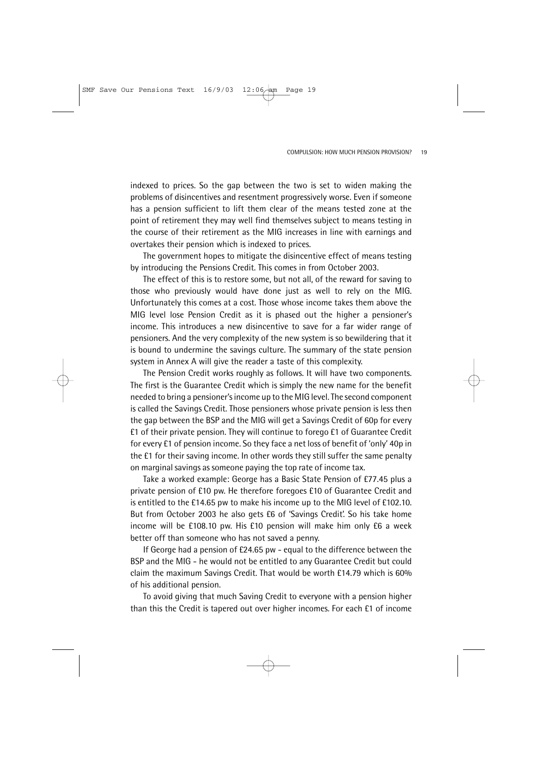indexed to prices. So the gap between the two is set to widen making the problems of disincentives and resentment progressively worse. Even if someone has a pension sufficient to lift them clear of the means tested zone at the point of retirement they may well find themselves subject to means testing in the course of their retirement as the MIG increases in line with earnings and overtakes their pension which is indexed to prices.

The government hopes to mitigate the disincentive effect of means testing by introducing the Pensions Credit. This comes in from October 2003.

The effect of this is to restore some, but not all, of the reward for saving to those who previously would have done just as well to rely on the MIG. Unfortunately this comes at a cost. Those whose income takes them above the MIG level lose Pension Credit as it is phased out the higher a pensioner's income. This introduces a new disincentive to save for a far wider range of pensioners. And the very complexity of the new system is so bewildering that it is bound to undermine the savings culture. The summary of the state pension system in Annex A will give the reader a taste of this complexity.

The Pension Credit works roughly as follows. It will have two components. The first is the Guarantee Credit which is simply the new name for the benefit needed to bring a pensioner's income up to the MIG level. The second component is called the Savings Credit. Those pensioners whose private pension is less then the gap between the BSP and the MIG will get a Savings Credit of 60p for every £1 of their private pension. They will continue to forego £1 of Guarantee Credit for every £1 of pension income. So they face a net loss of benefit of 'only' 40p in the £1 for their saving income. In other words they still suffer the same penalty on marginal savings as someone paying the top rate of income tax.

Take a worked example: George has a Basic State Pension of £77.45 plus a private pension of £10 pw. He therefore foregoes £10 of Guarantee Credit and is entitled to the £14.65 pw to make his income up to the MIG level of £102.10. But from October 2003 he also gets £6 of 'Savings Credit'. So his take home income will be £108.10 pw. His £10 pension will make him only £6 a week better off than someone who has not saved a penny.

If George had a pension of £24.65 pw - equal to the difference between the BSP and the MIG - he would not be entitled to any Guarantee Credit but could claim the maximum Savings Credit. That would be worth £14.79 which is 60% of his additional pension.

To avoid giving that much Saving Credit to everyone with a pension higher than this the Credit is tapered out over higher incomes. For each £1 of income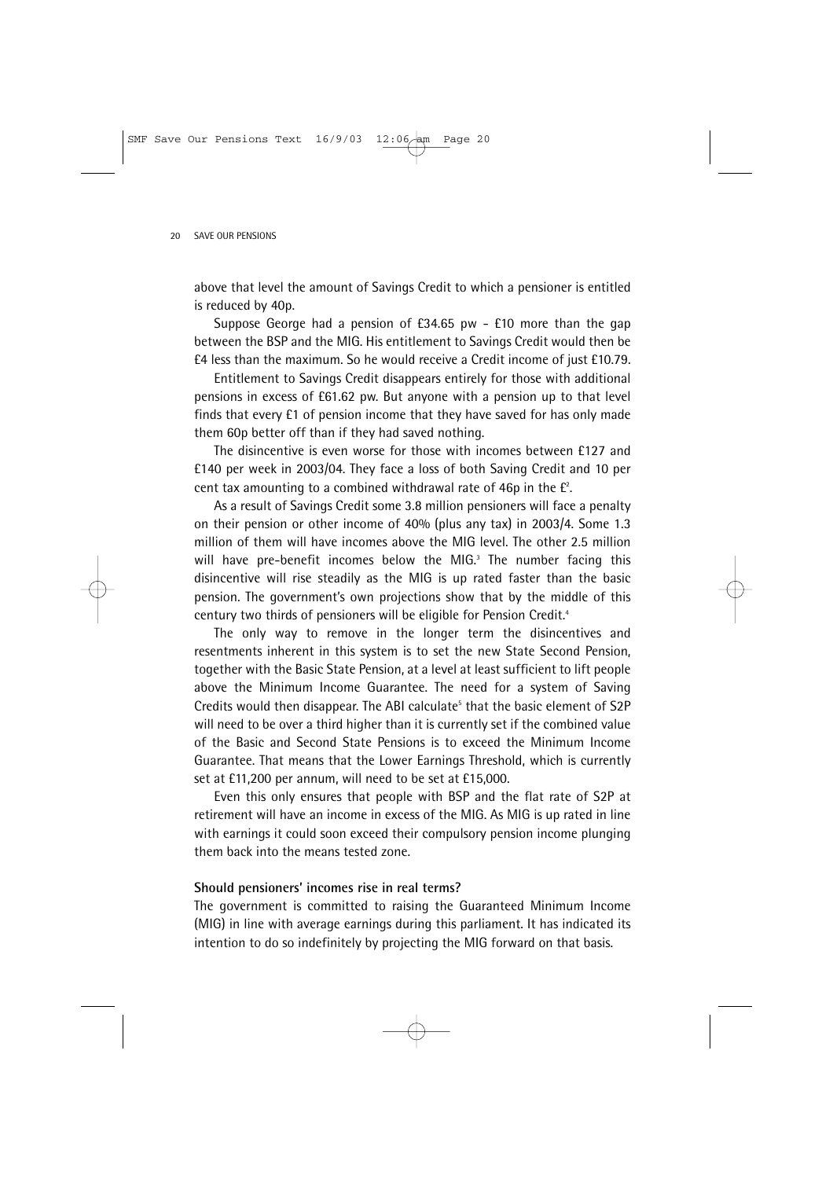above that level the amount of Savings Credit to which a pensioner is entitled is reduced by 40p.

Suppose George had a pension of £34.65 pw - £10 more than the gap between the BSP and the MIG. His entitlement to Savings Credit would then be £4 less than the maximum. So he would receive a Credit income of just £10.79.

Entitlement to Savings Credit disappears entirely for those with additional pensions in excess of £61.62 pw. But anyone with a pension up to that level finds that every £1 of pension income that they have saved for has only made them 60p better off than if they had saved nothing.

The disincentive is even worse for those with incomes between £127 and £140 per week in 2003/04. They face a loss of both Saving Credit and 10 per cent tax amounting to a combined withdrawal rate of 46p in the £[2].

As a result of Savings Credit some 3.8 million pensioners will face a penalty on their pension or other income of 40% (plus any tax) in 2003/4. Some 1.3 million of them will have incomes above the MIG level. The other 2.5 million will have pre-benefit incomes below the MIG.[3] The number facing this disincentive will rise steadily as the MIG is up rated faster than the basic pension. The government's own projections show that by the middle of this century two thirds of pensioners will be eligible for Pension Credit.[4]

The only way to remove in the longer term the disincentives and resentments inherent in this system is to set the new State Second Pension, together with the Basic State Pension, at a level at least sufficient to lift people above the Minimum Income Guarantee. The need for a system of Saving Credits would then disappear. The ABI calculate[5] that the basic element of S2P will need to be over a third higher than it is currently set if the combined value of the Basic and Second State Pensions is to exceed the Minimum Income Guarantee. That means that the Lower Earnings Threshold, which is currently set at £11,200 per annum, will need to be set at £15,000.

Even this only ensures that people with BSP and the flat rate of S2P at retirement will have an income in excess of the MIG. As MIG is up rated in line with earnings it could soon exceed their compulsory pension income plunging them back into the means tested zone.

**Should pensioners' incomes rise in real terms?**

The government is committed to raising the Guaranteed Minimum Income (MIG) in line with average earnings during this parliament. It has indicated its intention to do so indefinitely by projecting the MIG forward on that basis.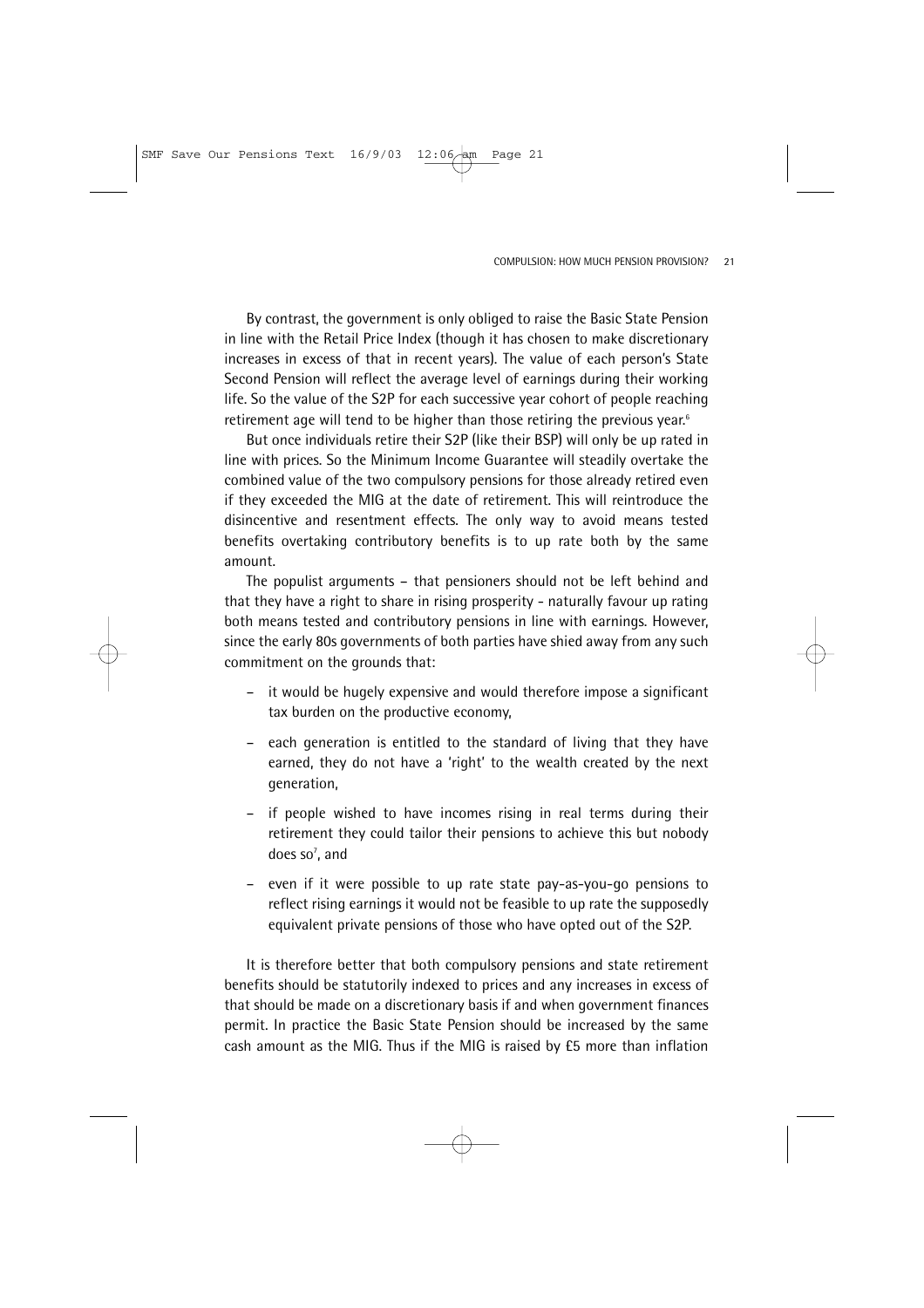By contrast, the government is only obliged to raise the Basic State Pension in line with the Retail Price Index (though it has chosen to make discretionary increases in excess of that in recent years). The value of each person's State Second Pension will reflect the average level of earnings during their working life. So the value of the S2P for each successive year cohort of people reaching retirement age will tend to be higher than those retiring the previous year.[6]

But once individuals retire their S2P (like their BSP) will only be up rated in line with prices. So the Minimum Income Guarantee will steadily overtake the combined value of the two compulsory pensions for those already retired even if they exceeded the MIG at the date of retirement. This will reintroduce the disincentive and resentment effects. The only way to avoid means tested benefits overtaking contributory benefits is to up rate both by the same amount.

The populist arguments – that pensioners should not be left behind and that they have a right to share in rising prosperity - naturally favour up rating both means tested and contributory pensions in line with earnings. However, since the early 80s governments of both parties have shied away from any such commitment on the grounds that:

- it would be hugely expensive and would therefore impose a significant tax burden on the productive economy,
- each generation is entitled to the standard of living that they have earned, they do not have a 'right' to the wealth created by the next generation,
- if people wished to have incomes rising in real terms during their retirement they could tailor their pensions to achieve this but nobody does so[7], and
- even if it were possible to up rate state pay-as-you-go pensions to reflect rising earnings it would not be feasible to up rate the supposedly equivalent private pensions of those who have opted out of the S2P.

It is therefore better that both compulsory pensions and state retirement benefits should be statutorily indexed to prices and any increases in excess of that should be made on a discretionary basis if and when government finances permit. In practice the Basic State Pension should be increased by the same cash amount as the MIG. Thus if the MIG is raised by £5 more than inflation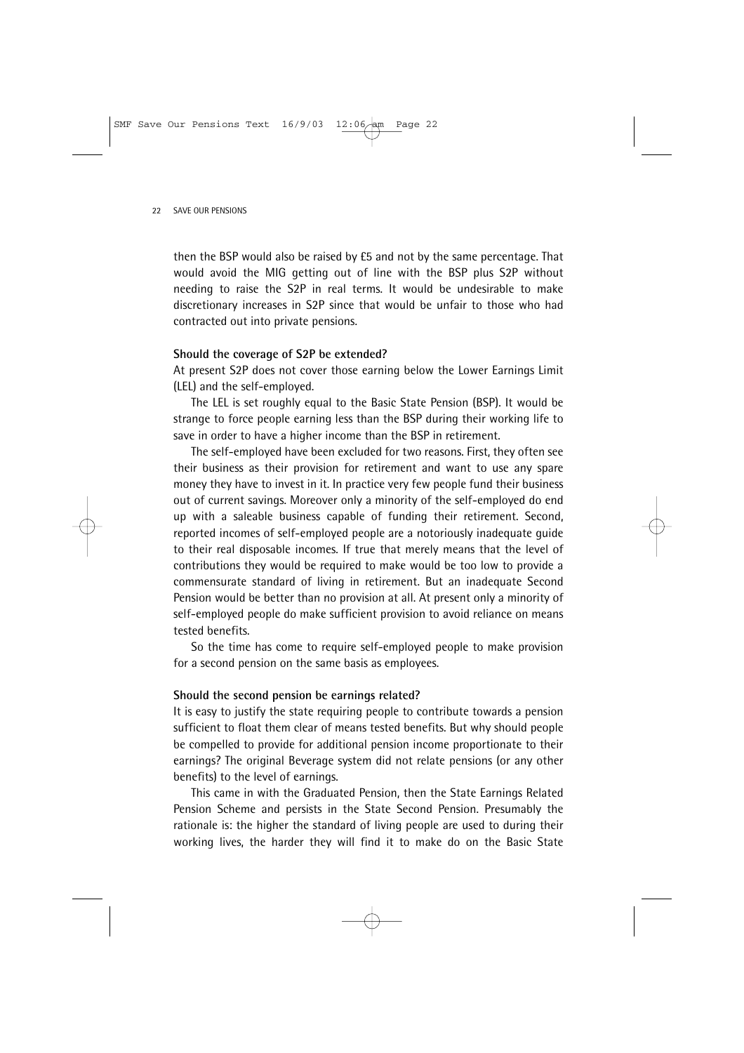then the BSP would also be raised by £5 and not by the same percentage. That would avoid the MIG getting out of line with the BSP plus S2P without needing to raise the S2P in real terms. It would be undesirable to make discretionary increases in S2P since that would be unfair to those who had contracted out into private pensions.

**Should the coverage of S2P be extended?**

At present S2P does not cover those earning below the Lower Earnings Limit (LEL) and the self-employed.

The LEL is set roughly equal to the Basic State Pension (BSP). It would be strange to force people earning less than the BSP during their working life to save in order to have a higher income than the BSP in retirement.

The self-employed have been excluded for two reasons. First, they often see their business as their provision for retirement and want to use any spare money they have to invest in it. In practice very few people fund their business out of current savings. Moreover only a minority of the self-employed do end up with a saleable business capable of funding their retirement. Second, reported incomes of self-employed people are a notoriously inadequate guide to their real disposable incomes. If true that merely means that the level of contributions they would be required to make would be too low to provide a commensurate standard of living in retirement. But an inadequate Second Pension would be better than no provision at all. At present only a minority of self-employed people do make sufficient provision to avoid reliance on means tested benefits.

So the time has come to require self-employed people to make provision for a second pension on the same basis as employees.

**Should the second pension be earnings related?**

It is easy to justify the state requiring people to contribute towards a pension sufficient to float them clear of means tested benefits. But why should people be compelled to provide for additional pension income proportionate to their earnings? The original Beverage system did not relate pensions (or any other benefits) to the level of earnings.

This came in with the Graduated Pension, then the State Earnings Related Pension Scheme and persists in the State Second Pension. Presumably the rationale is: the higher the standard of living people are used to during their working lives, the harder they will find it to make do on the Basic State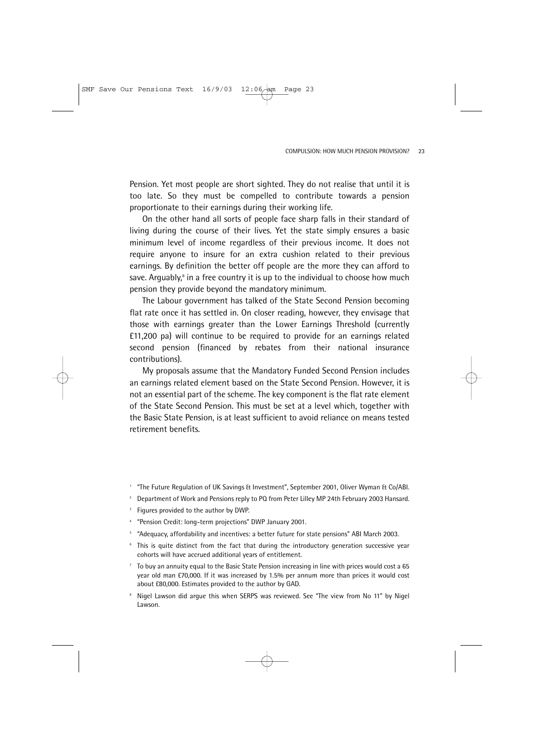Pension. Yet most people are short sighted. They do not realise that until it is too late. So they must be compelled to contribute towards a pension proportionate to their earnings during their working life.

On the other hand all sorts of people face sharp falls in their standard of living during the course of their lives. Yet the state simply ensures a basic minimum level of income regardless of their previous income. It does not require anyone to insure for an extra cushion related to their previous earnings. By definition the better off people are the more they can afford to save. Arguably,[8] in a free country it is up to the individual to choose how much pension they provide beyond the mandatory minimum.

The Labour government has talked of the State Second Pension becoming flat rate once it has settled in. On closer reading, however, they envisage that those with earnings greater than the Lower Earnings Threshold (currently £11,200 pa) will continue to be required to provide for an earnings related second pension (financed by rebates from their national insurance contributions).

My proposals assume that the Mandatory Funded Second Pension includes an earnings related element based on the State Second Pension. However, it is not an essential part of the scheme. The key component is the flat rate element of the State Second Pension. This must be set at a level which, together with the Basic State Pension, is at least sufficient to avoid reliance on means tested retirement benefits.

---

1. "The Future Regulation of UK Savings & Investment", September 2001, Oliver Wyman & Co/ABI.
2. Department of Work and Pensions reply to PQ from Peter Lilley MP 24th February 2003 Hansard.
3. Figures provided to the author by DWP.
4. "Pension Credit: long-term projections" DWP January 2001.
5. "Adequacy, affordability and incentives: a better future for state pensions" ABI March 2003.
6. This is quite distinct from the fact that during the introductory generation successive year cohorts will have accrued additional years of entitlement.
7. To buy an annuity equal to the Basic State Pension increasing in line with prices would cost a 65 year old man £70,000. If it was increased by 1.5% per annum more than prices it would cost about £80,000. Estimates provided to the author by GAD.
8. Nigel Lawson did argue this when SERPS was reviewed. See "The view from No 11" by Nigel Lawson.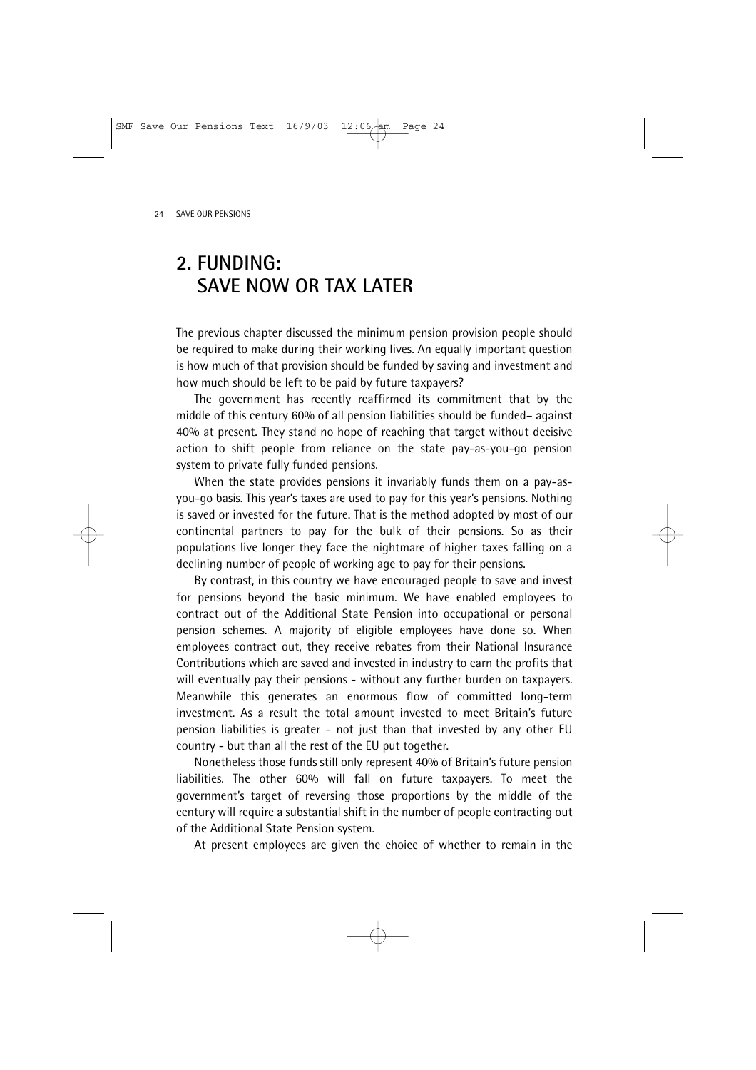# 2. FUNDING: SAVE NOW OR TAX LATER

The previous chapter discussed the minimum pension provision people should be required to make during their working lives. An equally important question is how much of that provision should be funded by saving and investment and how much should be left to be paid by future taxpayers?

The government has recently reaffirmed its commitment that by the middle of this century 60% of all pension liabilities should be funded– against 40% at present. They stand no hope of reaching that target without decisive action to shift people from reliance on the state pay-as-you-go pension system to private fully funded pensions.

When the state provides pensions it invariably funds them on a pay-as-you-go basis. This year's taxes are used to pay for this year's pensions. Nothing is saved or invested for the future. That is the method adopted by most of our continental partners to pay for the bulk of their pensions. So as their populations live longer they face the nightmare of higher taxes falling on a declining number of people of working age to pay for their pensions.

By contrast, in this country we have encouraged people to save and invest for pensions beyond the basic minimum. We have enabled employees to contract out of the Additional State Pension into occupational or personal pension schemes. A majority of eligible employees have done so. When employees contract out, they receive rebates from their National Insurance Contributions which are saved and invested in industry to earn the profits that will eventually pay their pensions - without any further burden on taxpayers. Meanwhile this generates an enormous flow of committed long-term investment. As a result the total amount invested to meet Britain's future pension liabilities is greater - not just than that invested by any other EU country - but than all the rest of the EU put together.

Nonetheless those funds still only represent 40% of Britain's future pension liabilities. The other 60% will fall on future taxpayers. To meet the government's target of reversing those proportions by the middle of the century will require a substantial shift in the number of people contracting out of the Additional State Pension system.

At present employees are given the choice of whether to remain in the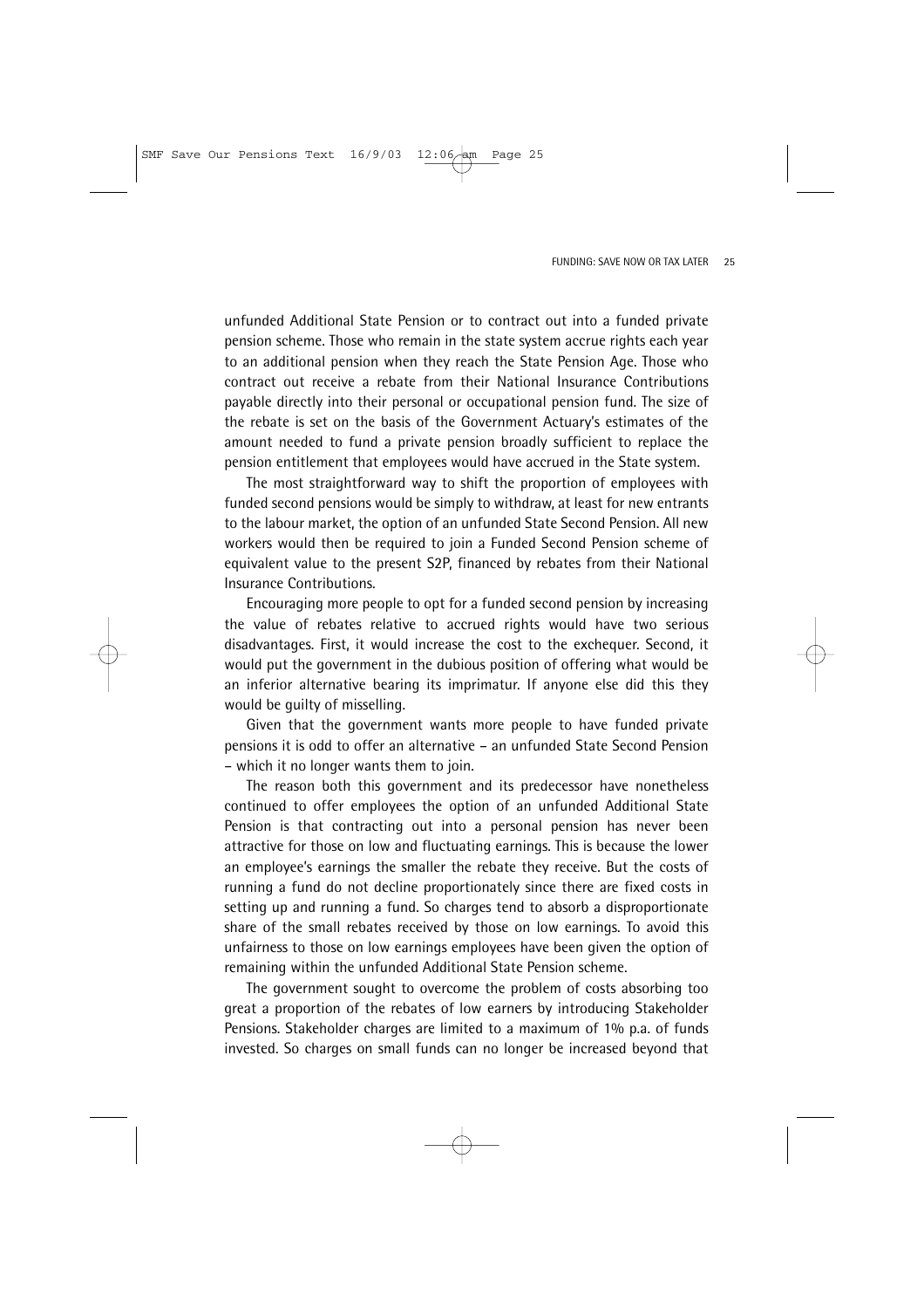unfunded Additional State Pension or to contract out into a funded private pension scheme. Those who remain in the state system accrue rights each year to an additional pension when they reach the State Pension Age. Those who contract out receive a rebate from their National Insurance Contributions payable directly into their personal or occupational pension fund. The size of the rebate is set on the basis of the Government Actuary's estimates of the amount needed to fund a private pension broadly sufficient to replace the pension entitlement that employees would have accrued in the State system.

The most straightforward way to shift the proportion of employees with funded second pensions would be simply to withdraw, at least for new entrants to the labour market, the option of an unfunded State Second Pension. All new workers would then be required to join a Funded Second Pension scheme of equivalent value to the present S2P, financed by rebates from their National Insurance Contributions.

Encouraging more people to opt for a funded second pension by increasing the value of rebates relative to accrued rights would have two serious disadvantages. First, it would increase the cost to the exchequer. Second, it would put the government in the dubious position of offering what would be an inferior alternative bearing its imprimatur. If anyone else did this they would be guilty of misselling.

Given that the government wants more people to have funded private pensions it is odd to offer an alternative – an unfunded State Second Pension – which it no longer wants them to join.

The reason both this government and its predecessor have nonetheless continued to offer employees the option of an unfunded Additional State Pension is that contracting out into a personal pension has never been attractive for those on low and fluctuating earnings. This is because the lower an employee's earnings the smaller the rebate they receive. But the costs of running a fund do not decline proportionately since there are fixed costs in setting up and running a fund. So charges tend to absorb a disproportionate share of the small rebates received by those on low earnings. To avoid this unfairness to those on low earnings employees have been given the option of remaining within the unfunded Additional State Pension scheme.

The government sought to overcome the problem of costs absorbing too great a proportion of the rebates of low earners by introducing Stakeholder Pensions. Stakeholder charges are limited to a maximum of 1% p.a. of funds invested. So charges on small funds can no longer be increased beyond that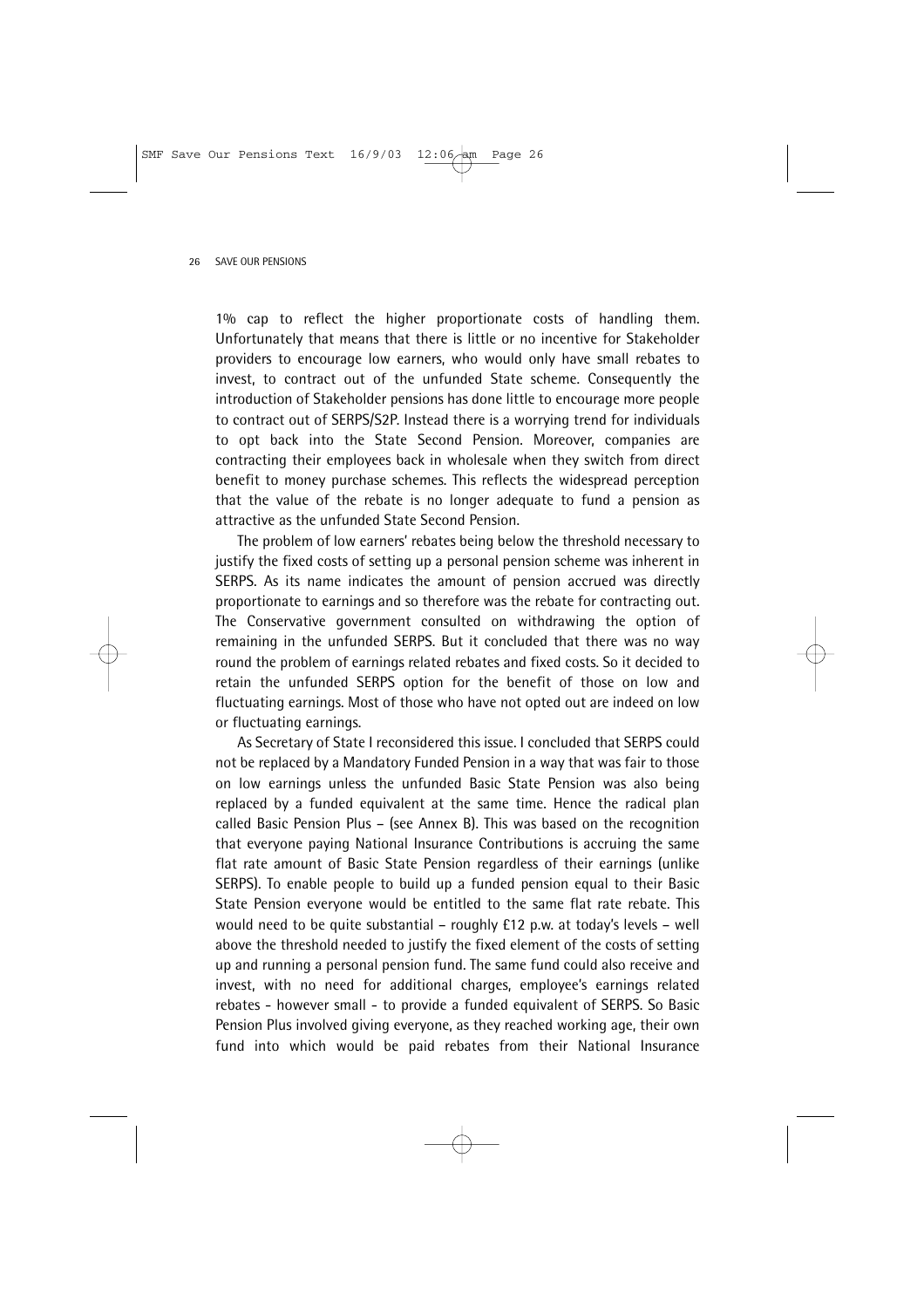1% cap to reflect the higher proportionate costs of handling them. Unfortunately that means that there is little or no incentive for Stakeholder providers to encourage low earners, who would only have small rebates to invest, to contract out of the unfunded State scheme. Consequently the introduction of Stakeholder pensions has done little to encourage more people to contract out of SERPS/S2P. Instead there is a worrying trend for individuals to opt back into the State Second Pension. Moreover, companies are contracting their employees back in wholesale when they switch from direct benefit to money purchase schemes. This reflects the widespread perception that the value of the rebate is no longer adequate to fund a pension as attractive as the unfunded State Second Pension.

The problem of low earners' rebates being below the threshold necessary to justify the fixed costs of setting up a personal pension scheme was inherent in SERPS. As its name indicates the amount of pension accrued was directly proportionate to earnings and so therefore was the rebate for contracting out. The Conservative government consulted on withdrawing the option of remaining in the unfunded SERPS. But it concluded that there was no way round the problem of earnings related rebates and fixed costs. So it decided to retain the unfunded SERPS option for the benefit of those on low and fluctuating earnings. Most of those who have not opted out are indeed on low or fluctuating earnings.

As Secretary of State I reconsidered this issue. I concluded that SERPS could not be replaced by a Mandatory Funded Pension in a way that was fair to those on low earnings unless the unfunded Basic State Pension was also being replaced by a funded equivalent at the same time. Hence the radical plan called Basic Pension Plus – (see Annex B). This was based on the recognition that everyone paying National Insurance Contributions is accruing the same flat rate amount of Basic State Pension regardless of their earnings (unlike SERPS). To enable people to build up a funded pension equal to their Basic State Pension everyone would be entitled to the same flat rate rebate. This would need to be quite substantial – roughly £12 p.w. at today's levels – well above the threshold needed to justify the fixed element of the costs of setting up and running a personal pension fund. The same fund could also receive and invest, with no need for additional charges, employee's earnings related rebates - however small - to provide a funded equivalent of SERPS. So Basic Pension Plus involved giving everyone, as they reached working age, their own fund into which would be paid rebates from their National Insurance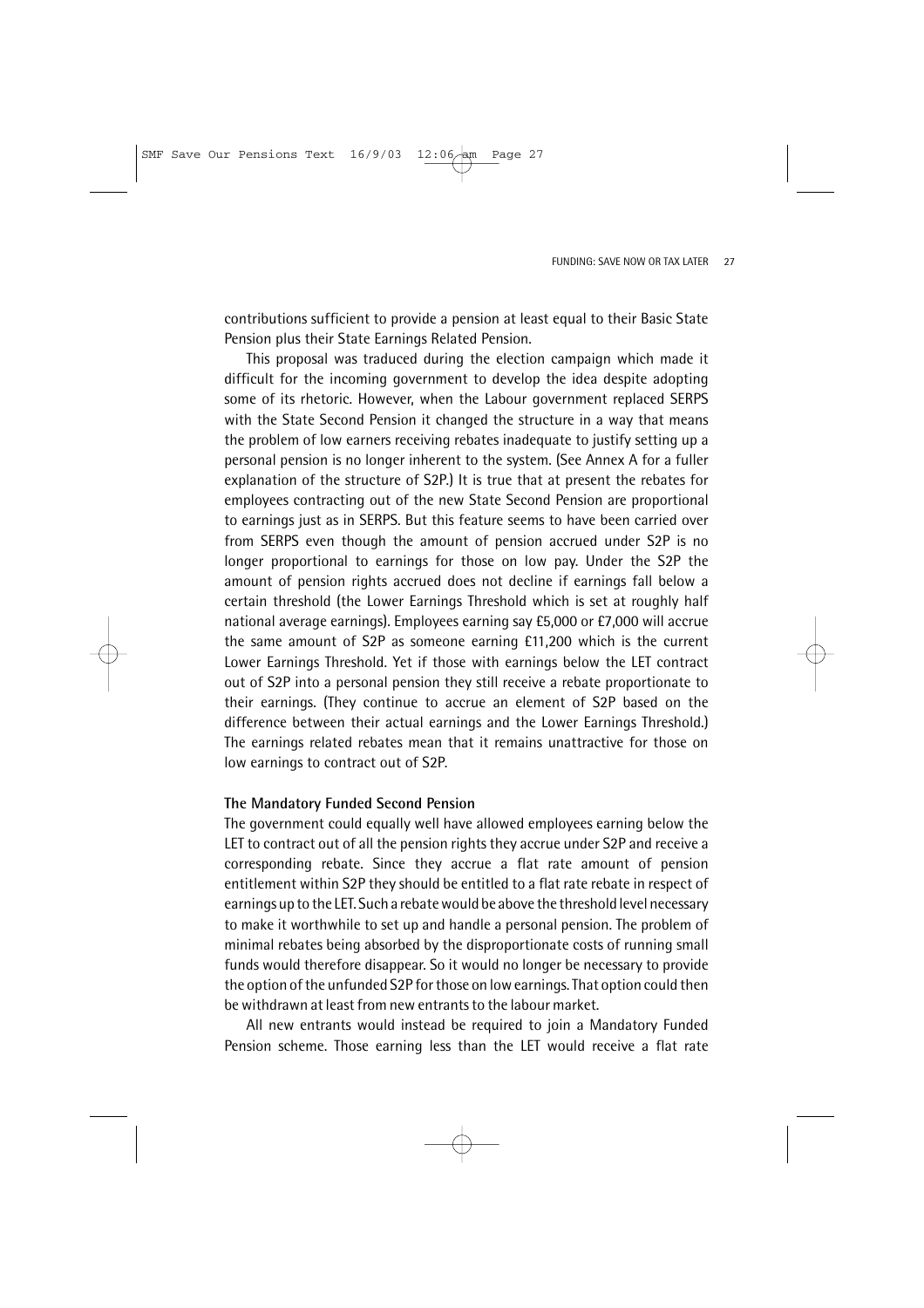contributions sufficient to provide a pension at least equal to their Basic State Pension plus their State Earnings Related Pension.

This proposal was traduced during the election campaign which made it difficult for the incoming government to develop the idea despite adopting some of its rhetoric. However, when the Labour government replaced SERPS with the State Second Pension it changed the structure in a way that means the problem of low earners receiving rebates inadequate to justify setting up a personal pension is no longer inherent to the system. (See Annex A for a fuller explanation of the structure of S2P.) It is true that at present the rebates for employees contracting out of the new State Second Pension are proportional to earnings just as in SERPS. But this feature seems to have been carried over from SERPS even though the amount of pension accrued under S2P is no longer proportional to earnings for those on low pay. Under the S2P the amount of pension rights accrued does not decline if earnings fall below a certain threshold (the Lower Earnings Threshold which is set at roughly half national average earnings). Employees earning say £5,000 or £7,000 will accrue the same amount of S2P as someone earning £11,200 which is the current Lower Earnings Threshold. Yet if those with earnings below the LET contract out of S2P into a personal pension they still receive a rebate proportionate to their earnings. (They continue to accrue an element of S2P based on the difference between their actual earnings and the Lower Earnings Threshold.) The earnings related rebates mean that it remains unattractive for those on low earnings to contract out of S2P.

### The Mandatory Funded Second Pension

The government could equally well have allowed employees earning below the LET to contract out of all the pension rights they accrue under S2P and receive a corresponding rebate. Since they accrue a flat rate amount of pension entitlement within S2P they should be entitled to a flat rate rebate in respect of earnings up to the LET. Such a rebate would be above the threshold level necessary to make it worthwhile to set up and handle a personal pension. The problem of minimal rebates being absorbed by the disproportionate costs of running small funds would therefore disappear. So it would no longer be necessary to provide the option of the unfunded S2P for those on low earnings. That option could then be withdrawn at least from new entrants to the labour market.

All new entrants would instead be required to join a Mandatory Funded Pension scheme. Those earning less than the LET would receive a flat rate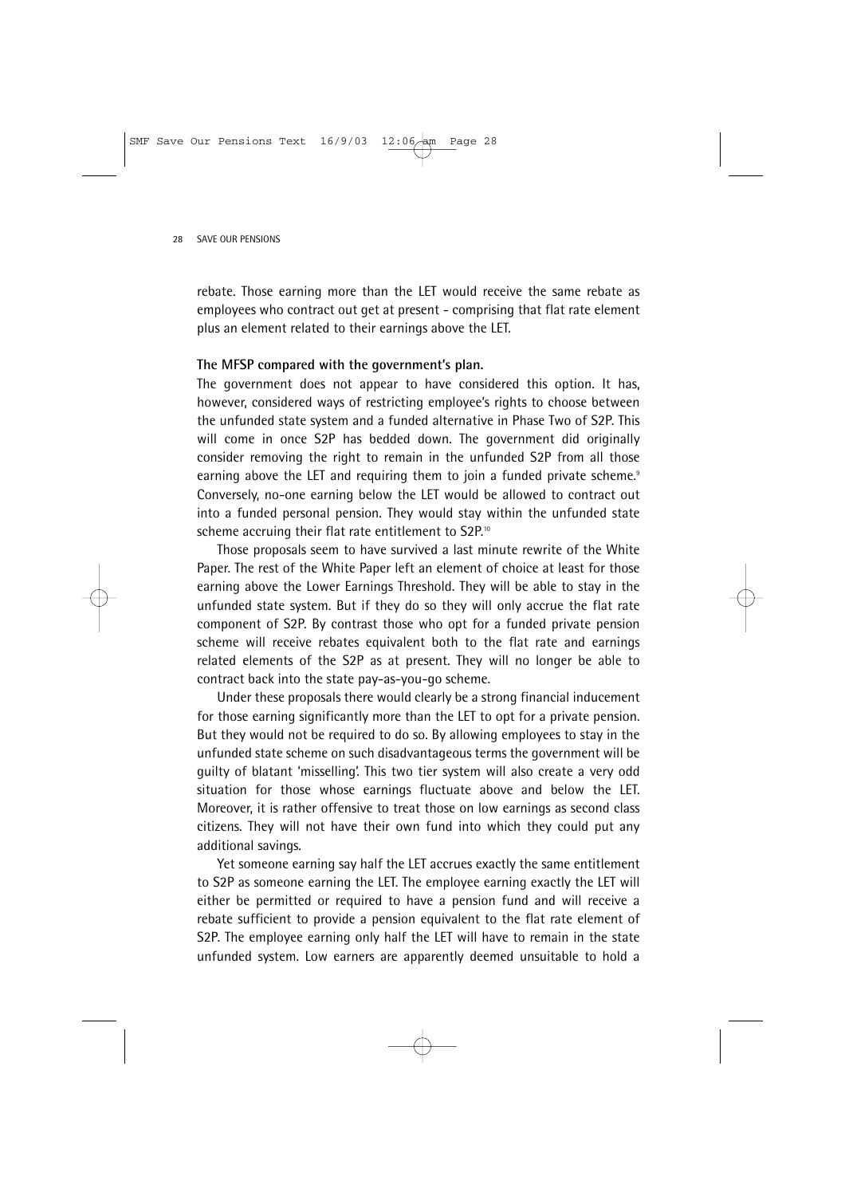rebate. Those earning more than the LET would receive the same rebate as employees who contract out get at present - comprising that flat rate element plus an element related to their earnings above the LET.

**The MFSP compared with the government's plan.**

The government does not appear to have considered this option. It has, however, considered ways of restricting employee's rights to choose between the unfunded state system and a funded alternative in Phase Two of S2P. This will come in once S2P has bedded down. The government did originally consider removing the right to remain in the unfunded S2P from all those earning above the LET and requiring them to join a funded private scheme.[9] Conversely, no-one earning below the LET would be allowed to contract out into a funded personal pension. They would stay within the unfunded state scheme accruing their flat rate entitlement to S2P.[10]

Those proposals seem to have survived a last minute rewrite of the White Paper. The rest of the White Paper left an element of choice at least for those earning above the Lower Earnings Threshold. They will be able to stay in the unfunded state system. But if they do so they will only accrue the flat rate component of S2P. By contrast those who opt for a funded private pension scheme will receive rebates equivalent both to the flat rate and earnings related elements of the S2P as at present. They will no longer be able to contract back into the state pay-as-you-go scheme.

Under these proposals there would clearly be a strong financial inducement for those earning significantly more than the LET to opt for a private pension. But they would not be required to do so. By allowing employees to stay in the unfunded state scheme on such disadvantageous terms the government will be guilty of blatant 'misselling'. This two tier system will also create a very odd situation for those whose earnings fluctuate above and below the LET. Moreover, it is rather offensive to treat those on low earnings as second class citizens. They will not have their own fund into which they could put any additional savings.

Yet someone earning say half the LET accrues exactly the same entitlement to S2P as someone earning the LET. The employee earning exactly the LET will either be permitted or required to have a pension fund and will receive a rebate sufficient to provide a pension equivalent to the flat rate element of S2P. The employee earning only half the LET will have to remain in the state unfunded system. Low earners are apparently deemed unsuitable to hold a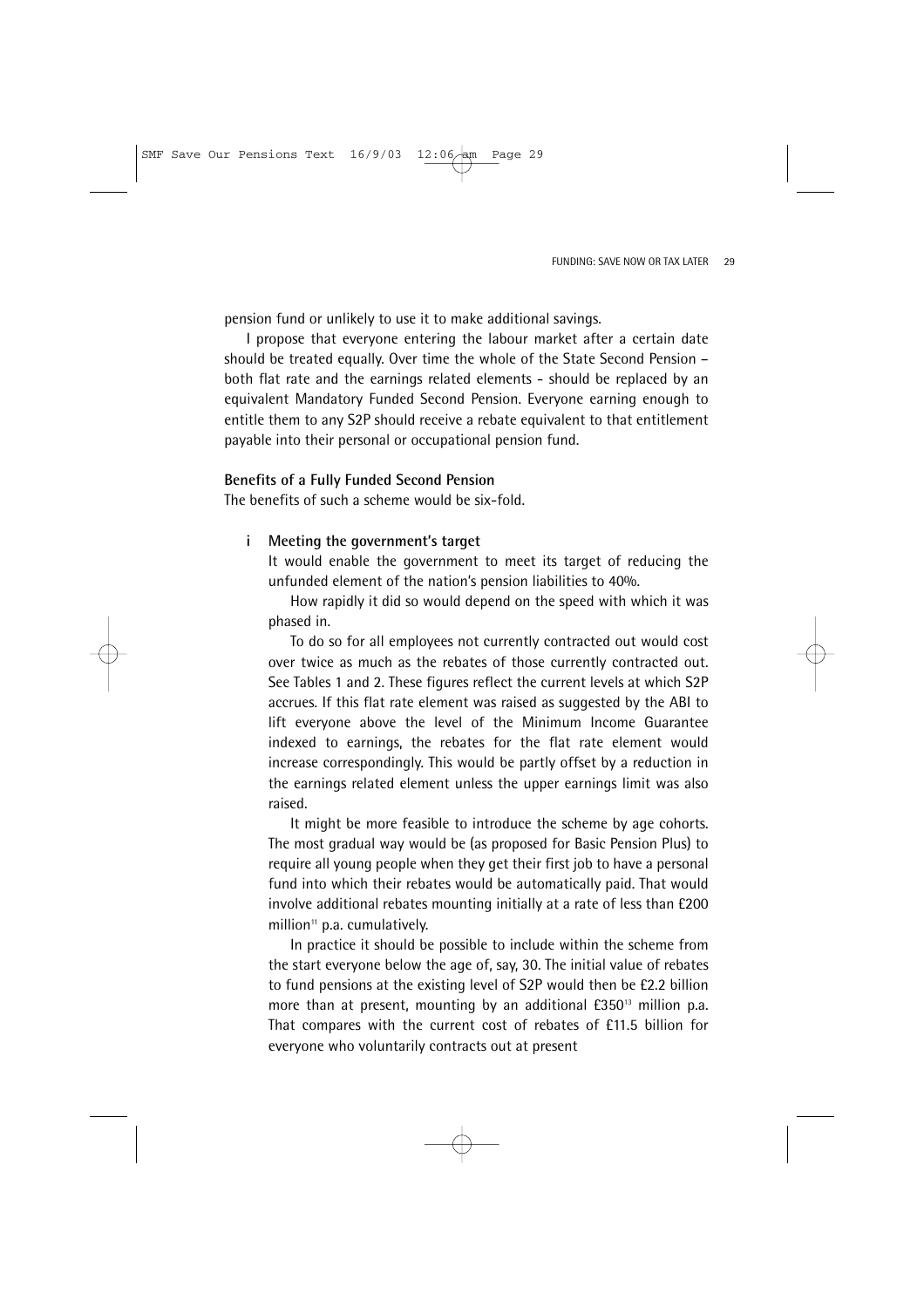pension fund or unlikely to use it to make additional savings.

I propose that everyone entering the labour market after a certain date should be treated equally. Over time the whole of the State Second Pension – both flat rate and the earnings related elements - should be replaced by an equivalent Mandatory Funded Second Pension. Everyone earning enough to entitle them to any S2P should receive a rebate equivalent to that entitlement payable into their personal or occupational pension fund.

**Benefits of a Fully Funded Second Pension**

The benefits of such a scheme would be six-fold.

**i Meeting the government's target**

It would enable the government to meet its target of reducing the unfunded element of the nation's pension liabilities to 40%.

How rapidly it did so would depend on the speed with which it was phased in.

To do so for all employees not currently contracted out would cost over twice as much as the rebates of those currently contracted out. See Tables 1 and 2. These figures reflect the current levels at which S2P accrues. If this flat rate element was raised as suggested by the ABI to lift everyone above the level of the Minimum Income Guarantee indexed to earnings, the rebates for the flat rate element would increase correspondingly. This would be partly offset by a reduction in the earnings related element unless the upper earnings limit was also raised.

It might be more feasible to introduce the scheme by age cohorts. The most gradual way would be (as proposed for Basic Pension Plus) to require all young people when they get their first job to have a personal fund into which their rebates would be automatically paid. That would involve additional rebates mounting initially at a rate of less than £200 million[11] p.a. cumulatively.

In practice it should be possible to include within the scheme from the start everyone below the age of, say, 30. The initial value of rebates to fund pensions at the existing level of S2P would then be £2.2 billion more than at present, mounting by an additional £350[13] million p.a. That compares with the current cost of rebates of £11.5 billion for everyone who voluntarily contracts out at present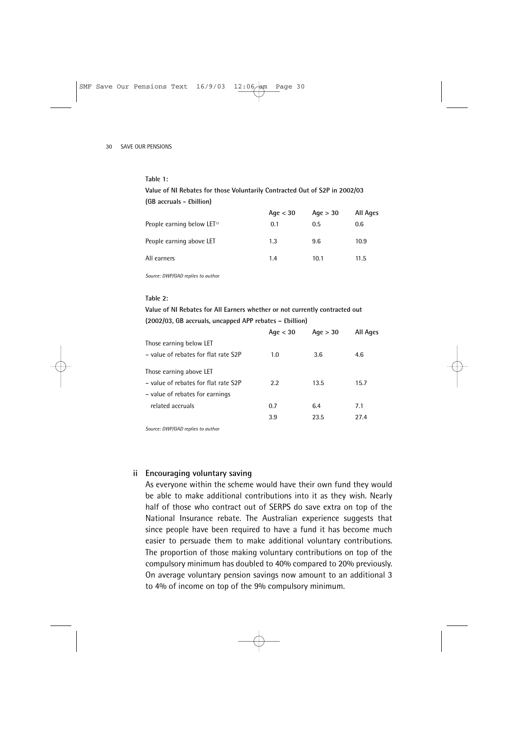**Table 1:**

**Value of NI Rebates for those Voluntarily Contracted Out of S2P in 2002/03 (GB accruals - £billion)**

| | Age < 30 | Age > 30 | All Ages |
|---|---|---|---|
| People earning below LET[12] | 0.1 | 0.5 | 0.6 |
| People earning above LET | 1.3 | 9.6 | 10.9 |
| All earners | 1.4 | 10.1 | 11.5 |

*Source: DWP/GAD replies to author*

**Table 2:**

**Value of NI Rebates for All Earners whether or not currently contracted out (2002/03, GB accruals, uncapped APP rebates – £billion)**

| | Age < 30 | Age > 30 | All Ages |
|---|---|---|---|
| Those earning below LET | | | |
| – value of rebates for flat rate S2P | 1.0 | 3.6 | 4.6 |
| Those earning above LET | | | |
| – value of rebates for flat rate S2P | 2.2 | 13.5 | 15.7 |
| – value of rebates for earnings related accruals | 0.7 | 6.4 | 7.1 |
| | 3.9 | 23.5 | 27.4 |

*Source: DWP/GAD replies to author*

### ii Encouraging voluntary saving

As everyone within the scheme would have their own fund they would be able to make additional contributions into it as they wish. Nearly half of those who contract out of SERPS do save extra on top of the National Insurance rebate. The Australian experience suggests that since people have been required to have a fund it has become much easier to persuade them to make additional voluntary contributions. The proportion of those making voluntary contributions on top of the compulsory minimum has doubled to 40% compared to 20% previously. On average voluntary pension savings now amount to an additional 3 to 4% of income on top of the 9% compulsory minimum.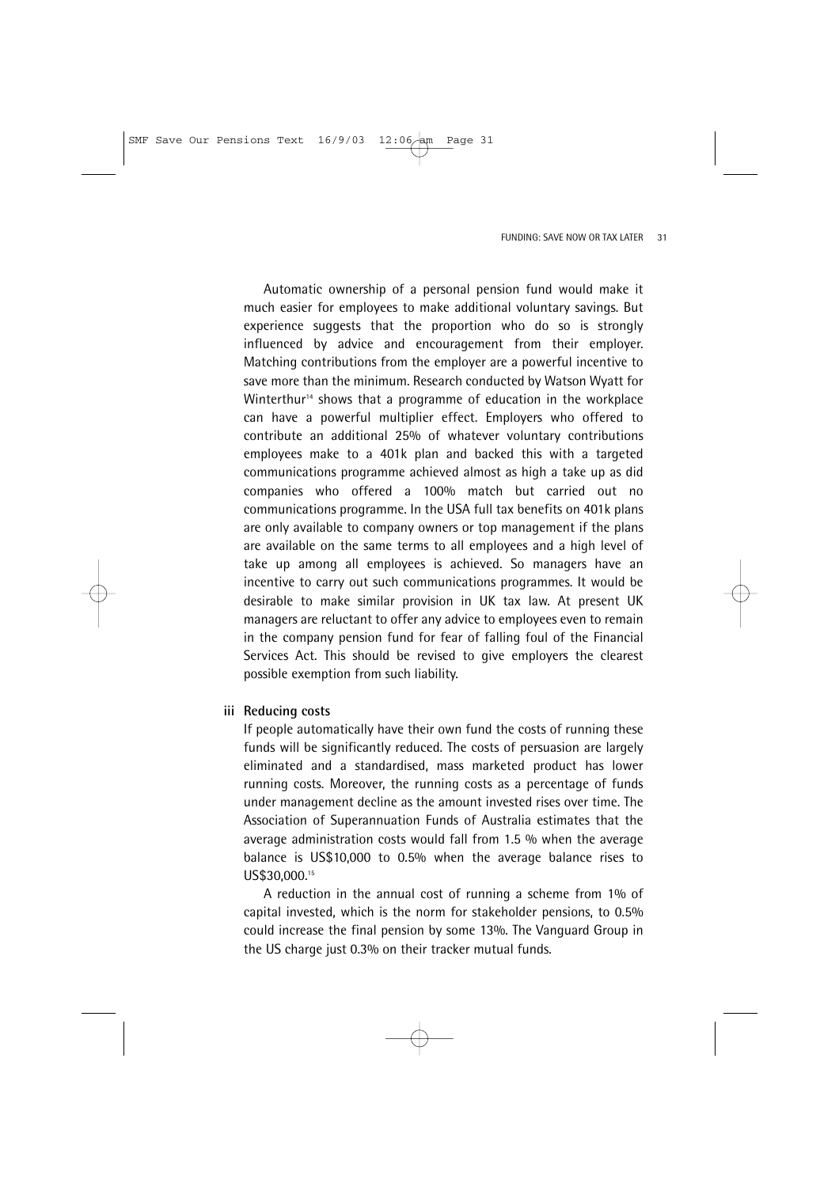Automatic ownership of a personal pension fund would make it much easier for employees to make additional voluntary savings. But experience suggests that the proportion who do so is strongly influenced by advice and encouragement from their employer. Matching contributions from the employer are a powerful incentive to save more than the minimum. Research conducted by Watson Wyatt for Winterthur[14] shows that a programme of education in the workplace can have a powerful multiplier effect. Employers who offered to contribute an additional 25% of whatever voluntary contributions employees make to a 401k plan and backed this with a targeted communications programme achieved almost as high a take up as did companies who offered a 100% match but carried out no communications programme. In the USA full tax benefits on 401k plans are only available to company owners or top management if the plans are available on the same terms to all employees and a high level of take up among all employees is achieved. So managers have an incentive to carry out such communications programmes. It would be desirable to make similar provision in UK tax law. At present UK managers are reluctant to offer any advice to employees even to remain in the company pension fund for fear of falling foul of the Financial Services Act. This should be revised to give employers the clearest possible exemption from such liability.

### iii Reducing costs

If people automatically have their own fund the costs of running these funds will be significantly reduced. The costs of persuasion are largely eliminated and a standardised, mass marketed product has lower running costs. Moreover, the running costs as a percentage of funds under management decline as the amount invested rises over time. The Association of Superannuation Funds of Australia estimates that the average administration costs would fall from 1.5 % when the average balance is US$10,000 to 0.5% when the average balance rises to US$30,000.[15]

A reduction in the annual cost of running a scheme from 1% of capital invested, which is the norm for stakeholder pensions, to 0.5% could increase the final pension by some 13%. The Vanguard Group in the US charge just 0.3% on their tracker mutual funds.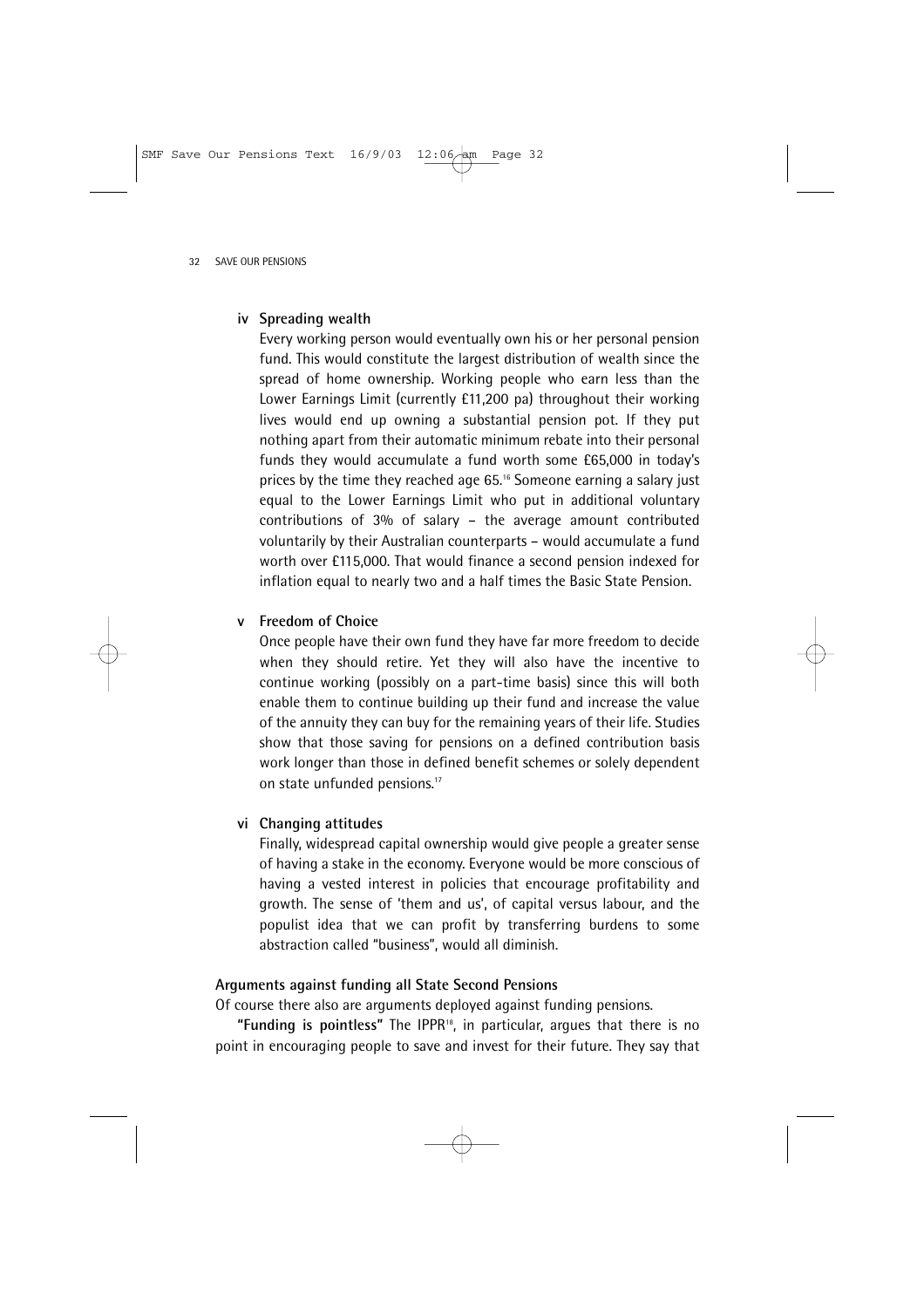### iv Spreading wealth

Every working person would eventually own his or her personal pension fund. This would constitute the largest distribution of wealth since the spread of home ownership. Working people who earn less than the Lower Earnings Limit (currently £11,200 pa) throughout their working lives would end up owning a substantial pension pot. If they put nothing apart from their automatic minimum rebate into their personal funds they would accumulate a fund worth some £65,000 in today's prices by the time they reached age 65.[16] Someone earning a salary just equal to the Lower Earnings Limit who put in additional voluntary contributions of 3% of salary – the average amount contributed voluntarily by their Australian counterparts – would accumulate a fund worth over £115,000. That would finance a second pension indexed for inflation equal to nearly two and a half times the Basic State Pension.

### v Freedom of Choice

Once people have their own fund they have far more freedom to decide when they should retire. Yet they will also have the incentive to continue working (possibly on a part-time basis) since this will both enable them to continue building up their fund and increase the value of the annuity they can buy for the remaining years of their life. Studies show that those saving for pensions on a defined contribution basis work longer than those in defined benefit schemes or solely dependent on state unfunded pensions.[17]

### vi Changing attitudes

Finally, widespread capital ownership would give people a greater sense of having a stake in the economy. Everyone would be more conscious of having a vested interest in policies that encourage profitability and growth. The sense of 'them and us', of capital versus labour, and the populist idea that we can profit by transferring burdens to some abstraction called "business", would all diminish.

### Arguments against funding all State Second Pensions

Of course there also are arguments deployed against funding pensions.

**"Funding is pointless"** The IPPR[18], in particular, argues that there is no point in encouraging people to save and invest for their future. They say that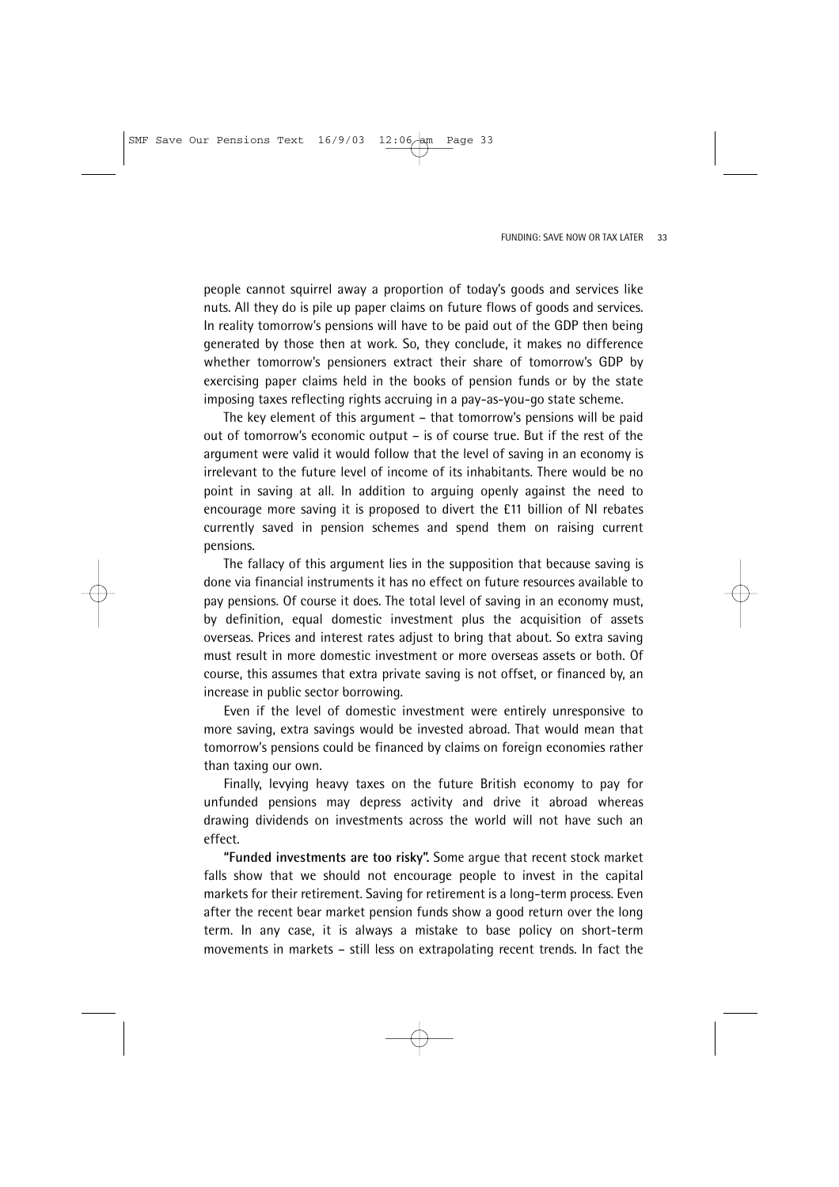people cannot squirrel away a proportion of today's goods and services like nuts. All they do is pile up paper claims on future flows of goods and services. In reality tomorrow's pensions will have to be paid out of the GDP then being generated by those then at work. So, they conclude, it makes no difference whether tomorrow's pensioners extract their share of tomorrow's GDP by exercising paper claims held in the books of pension funds or by the state imposing taxes reflecting rights accruing in a pay-as-you-go state scheme.

The key element of this argument – that tomorrow's pensions will be paid out of tomorrow's economic output – is of course true. But if the rest of the argument were valid it would follow that the level of saving in an economy is irrelevant to the future level of income of its inhabitants. There would be no point in saving at all. In addition to arguing openly against the need to encourage more saving it is proposed to divert the £11 billion of NI rebates currently saved in pension schemes and spend them on raising current pensions.

The fallacy of this argument lies in the supposition that because saving is done via financial instruments it has no effect on future resources available to pay pensions. Of course it does. The total level of saving in an economy must, by definition, equal domestic investment plus the acquisition of assets overseas. Prices and interest rates adjust to bring that about. So extra saving must result in more domestic investment or more overseas assets or both. Of course, this assumes that extra private saving is not offset, or financed by, an increase in public sector borrowing.

Even if the level of domestic investment were entirely unresponsive to more saving, extra savings would be invested abroad. That would mean that tomorrow's pensions could be financed by claims on foreign economies rather than taxing our own.

Finally, levying heavy taxes on the future British economy to pay for unfunded pensions may depress activity and drive it abroad whereas drawing dividends on investments across the world will not have such an effect.

**"Funded investments are too risky".** Some argue that recent stock market falls show that we should not encourage people to invest in the capital markets for their retirement. Saving for retirement is a long-term process. Even after the recent bear market pension funds show a good return over the long term. In any case, it is always a mistake to base policy on short-term movements in markets – still less on extrapolating recent trends. In fact the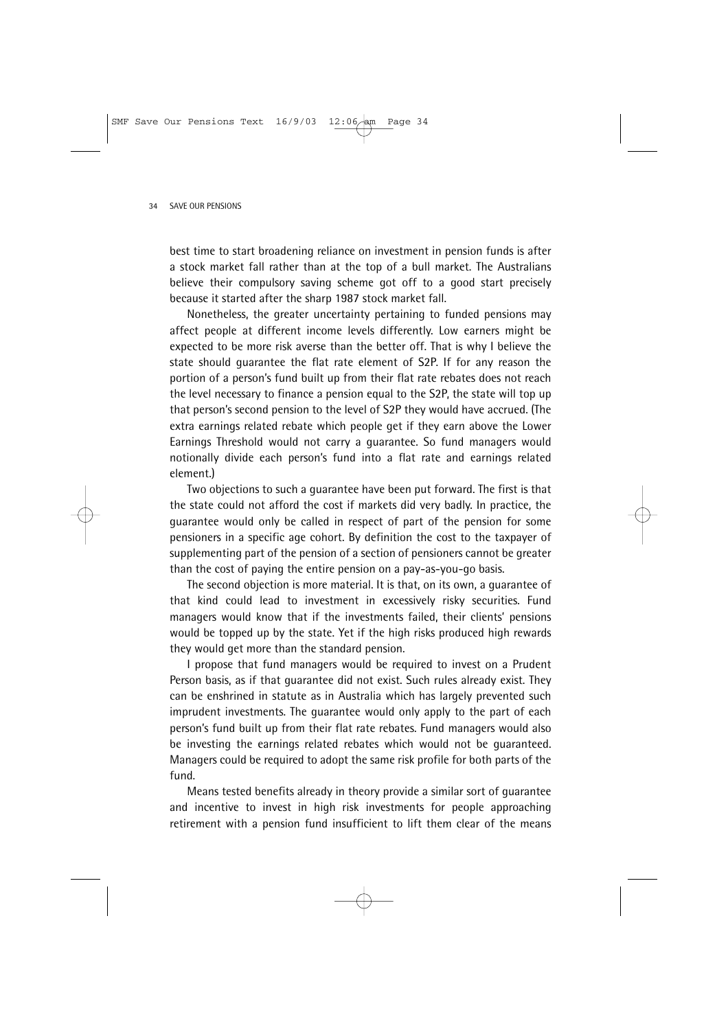best time to start broadening reliance on investment in pension funds is after a stock market fall rather than at the top of a bull market. The Australians believe their compulsory saving scheme got off to a good start precisely because it started after the sharp 1987 stock market fall.

Nonetheless, the greater uncertainty pertaining to funded pensions may affect people at different income levels differently. Low earners might be expected to be more risk averse than the better off. That is why I believe the state should guarantee the flat rate element of S2P. If for any reason the portion of a person's fund built up from their flat rate rebates does not reach the level necessary to finance a pension equal to the S2P, the state will top up that person's second pension to the level of S2P they would have accrued. (The extra earnings related rebate which people get if they earn above the Lower Earnings Threshold would not carry a guarantee. So fund managers would notionally divide each person's fund into a flat rate and earnings related element.)

Two objections to such a guarantee have been put forward. The first is that the state could not afford the cost if markets did very badly. In practice, the guarantee would only be called in respect of part of the pension for some pensioners in a specific age cohort. By definition the cost to the taxpayer of supplementing part of the pension of a section of pensioners cannot be greater than the cost of paying the entire pension on a pay-as-you-go basis.

The second objection is more material. It is that, on its own, a guarantee of that kind could lead to investment in excessively risky securities. Fund managers would know that if the investments failed, their clients' pensions would be topped up by the state. Yet if the high risks produced high rewards they would get more than the standard pension.

I propose that fund managers would be required to invest on a Prudent Person basis, as if that guarantee did not exist. Such rules already exist. They can be enshrined in statute as in Australia which has largely prevented such imprudent investments. The guarantee would only apply to the part of each person's fund built up from their flat rate rebates. Fund managers would also be investing the earnings related rebates which would not be guaranteed. Managers could be required to adopt the same risk profile for both parts of the fund.

Means tested benefits already in theory provide a similar sort of guarantee and incentive to invest in high risk investments for people approaching retirement with a pension fund insufficient to lift them clear of the means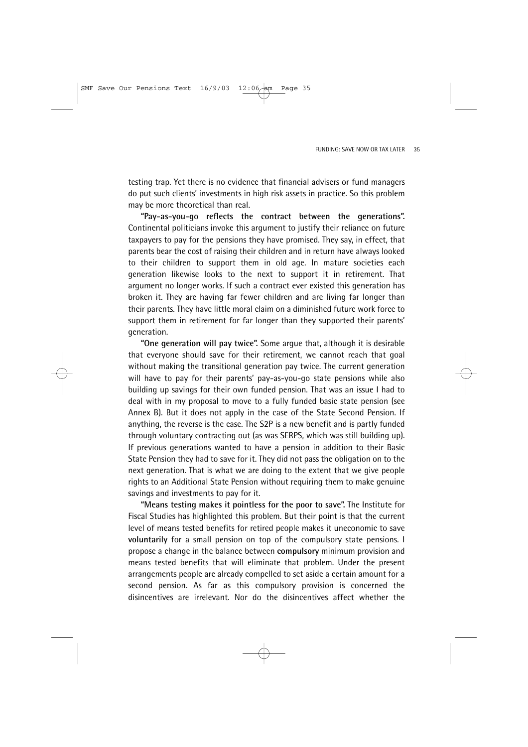testing trap. Yet there is no evidence that financial advisers or fund managers do put such clients' investments in high risk assets in practice. So this problem may be more theoretical than real.

**"Pay-as-you-go reflects the contract between the generations".** Continental politicians invoke this argument to justify their reliance on future taxpayers to pay for the pensions they have promised. They say, in effect, that parents bear the cost of raising their children and in return have always looked to their children to support them in old age. In mature societies each generation likewise looks to the next to support it in retirement. That argument no longer works. If such a contract ever existed this generation has broken it. They are having far fewer children and are living far longer than their parents. They have little moral claim on a diminished future work force to support them in retirement for far longer than they supported their parents' generation.

**"One generation will pay twice".** Some argue that, although it is desirable that everyone should save for their retirement, we cannot reach that goal without making the transitional generation pay twice. The current generation will have to pay for their parents' pay-as-you-go state pensions while also building up savings for their own funded pension. That was an issue I had to deal with in my proposal to move to a fully funded basic state pension (see Annex B). But it does not apply in the case of the State Second Pension. If anything, the reverse is the case. The S2P is a new benefit and is partly funded through voluntary contracting out (as was SERPS, which was still building up). If previous generations wanted to have a pension in addition to their Basic State Pension they had to save for it. They did not pass the obligation on to the next generation. That is what we are doing to the extent that we give people rights to an Additional State Pension without requiring them to make genuine savings and investments to pay for it.

**"Means testing makes it pointless for the poor to save".** The Institute for Fiscal Studies has highlighted this problem. But their point is that the current level of means tested benefits for retired people makes it uneconomic to save **voluntarily** for a small pension on top of the compulsory state pensions. I propose a change in the balance between **compulsory** minimum provision and means tested benefits that will eliminate that problem. Under the present arrangements people are already compelled to set aside a certain amount for a second pension. As far as this compulsory provision is concerned the disincentives are irrelevant. Nor do the disincentives affect whether the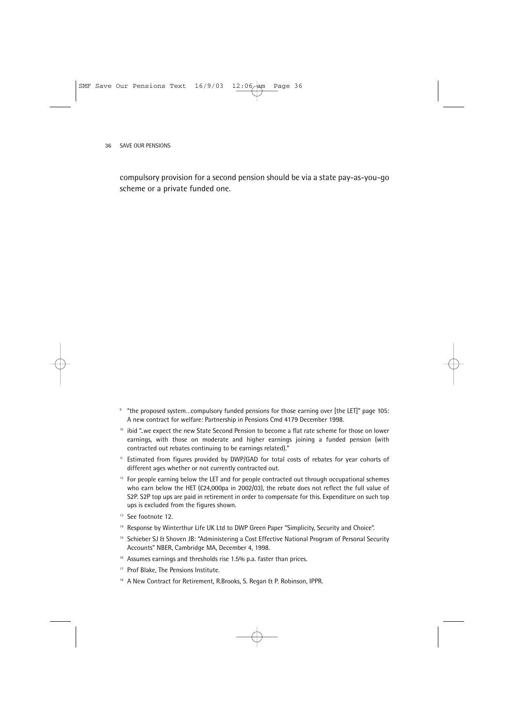compulsory provision for a second pension should be via a state pay-as-you-go scheme or a private funded one.

---

[9] "the proposed system…compulsory funded pensions for those earning over [the LET]" page 105: A new contract for welfare: Partnership in Pensions Cmd 4179 December 1998.

[10] ibid "..we expect the new State Second Pension to become a flat rate scheme for those on lower earnings, with those on moderate and higher earnings joining a funded pension (with contracted out rebates continuing to be earnings related)."

[11] Estimated from figures provided by DWP/GAD for total costs of rebates for year cohorts of different ages whether or not currently contracted out.

[12] For people earning below the LET and for people contracted out through occupational schemes who earn below the HET (£24,000pa in 2002/03), the rebate does not reflect the full value of S2P. S2P top ups are paid in retirement in order to compensate for this. Expenditure on such top ups is excluded from the figures shown.

[13] See footnote 12.

[14] Response by Winterthur Life UK Ltd to DWP Green Paper "Simplicity, Security and Choice".

[15] Schieber SJ & Shoven JB: "Administering a Cost Effective National Program of Personal Security Accounts" NBER, Cambridge MA, December 4, 1998.

[16] Assumes earnings and thresholds rise 1.5% p.a. faster than prices.

[17] Prof Blake, The Pensions Institute.

[18] A New Contract for Retirement, R.Brooks, S. Regan & P. Robinson, IPPR.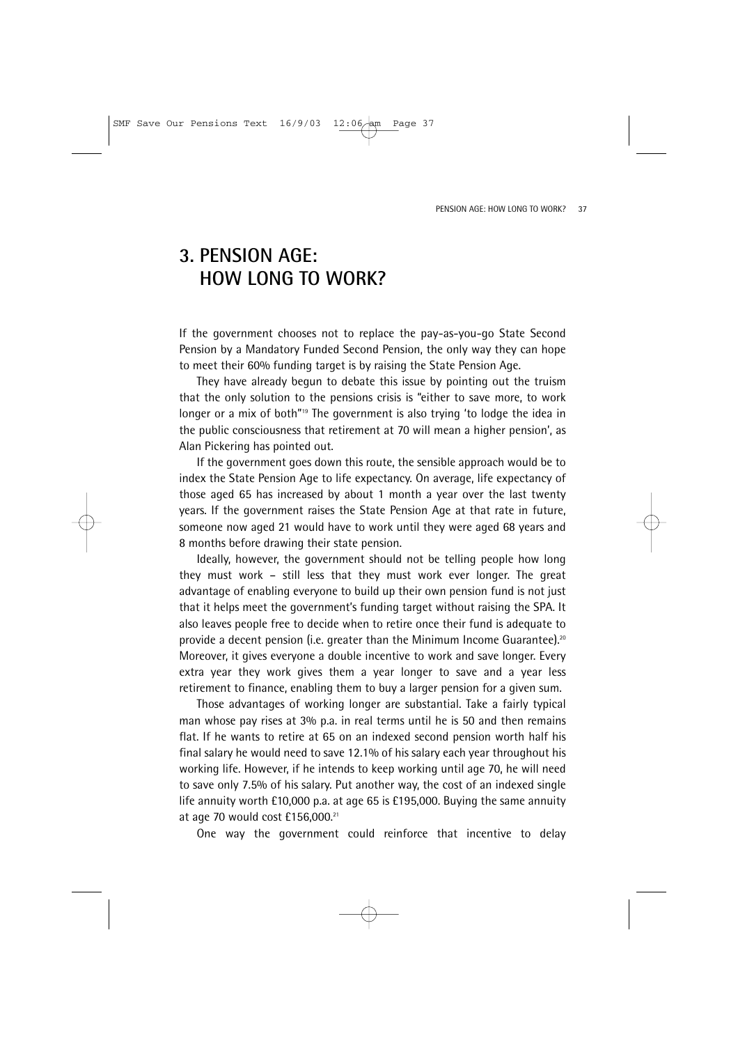# 3. PENSION AGE: HOW LONG TO WORK?

If the government chooses not to replace the pay-as-you-go State Second Pension by a Mandatory Funded Second Pension, the only way they can hope to meet their 60% funding target is by raising the State Pension Age.

They have already begun to debate this issue by pointing out the truism that the only solution to the pensions crisis is "either to save more, to work longer or a mix of both"[19] The government is also trying 'to lodge the idea in the public consciousness that retirement at 70 will mean a higher pension', as Alan Pickering has pointed out.

If the government goes down this route, the sensible approach would be to index the State Pension Age to life expectancy. On average, life expectancy of those aged 65 has increased by about 1 month a year over the last twenty years. If the government raises the State Pension Age at that rate in future, someone now aged 21 would have to work until they were aged 68 years and 8 months before drawing their state pension.

Ideally, however, the government should not be telling people how long they must work – still less that they must work ever longer. The great advantage of enabling everyone to build up their own pension fund is not just that it helps meet the government's funding target without raising the SPA. It also leaves people free to decide when to retire once their fund is adequate to provide a decent pension (i.e. greater than the Minimum Income Guarantee).[20] Moreover, it gives everyone a double incentive to work and save longer. Every extra year they work gives them a year longer to save and a year less retirement to finance, enabling them to buy a larger pension for a given sum.

Those advantages of working longer are substantial. Take a fairly typical man whose pay rises at 3% p.a. in real terms until he is 50 and then remains flat. If he wants to retire at 65 on an indexed second pension worth half his final salary he would need to save 12.1% of his salary each year throughout his working life. However, if he intends to keep working until age 70, he will need to save only 7.5% of his salary. Put another way, the cost of an indexed single life annuity worth £10,000 p.a. at age 65 is £195,000. Buying the same annuity at age 70 would cost £156,000.[21]

One way the government could reinforce that incentive to delay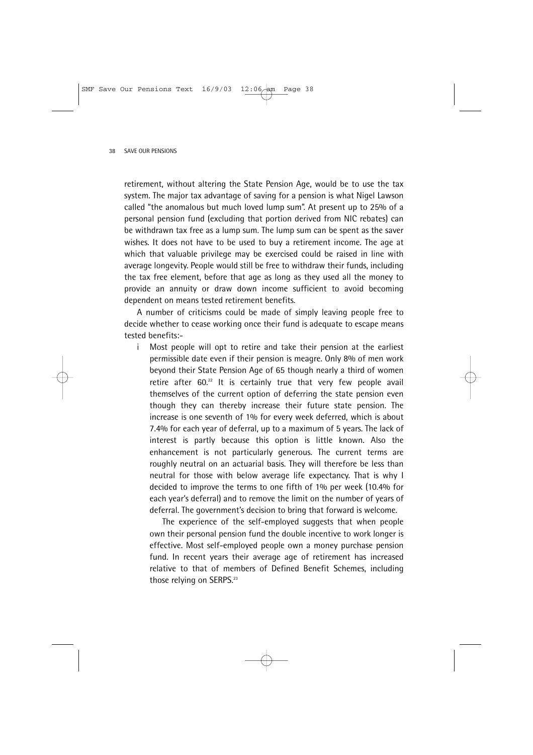retirement, without altering the State Pension Age, would be to use the tax system. The major tax advantage of saving for a pension is what Nigel Lawson called "the anomalous but much loved lump sum". At present up to 25% of a personal pension fund (excluding that portion derived from NIC rebates) can be withdrawn tax free as a lump sum. The lump sum can be spent as the saver wishes. It does not have to be used to buy a retirement income. The age at which that valuable privilege may be exercised could be raised in line with average longevity. People would still be free to withdraw their funds, including the tax free element, before that age as long as they used all the money to provide an annuity or draw down income sufficient to avoid becoming dependent on means tested retirement benefits.

A number of criticisms could be made of simply leaving people free to decide whether to cease working once their fund is adequate to escape means tested benefits:-

i Most people will opt to retire and take their pension at the earliest permissible date even if their pension is meagre. Only 8% of men work beyond their State Pension Age of 65 though nearly a third of women retire after 60.[22] It is certainly true that very few people avail themselves of the current option of deferring the state pension even though they can thereby increase their future state pension. The increase is one seventh of 1% for every week deferred, which is about 7.4% for each year of deferral, up to a maximum of 5 years. The lack of interest is partly because this option is little known. Also the enhancement is not particularly generous. The current terms are roughly neutral on an actuarial basis. They will therefore be less than neutral for those with below average life expectancy. That is why I decided to improve the terms to one fifth of 1% per week (10.4% for each year's deferral) and to remove the limit on the number of years of deferral. The government's decision to bring that forward is welcome.

   The experience of the self-employed suggests that when people own their personal pension fund the double incentive to work longer is effective. Most self-employed people own a money purchase pension fund. In recent years their average age of retirement has increased relative to that of members of Defined Benefit Schemes, including those relying on SERPS.[23]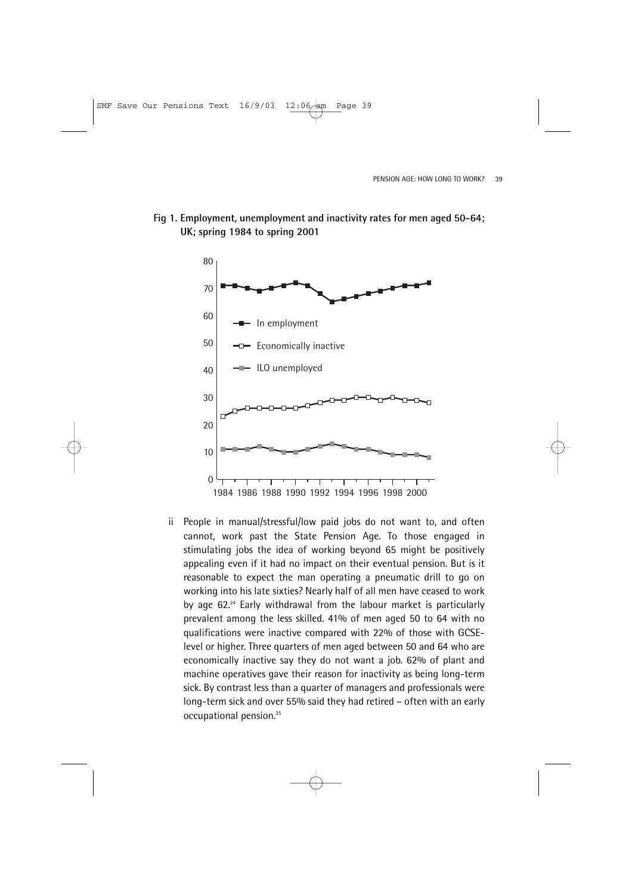**Fig 1. Employment, unemployment and inactivity rates for men aged 50-64; UK; spring 1984 to spring 2001**

ii People in manual/stressful/low paid jobs do not want to, and often cannot, work past the State Pension Age. To those engaged in stimulating jobs the idea of working beyond 65 might be positively appealing even if it had no impact on their eventual pension. But is it reasonable to expect the man operating a pneumatic drill to go on working into his late sixties? Nearly half of all men have ceased to work by age 62.[24] Early withdrawal from the labour market is particularly prevalent among the less skilled. 41% of men aged 50 to 64 with no qualifications were inactive compared with 22% of those with GCSE-level or higher. Three quarters of men aged between 50 and 64 who are economically inactive say they do not want a job. 62% of plant and machine operatives gave their reason for inactivity as being long-term sick. By contrast less than a quarter of managers and professionals were long-term sick and over 55% said they had retired – often with an early occupational pension.[25]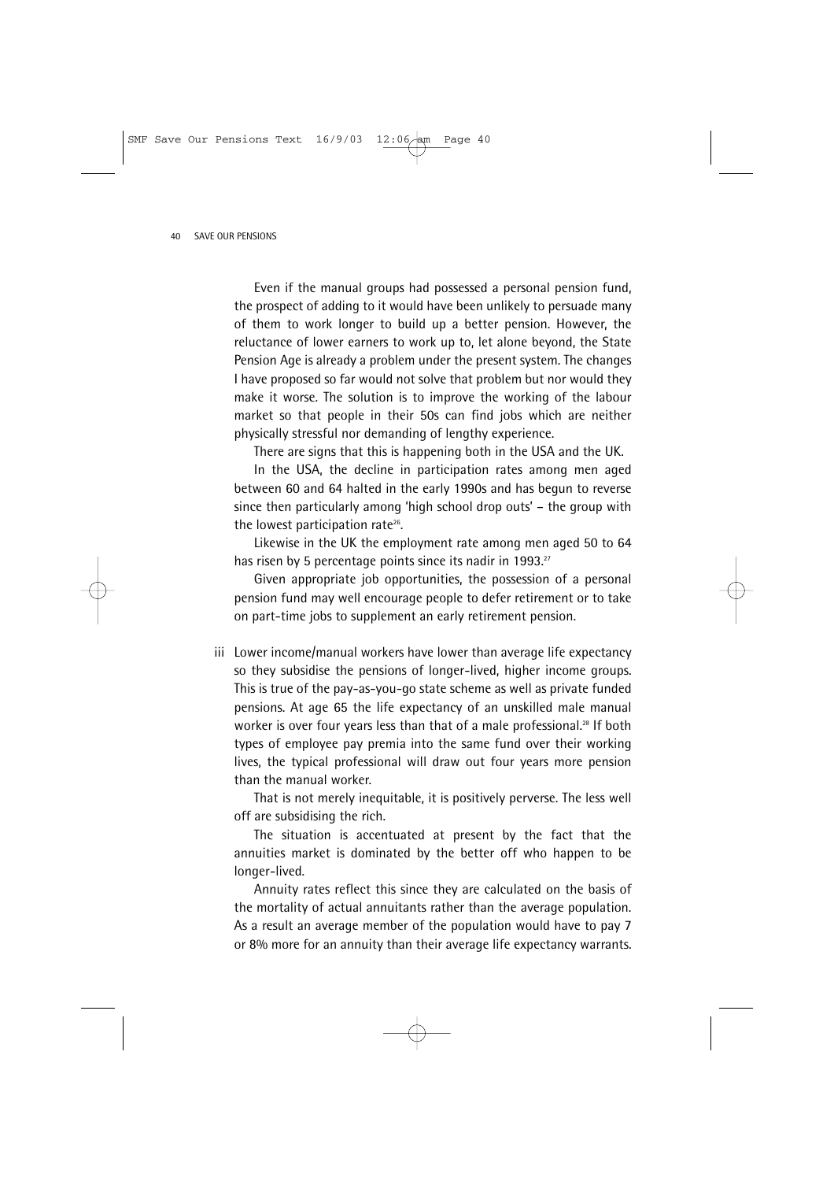Even if the manual groups had possessed a personal pension fund, the prospect of adding to it would have been unlikely to persuade many of them to work longer to build up a better pension. However, the reluctance of lower earners to work up to, let alone beyond, the State Pension Age is already a problem under the present system. The changes I have proposed so far would not solve that problem but nor would they make it worse. The solution is to improve the working of the labour market so that people in their 50s can find jobs which are neither physically stressful nor demanding of lengthy experience.

There are signs that this is happening both in the USA and the UK.

In the USA, the decline in participation rates among men aged between 60 and 64 halted in the early 1990s and has begun to reverse since then particularly among 'high school drop outs' – the group with the lowest participation rate[26].

Likewise in the UK the employment rate among men aged 50 to 64 has risen by 5 percentage points since its nadir in 1993.[27]

Given appropriate job opportunities, the possession of a personal pension fund may well encourage people to defer retirement or to take on part-time jobs to supplement an early retirement pension.

iii Lower income/manual workers have lower than average life expectancy so they subsidise the pensions of longer-lived, higher income groups. This is true of the pay-as-you-go state scheme as well as private funded pensions. At age 65 the life expectancy of an unskilled male manual worker is over four years less than that of a male professional.[28] If both types of employee pay premia into the same fund over their working lives, the typical professional will draw out four years more pension than the manual worker.

That is not merely inequitable, it is positively perverse. The less well off are subsidising the rich.

The situation is accentuated at present by the fact that the annuities market is dominated by the better off who happen to be longer-lived.

Annuity rates reflect this since they are calculated on the basis of the mortality of actual annuitants rather than the average population. As a result an average member of the population would have to pay 7 or 8% more for an annuity than their average life expectancy warrants.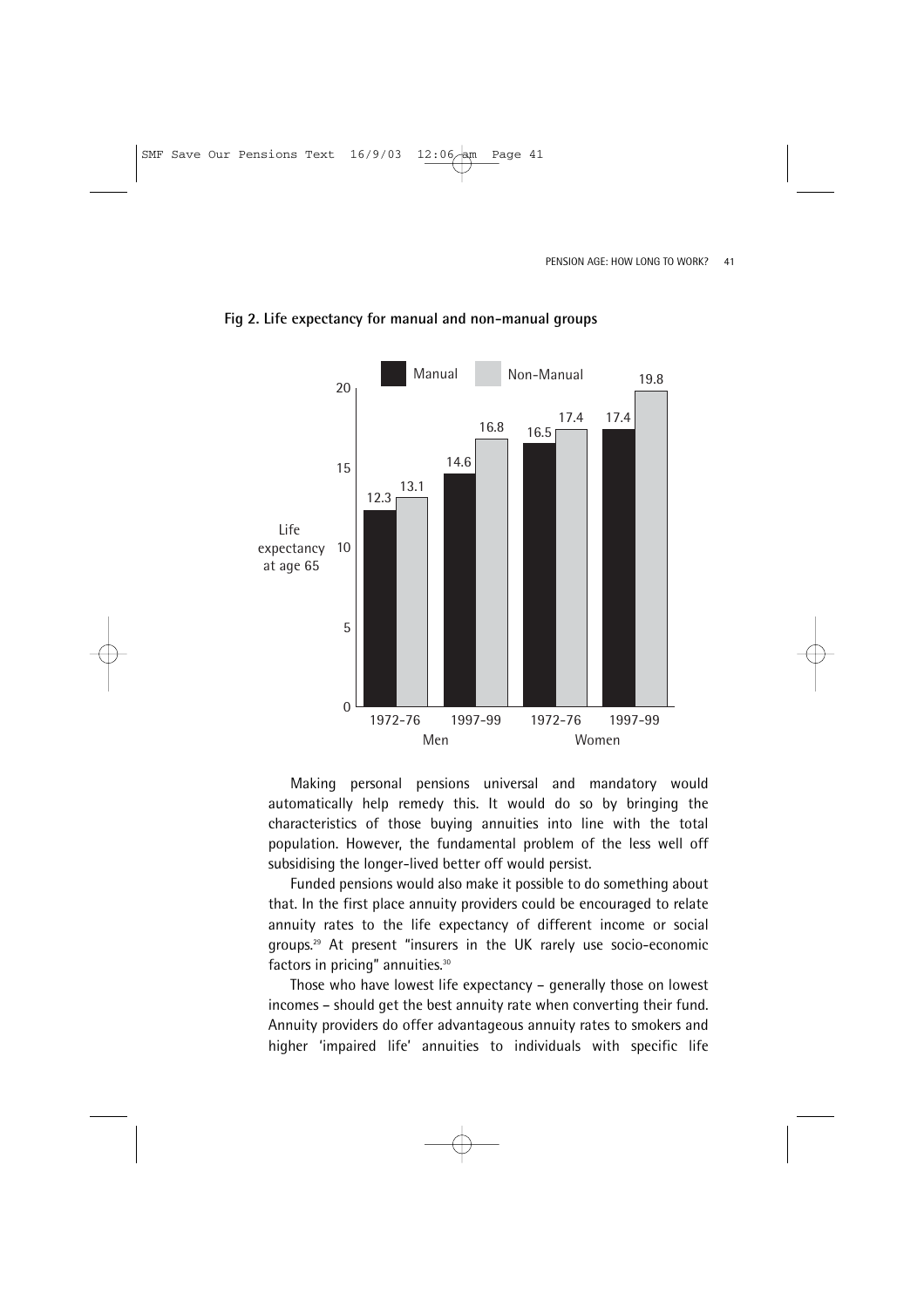**Fig 2. Life expectancy for manual and non-manual groups**

| Life expectancy at age 65 | Men 1972-76 | Men 1997-99 | Women 1972-76 | Women 1997-99 |
|---|---|---|---|---|
| Manual | 12.3 | 14.6 | 16.5 | 17.4 |
| Non-Manual | 13.1 | 16.8 | 17.4 | 19.8 |

Making personal pensions universal and mandatory would automatically help remedy this. It would do so by bringing the characteristics of those buying annuities into line with the total population. However, the fundamental problem of the less well off subsidising the longer-lived better off would persist.

Funded pensions would also make it possible to do something about that. In the first place annuity providers could be encouraged to relate annuity rates to the life expectancy of different income or social groups.[29] At present "insurers in the UK rarely use socio-economic factors in pricing" annuities.[30]

Those who have lowest life expectancy – generally those on lowest incomes – should get the best annuity rate when converting their fund. Annuity providers do offer advantageous annuity rates to smokers and higher 'impaired life' annuities to individuals with specific life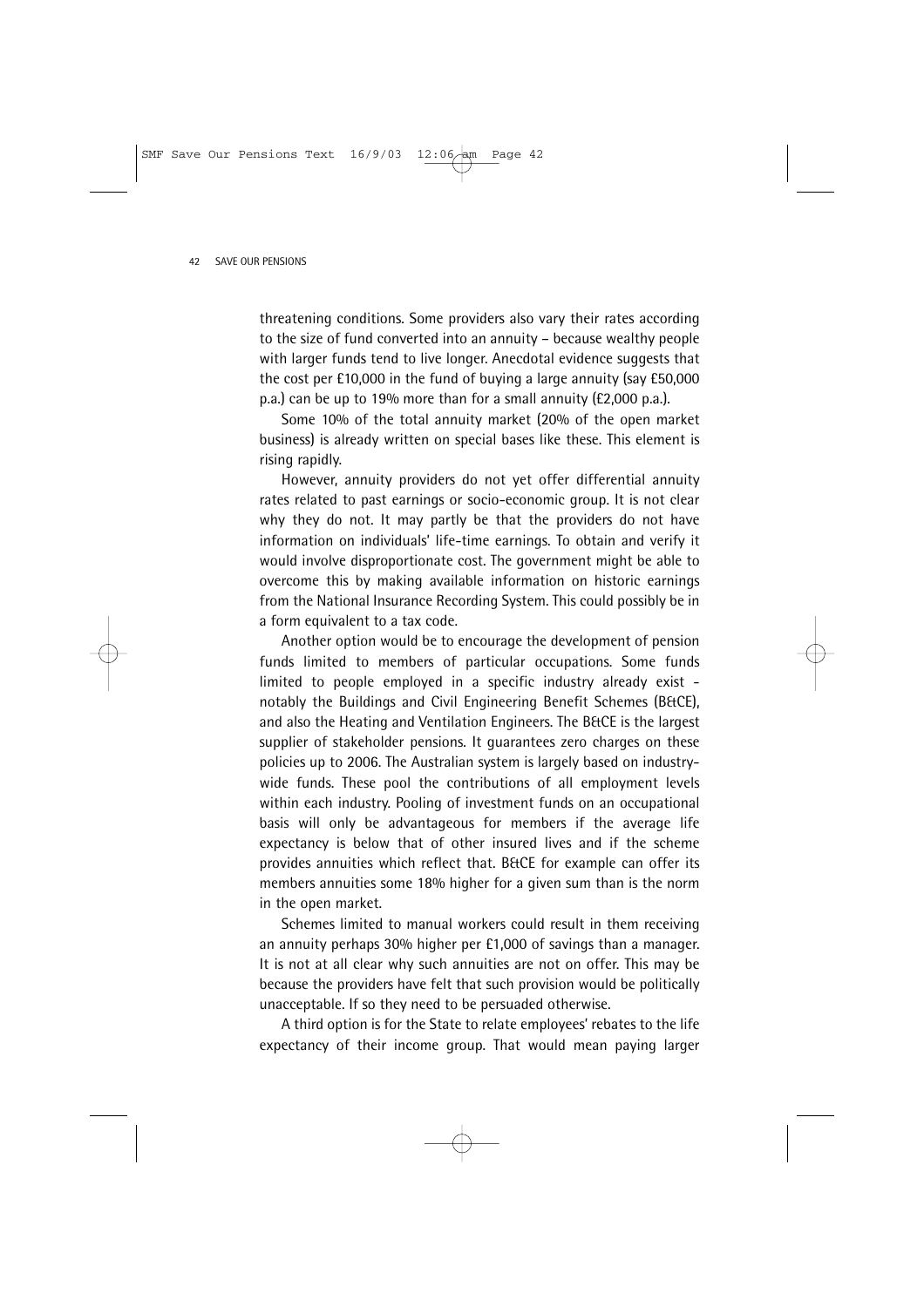threatening conditions. Some providers also vary their rates according to the size of fund converted into an annuity – because wealthy people with larger funds tend to live longer. Anecdotal evidence suggests that the cost per £10,000 in the fund of buying a large annuity (say £50,000 p.a.) can be up to 19% more than for a small annuity (£2,000 p.a.).

Some 10% of the total annuity market (20% of the open market business) is already written on special bases like these. This element is rising rapidly.

However, annuity providers do not yet offer differential annuity rates related to past earnings or socio-economic group. It is not clear why they do not. It may partly be that the providers do not have information on individuals' life-time earnings. To obtain and verify it would involve disproportionate cost. The government might be able to overcome this by making available information on historic earnings from the National Insurance Recording System. This could possibly be in a form equivalent to a tax code.

Another option would be to encourage the development of pension funds limited to members of particular occupations. Some funds limited to people employed in a specific industry already exist - notably the Buildings and Civil Engineering Benefit Schemes (B&CE), and also the Heating and Ventilation Engineers. The B&CE is the largest supplier of stakeholder pensions. It guarantees zero charges on these policies up to 2006. The Australian system is largely based on industry-wide funds. These pool the contributions of all employment levels within each industry. Pooling of investment funds on an occupational basis will only be advantageous for members if the average life expectancy is below that of other insured lives and if the scheme provides annuities which reflect that. B&CE for example can offer its members annuities some 18% higher for a given sum than is the norm in the open market.

Schemes limited to manual workers could result in them receiving an annuity perhaps 30% higher per £1,000 of savings than a manager. It is not at all clear why such annuities are not on offer. This may be because the providers have felt that such provision would be politically unacceptable. If so they need to be persuaded otherwise.

A third option is for the State to relate employees' rebates to the life expectancy of their income group. That would mean paying larger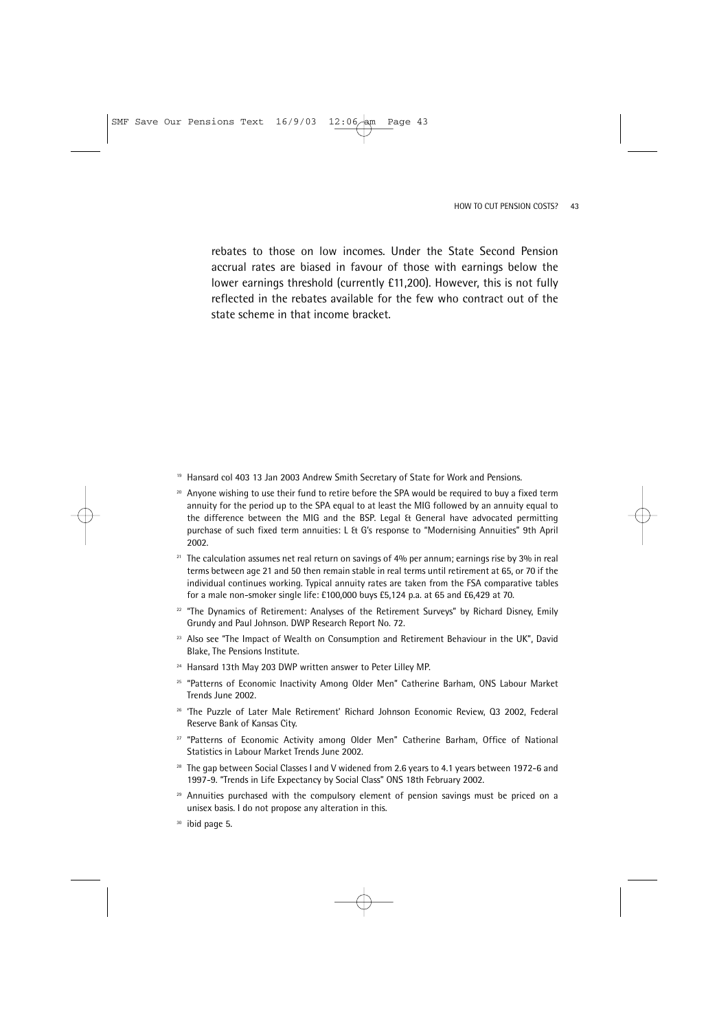rebates to those on low incomes. Under the State Second Pension accrual rates are biased in favour of those with earnings below the lower earnings threshold (currently £11,200). However, this is not fully reflected in the rebates available for the few who contract out of the state scheme in that income bracket.

[19] Hansard col 403 13 Jan 2003 Andrew Smith Secretary of State for Work and Pensions.

[20] Anyone wishing to use their fund to retire before the SPA would be required to buy a fixed term annuity for the period up to the SPA equal to at least the MIG followed by an annuity equal to the difference between the MIG and the BSP. Legal & General have advocated permitting purchase of such fixed term annuities: L & G's response to "Modernising Annuities" 9th April 2002.

[21] The calculation assumes net real return on savings of 4% per annum; earnings rise by 3% in real terms between age 21 and 50 then remain stable in real terms until retirement at 65, or 70 if the individual continues working. Typical annuity rates are taken from the FSA comparative tables for a male non-smoker single life: £100,000 buys £5,124 p.a. at 65 and £6,429 at 70.

[22] "The Dynamics of Retirement: Analyses of the Retirement Surveys" by Richard Disney, Emily Grundy and Paul Johnson. DWP Research Report No. 72.

[23] Also see "The Impact of Wealth on Consumption and Retirement Behaviour in the UK", David Blake, The Pensions Institute.

[24] Hansard 13th May 203 DWP written answer to Peter Lilley MP.

[25] "Patterns of Economic Inactivity Among Older Men" Catherine Barham, ONS Labour Market Trends June 2002.

[26] 'The Puzzle of Later Male Retirement' Richard Johnson Economic Review, Q3 2002, Federal Reserve Bank of Kansas City.

[27] "Patterns of Economic Activity among Older Men" Catherine Barham, Office of National Statistics in Labour Market Trends June 2002.

[28] The gap between Social Classes I and V widened from 2.6 years to 4.1 years between 1972-6 and 1997-9. "Trends in Life Expectancy by Social Class" ONS 18th February 2002.

[29] Annuities purchased with the compulsory element of pension savings must be priced on a unisex basis. I do not propose any alteration in this.

[30] ibid page 5.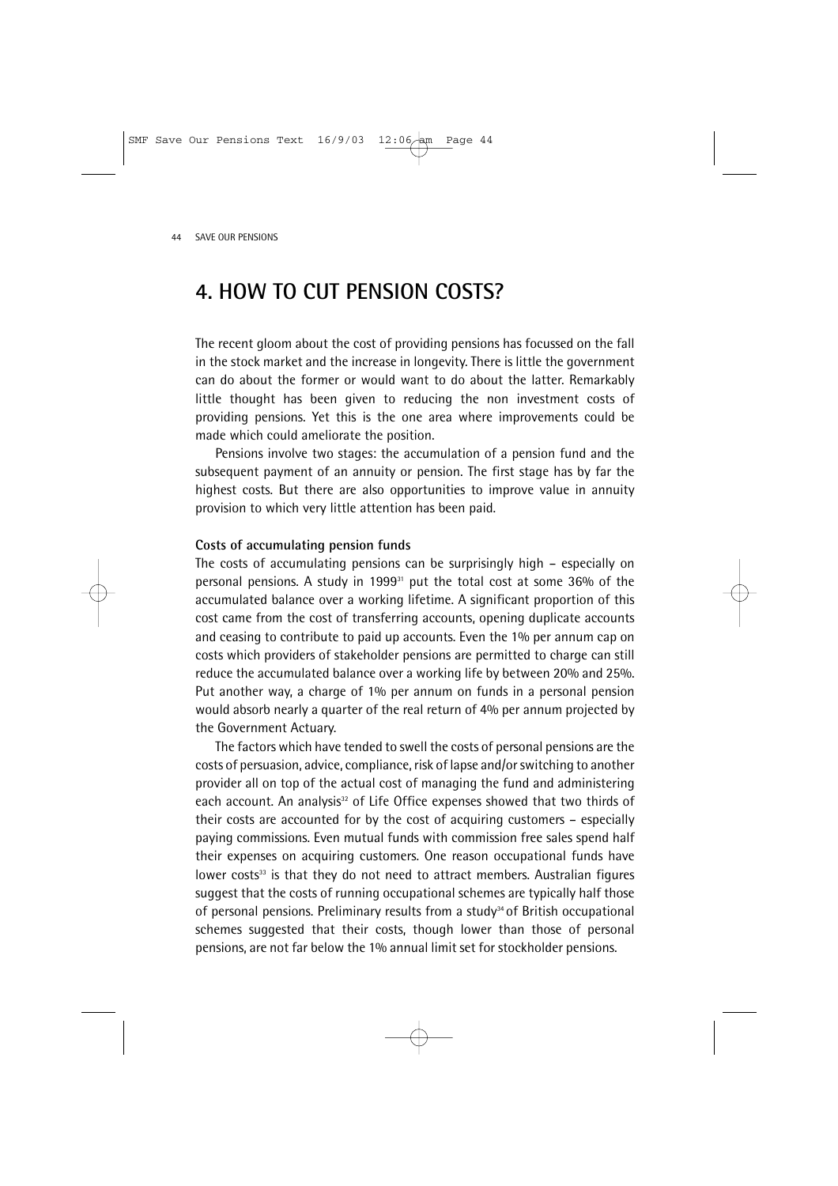# 4. HOW TO CUT PENSION COSTS?

The recent gloom about the cost of providing pensions has focussed on the fall in the stock market and the increase in longevity. There is little the government can do about the former or would want to do about the latter. Remarkably little thought has been given to reducing the non investment costs of providing pensions. Yet this is the one area where improvements could be made which could ameliorate the position.

Pensions involve two stages: the accumulation of a pension fund and the subsequent payment of an annuity or pension. The first stage has by far the highest costs. But there are also opportunities to improve value in annuity provision to which very little attention has been paid.

**Costs of accumulating pension funds**

The costs of accumulating pensions can be surprisingly high – especially on personal pensions. A study in 1999[31] put the total cost at some 36% of the accumulated balance over a working lifetime. A significant proportion of this cost came from the cost of transferring accounts, opening duplicate accounts and ceasing to contribute to paid up accounts. Even the 1% per annum cap on costs which providers of stakeholder pensions are permitted to charge can still reduce the accumulated balance over a working life by between 20% and 25%. Put another way, a charge of 1% per annum on funds in a personal pension would absorb nearly a quarter of the real return of 4% per annum projected by the Government Actuary.

The factors which have tended to swell the costs of personal pensions are the costs of persuasion, advice, compliance, risk of lapse and/or switching to another provider all on top of the actual cost of managing the fund and administering each account. An analysis[32] of Life Office expenses showed that two thirds of their costs are accounted for by the cost of acquiring customers – especially paying commissions. Even mutual funds with commission free sales spend half their expenses on acquiring customers. One reason occupational funds have lower costs[33] is that they do not need to attract members. Australian figures suggest that the costs of running occupational schemes are typically half those of personal pensions. Preliminary results from a study[34] of British occupational schemes suggested that their costs, though lower than those of personal pensions, are not far below the 1% annual limit set for stockholder pensions.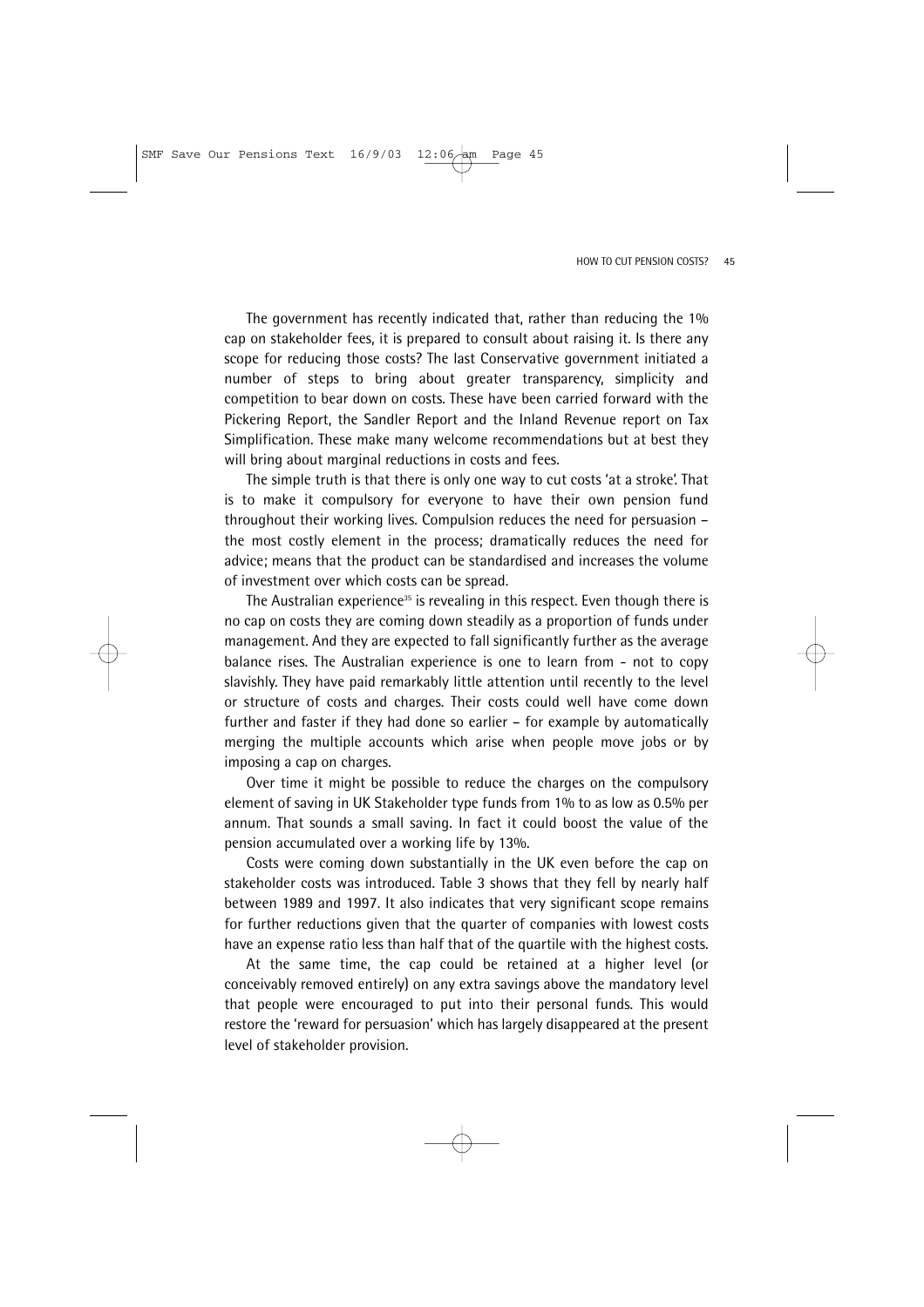The government has recently indicated that, rather than reducing the 1% cap on stakeholder fees, it is prepared to consult about raising it. Is there any scope for reducing those costs? The last Conservative government initiated a number of steps to bring about greater transparency, simplicity and competition to bear down on costs. These have been carried forward with the Pickering Report, the Sandler Report and the Inland Revenue report on Tax Simplification. These make many welcome recommendations but at best they will bring about marginal reductions in costs and fees.

The simple truth is that there is only one way to cut costs 'at a stroke'. That is to make it compulsory for everyone to have their own pension fund throughout their working lives. Compulsion reduces the need for persuasion – the most costly element in the process; dramatically reduces the need for advice; means that the product can be standardised and increases the volume of investment over which costs can be spread.

The Australian experience[35] is revealing in this respect. Even though there is no cap on costs they are coming down steadily as a proportion of funds under management. And they are expected to fall significantly further as the average balance rises. The Australian experience is one to learn from - not to copy slavishly. They have paid remarkably little attention until recently to the level or structure of costs and charges. Their costs could well have come down further and faster if they had done so earlier – for example by automatically merging the multiple accounts which arise when people move jobs or by imposing a cap on charges.

Over time it might be possible to reduce the charges on the compulsory element of saving in UK Stakeholder type funds from 1% to as low as 0.5% per annum. That sounds a small saving. In fact it could boost the value of the pension accumulated over a working life by 13%.

Costs were coming down substantially in the UK even before the cap on stakeholder costs was introduced. Table 3 shows that they fell by nearly half between 1989 and 1997. It also indicates that very significant scope remains for further reductions given that the quarter of companies with lowest costs have an expense ratio less than half that of the quartile with the highest costs.

At the same time, the cap could be retained at a higher level (or conceivably removed entirely) on any extra savings above the mandatory level that people were encouraged to put into their personal funds. This would restore the 'reward for persuasion' which has largely disappeared at the present level of stakeholder provision.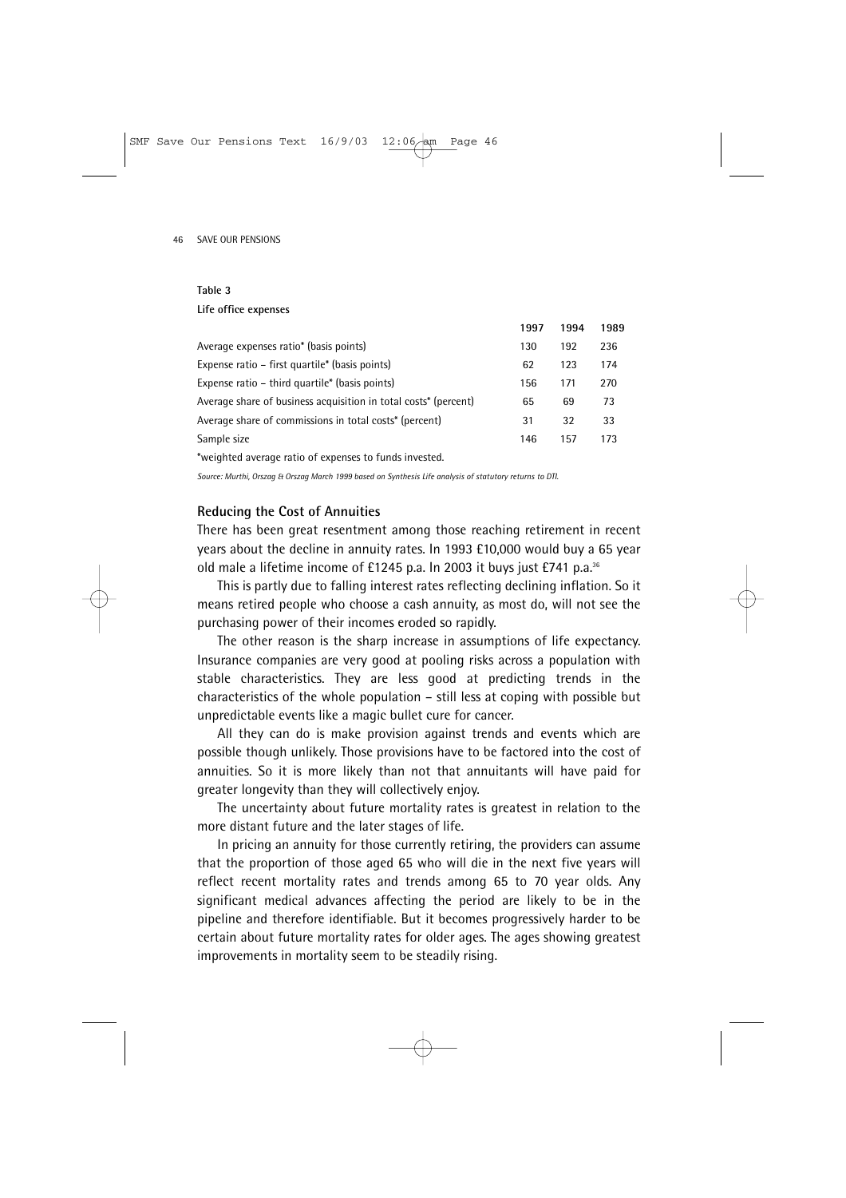**Table 3**

**Life office expenses**

| | 1997 | 1994 | 1989 |
|---|---|---|---|
| Average expenses ratio* (basis points) | 130 | 192 | 236 |
| Expense ratio – first quartile* (basis points) | 62 | 123 | 174 |
| Expense ratio – third quartile* (basis points) | 156 | 171 | 270 |
| Average share of business acquisition in total costs* (percent) | 65 | 69 | 73 |
| Average share of commissions in total costs* (percent) | 31 | 32 | 33 |
| Sample size | 146 | 157 | 173 |

*weighted average ratio of expenses to funds invested.

*Source: Murthi, Orszag & Orszag March 1999 based on Synthesis Life analysis of statutory returns to DTI.*

## Reducing the Cost of Annuities

There has been great resentment among those reaching retirement in recent years about the decline in annuity rates. In 1993 £10,000 would buy a 65 year old male a lifetime income of £1245 p.a. In 2003 it buys just £741 p.a.[36]

This is partly due to falling interest rates reflecting declining inflation. So it means retired people who choose a cash annuity, as most do, will not see the purchasing power of their incomes eroded so rapidly.

The other reason is the sharp increase in assumptions of life expectancy. Insurance companies are very good at pooling risks across a population with stable characteristics. They are less good at predicting trends in the characteristics of the whole population – still less at coping with possible but unpredictable events like a magic bullet cure for cancer.

All they can do is make provision against trends and events which are possible though unlikely. Those provisions have to be factored into the cost of annuities. So it is more likely than not that annuitants will have paid for greater longevity than they will collectively enjoy.

The uncertainty about future mortality rates is greatest in relation to the more distant future and the later stages of life.

In pricing an annuity for those currently retiring, the providers can assume that the proportion of those aged 65 who will die in the next five years will reflect recent mortality rates and trends among 65 to 70 year olds. Any significant medical advances affecting the period are likely to be in the pipeline and therefore identifiable. But it becomes progressively harder to be certain about future mortality rates for older ages. The ages showing greatest improvements in mortality seem to be steadily rising.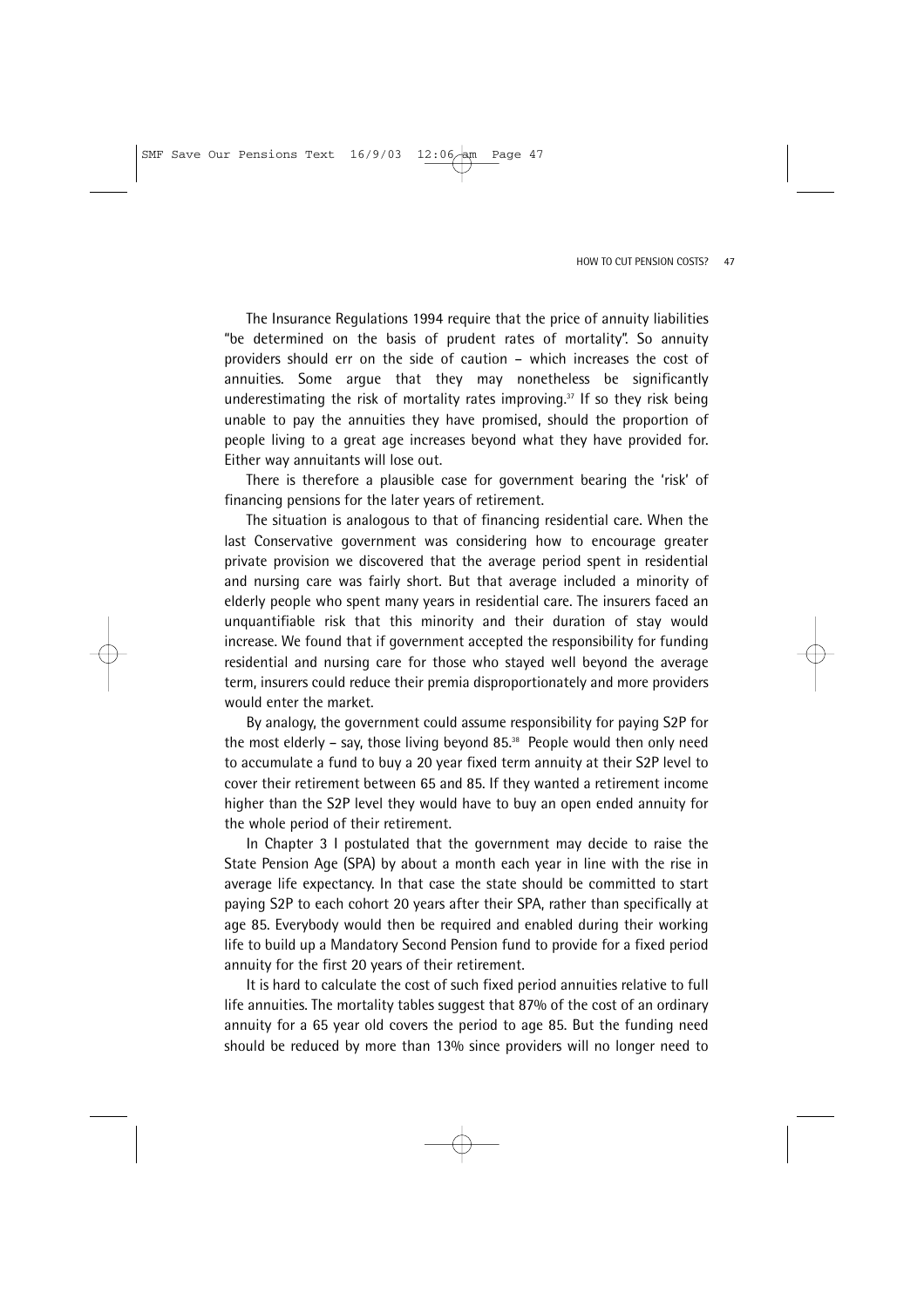The Insurance Regulations 1994 require that the price of annuity liabilities "be determined on the basis of prudent rates of mortality". So annuity providers should err on the side of caution – which increases the cost of annuities. Some argue that they may nonetheless be significantly underestimating the risk of mortality rates improving.[37] If so they risk being unable to pay the annuities they have promised, should the proportion of people living to a great age increases beyond what they have provided for. Either way annuitants will lose out.

There is therefore a plausible case for government bearing the 'risk' of financing pensions for the later years of retirement.

The situation is analogous to that of financing residential care. When the last Conservative government was considering how to encourage greater private provision we discovered that the average period spent in residential and nursing care was fairly short. But that average included a minority of elderly people who spent many years in residential care. The insurers faced an unquantifiable risk that this minority and their duration of stay would increase. We found that if government accepted the responsibility for funding residential and nursing care for those who stayed well beyond the average term, insurers could reduce their premia disproportionately and more providers would enter the market.

By analogy, the government could assume responsibility for paying S2P for the most elderly – say, those living beyond 85.[38] People would then only need to accumulate a fund to buy a 20 year fixed term annuity at their S2P level to cover their retirement between 65 and 85. If they wanted a retirement income higher than the S2P level they would have to buy an open ended annuity for the whole period of their retirement.

In Chapter 3 I postulated that the government may decide to raise the State Pension Age (SPA) by about a month each year in line with the rise in average life expectancy. In that case the state should be committed to start paying S2P to each cohort 20 years after their SPA, rather than specifically at age 85. Everybody would then be required and enabled during their working life to build up a Mandatory Second Pension fund to provide for a fixed period annuity for the first 20 years of their retirement.

It is hard to calculate the cost of such fixed period annuities relative to full life annuities. The mortality tables suggest that 87% of the cost of an ordinary annuity for a 65 year old covers the period to age 85. But the funding need should be reduced by more than 13% since providers will no longer need to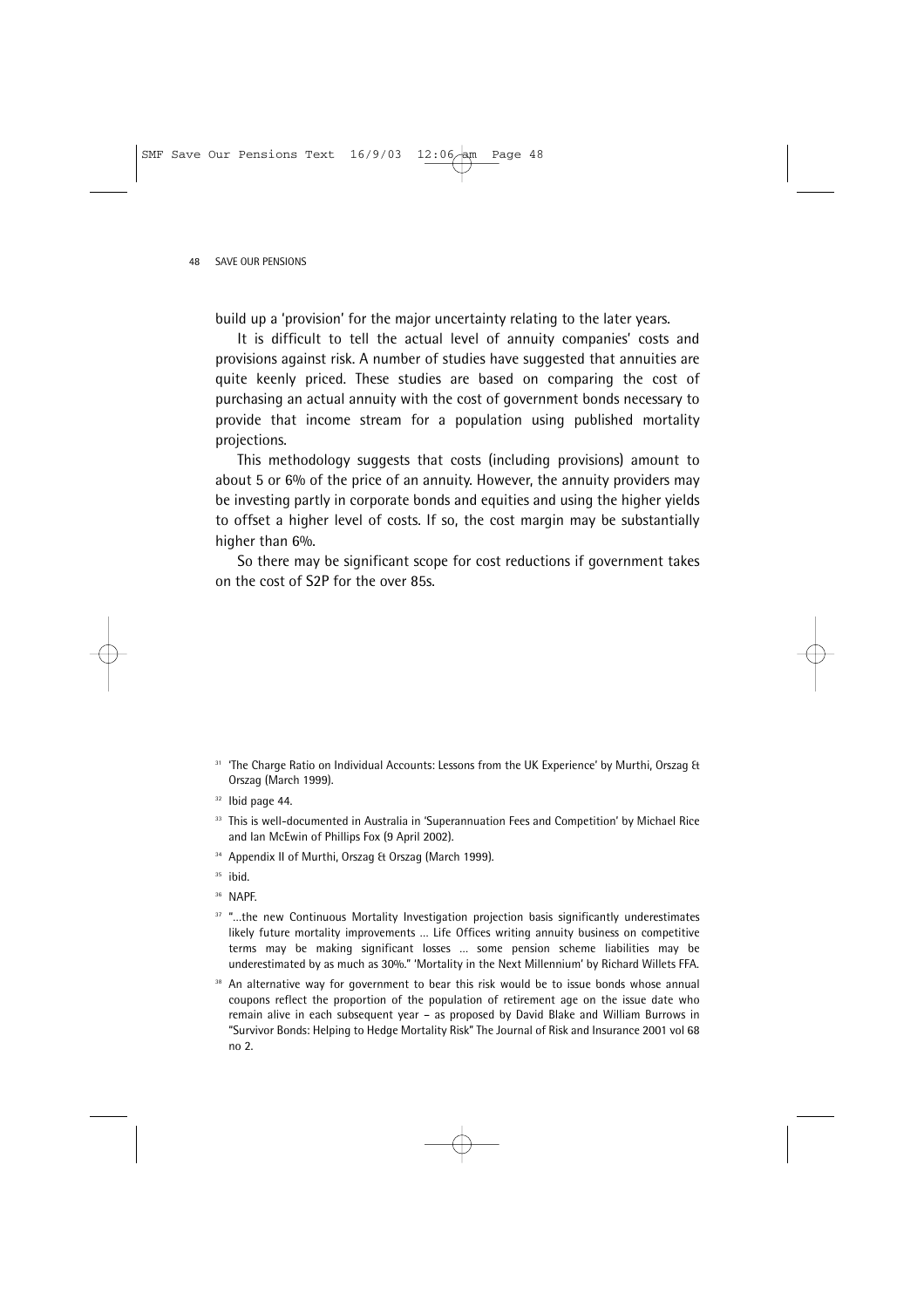build up a 'provision' for the major uncertainty relating to the later years.

It is difficult to tell the actual level of annuity companies' costs and provisions against risk. A number of studies have suggested that annuities are quite keenly priced. These studies are based on comparing the cost of purchasing an actual annuity with the cost of government bonds necessary to provide that income stream for a population using published mortality projections.

This methodology suggests that costs (including provisions) amount to about 5 or 6% of the price of an annuity. However, the annuity providers may be investing partly in corporate bonds and equities and using the higher yields to offset a higher level of costs. If so, the cost margin may be substantially higher than 6%.

So there may be significant scope for cost reductions if government takes on the cost of S2P for the over 85s.

[31] 'The Charge Ratio on Individual Accounts: Lessons from the UK Experience' by Murthi, Orszag & Orszag (March 1999).

[32] Ibid page 44.

[33] This is well-documented in Australia in 'Superannuation Fees and Competition' by Michael Rice and Ian McEwin of Phillips Fox (9 April 2002).

[34] Appendix II of Murthi, Orszag & Orszag (March 1999).

[35] ibid.

[36] NAPF.

[37] "...the new Continuous Mortality Investigation projection basis significantly underestimates likely future mortality improvements ... Life Offices writing annuity business on competitive terms may be making significant losses ... some pension scheme liabilities may be underestimated by as much as 30%." 'Mortality in the Next Millennium' by Richard Willets FFA.

[38] An alternative way for government to bear this risk would be to issue bonds whose annual coupons reflect the proportion of the population of retirement age on the issue date who remain alive in each subsequent year – as proposed by David Blake and William Burrows in "Survivor Bonds: Helping to Hedge Mortality Risk" The Journal of Risk and Insurance 2001 vol 68 no 2.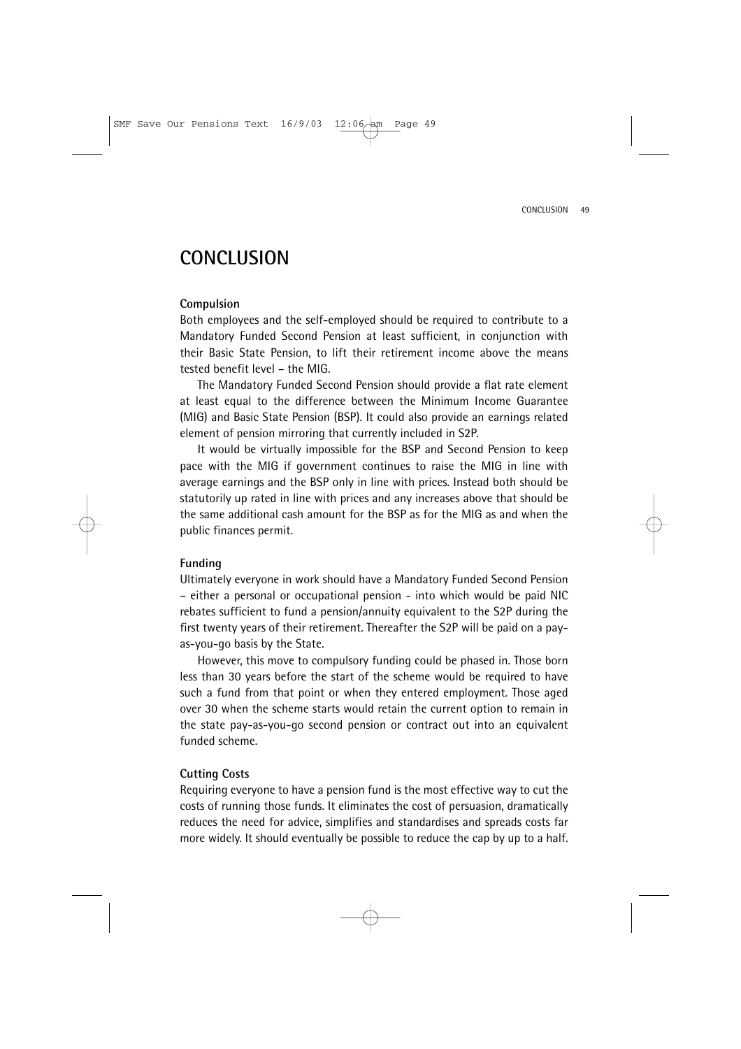# CONCLUSION

### Compulsion

Both employees and the self-employed should be required to contribute to a Mandatory Funded Second Pension at least sufficient, in conjunction with their Basic State Pension, to lift their retirement income above the means tested benefit level – the MIG.

The Mandatory Funded Second Pension should provide a flat rate element at least equal to the difference between the Minimum Income Guarantee (MIG) and Basic State Pension (BSP). It could also provide an earnings related element of pension mirroring that currently included in S2P.

It would be virtually impossible for the BSP and Second Pension to keep pace with the MIG if government continues to raise the MIG in line with average earnings and the BSP only in line with prices. Instead both should be statutorily up rated in line with prices and any increases above that should be the same additional cash amount for the BSP as for the MIG as and when the public finances permit.

### Funding

Ultimately everyone in work should have a Mandatory Funded Second Pension – either a personal or occupational pension - into which would be paid NIC rebates sufficient to fund a pension/annuity equivalent to the S2P during the first twenty years of their retirement. Thereafter the S2P will be paid on a pay-as-you-go basis by the State.

However, this move to compulsory funding could be phased in. Those born less than 30 years before the start of the scheme would be required to have such a fund from that point or when they entered employment. Those aged over 30 when the scheme starts would retain the current option to remain in the state pay-as-you-go second pension or contract out into an equivalent funded scheme.

### Cutting Costs

Requiring everyone to have a pension fund is the most effective way to cut the costs of running those funds. It eliminates the cost of persuasion, dramatically reduces the need for advice, simplifies and standardises and spreads costs far more widely. It should eventually be possible to reduce the cap by up to a half.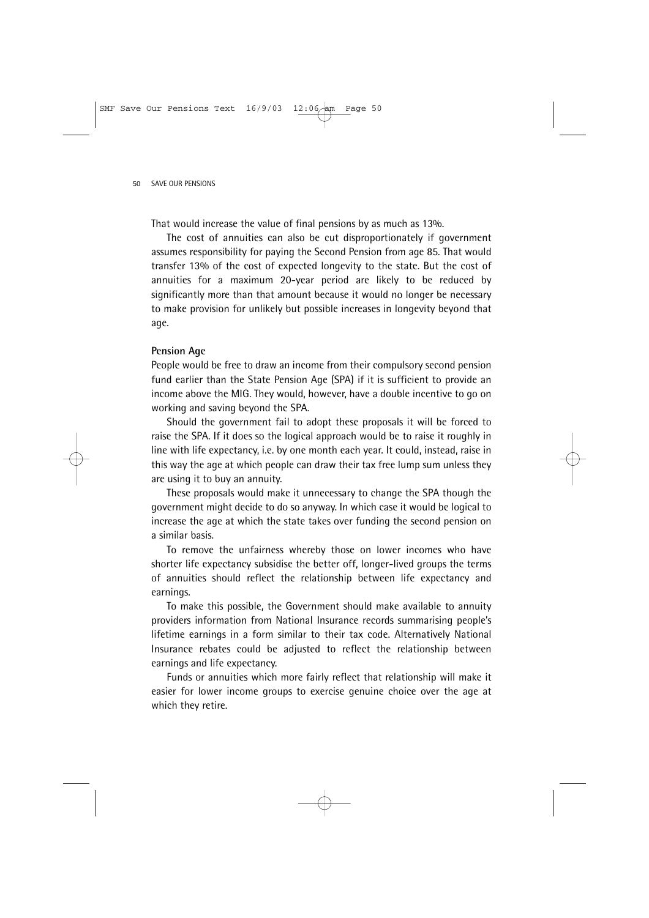That would increase the value of final pensions by as much as 13%.

The cost of annuities can also be cut disproportionately if government assumes responsibility for paying the Second Pension from age 85. That would transfer 13% of the cost of expected longevity to the state. But the cost of annuities for a maximum 20-year period are likely to be reduced by significantly more than that amount because it would no longer be necessary to make provision for unlikely but possible increases in longevity beyond that age.

**Pension Age**

People would be free to draw an income from their compulsory second pension fund earlier than the State Pension Age (SPA) if it is sufficient to provide an income above the MIG. They would, however, have a double incentive to go on working and saving beyond the SPA.

Should the government fail to adopt these proposals it will be forced to raise the SPA. If it does so the logical approach would be to raise it roughly in line with life expectancy, i.e. by one month each year. It could, instead, raise in this way the age at which people can draw their tax free lump sum unless they are using it to buy an annuity.

These proposals would make it unnecessary to change the SPA though the government might decide to do so anyway. In which case it would be logical to increase the age at which the state takes over funding the second pension on a similar basis.

To remove the unfairness whereby those on lower incomes who have shorter life expectancy subsidise the better off, longer-lived groups the terms of annuities should reflect the relationship between life expectancy and earnings.

To make this possible, the Government should make available to annuity providers information from National Insurance records summarising people's lifetime earnings in a form similar to their tax code. Alternatively National Insurance rebates could be adjusted to reflect the relationship between earnings and life expectancy.

Funds or annuities which more fairly reflect that relationship will make it easier for lower income groups to exercise genuine choice over the age at which they retire.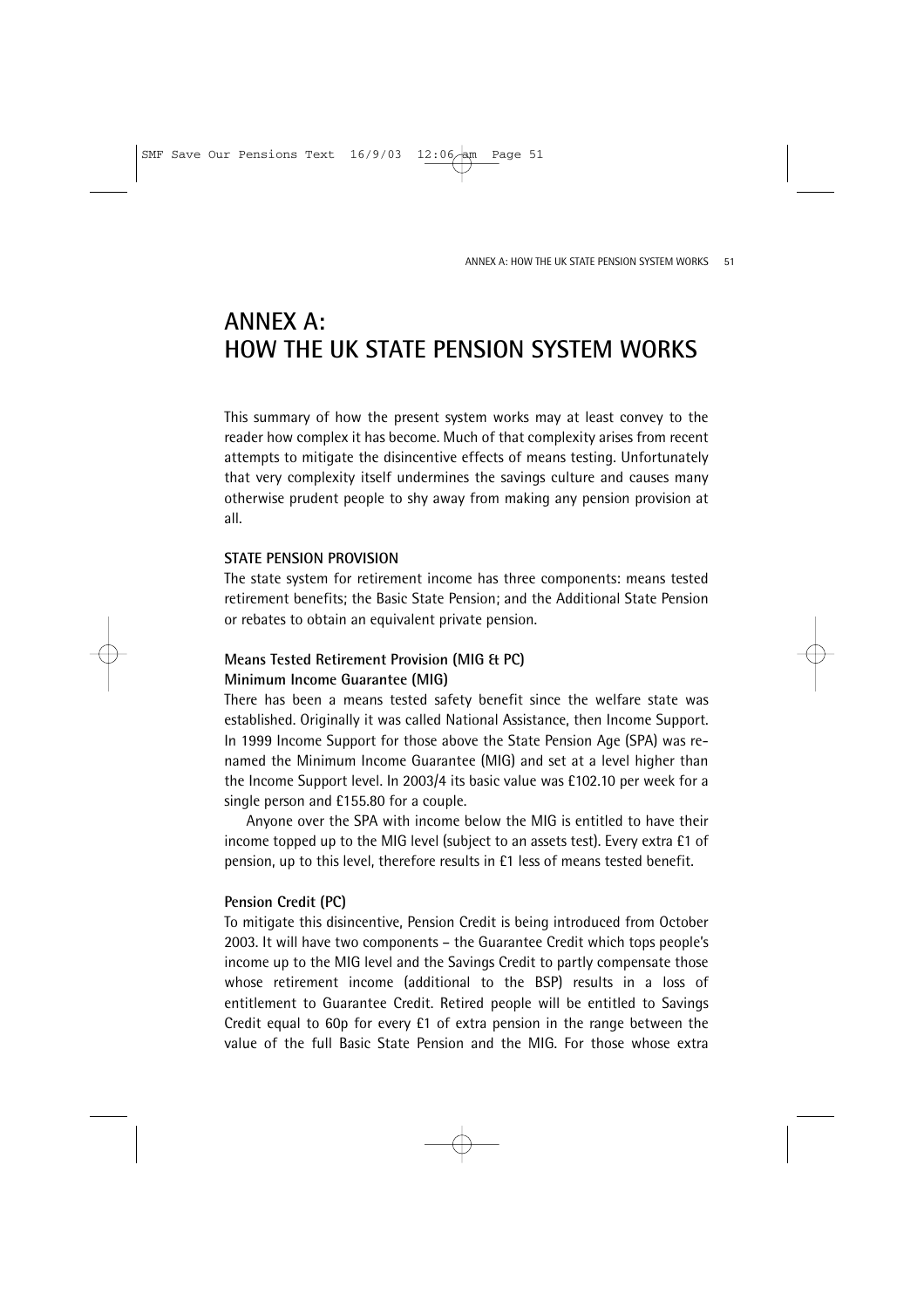# ANNEX A: HOW THE UK STATE PENSION SYSTEM WORKS

This summary of how the present system works may at least convey to the reader how complex it has become. Much of that complexity arises from recent attempts to mitigate the disincentive effects of means testing. Unfortunately that very complexity itself undermines the savings culture and causes many otherwise prudent people to shy away from making any pension provision at all.

## STATE PENSION PROVISION

The state system for retirement income has three components: means tested retirement benefits; the Basic State Pension; and the Additional State Pension or rebates to obtain an equivalent private pension.

### Means Tested Retirement Provision (MIG & PC)

#### Minimum Income Guarantee (MIG)

There has been a means tested safety benefit since the welfare state was established. Originally it was called National Assistance, then Income Support. In 1999 Income Support for those above the State Pension Age (SPA) was re-named the Minimum Income Guarantee (MIG) and set at a level higher than the Income Support level. In 2003/4 its basic value was £102.10 per week for a single person and £155.80 for a couple.

Anyone over the SPA with income below the MIG is entitled to have their income topped up to the MIG level (subject to an assets test). Every extra £1 of pension, up to this level, therefore results in £1 less of means tested benefit.

#### Pension Credit (PC)

To mitigate this disincentive, Pension Credit is being introduced from October 2003. It will have two components – the Guarantee Credit which tops people's income up to the MIG level and the Savings Credit to partly compensate those whose retirement income (additional to the BSP) results in a loss of entitlement to Guarantee Credit. Retired people will be entitled to Savings Credit equal to 60p for every £1 of extra pension in the range between the value of the full Basic State Pension and the MIG. For those whose extra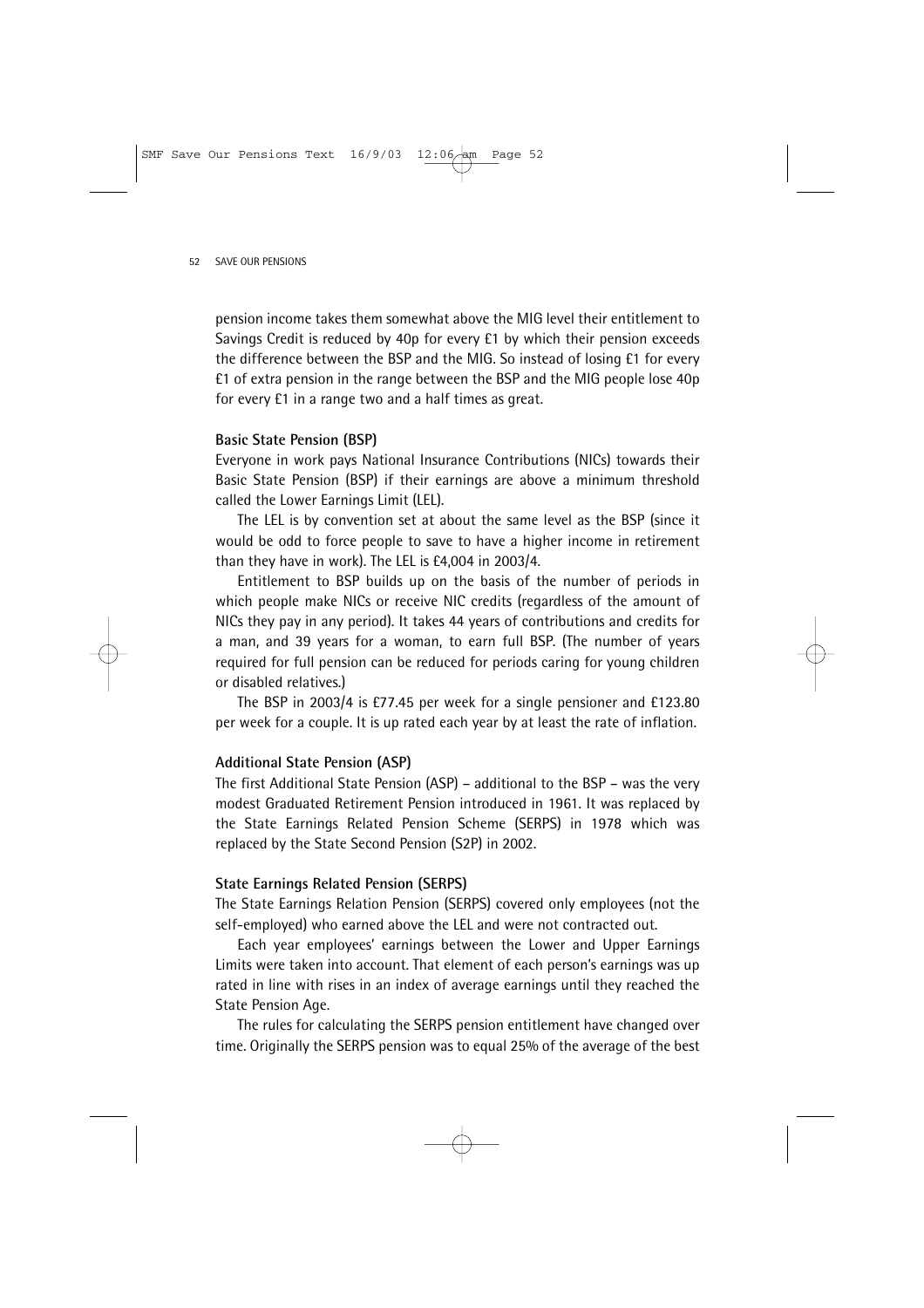pension income takes them somewhat above the MIG level their entitlement to Savings Credit is reduced by 40p for every £1 by which their pension exceeds the difference between the BSP and the MIG. So instead of losing £1 for every £1 of extra pension in the range between the BSP and the MIG people lose 40p for every £1 in a range two and a half times as great.

### Basic State Pension (BSP)

Everyone in work pays National Insurance Contributions (NICs) towards their Basic State Pension (BSP) if their earnings are above a minimum threshold called the Lower Earnings Limit (LEL).

The LEL is by convention set at about the same level as the BSP (since it would be odd to force people to save to have a higher income in retirement than they have in work). The LEL is £4,004 in 2003/4.

Entitlement to BSP builds up on the basis of the number of periods in which people make NICs or receive NIC credits (regardless of the amount of NICs they pay in any period). It takes 44 years of contributions and credits for a man, and 39 years for a woman, to earn full BSP. (The number of years required for full pension can be reduced for periods caring for young children or disabled relatives.)

The BSP in 2003/4 is £77.45 per week for a single pensioner and £123.80 per week for a couple. It is up rated each year by at least the rate of inflation.

### Additional State Pension (ASP)

The first Additional State Pension (ASP) – additional to the BSP – was the very modest Graduated Retirement Pension introduced in 1961. It was replaced by the State Earnings Related Pension Scheme (SERPS) in 1978 which was replaced by the State Second Pension (S2P) in 2002.

### State Earnings Related Pension (SERPS)

The State Earnings Relation Pension (SERPS) covered only employees (not the self-employed) who earned above the LEL and were not contracted out.

Each year employees' earnings between the Lower and Upper Earnings Limits were taken into account. That element of each person's earnings was up rated in line with rises in an index of average earnings until they reached the State Pension Age.

The rules for calculating the SERPS pension entitlement have changed over time. Originally the SERPS pension was to equal 25% of the average of the best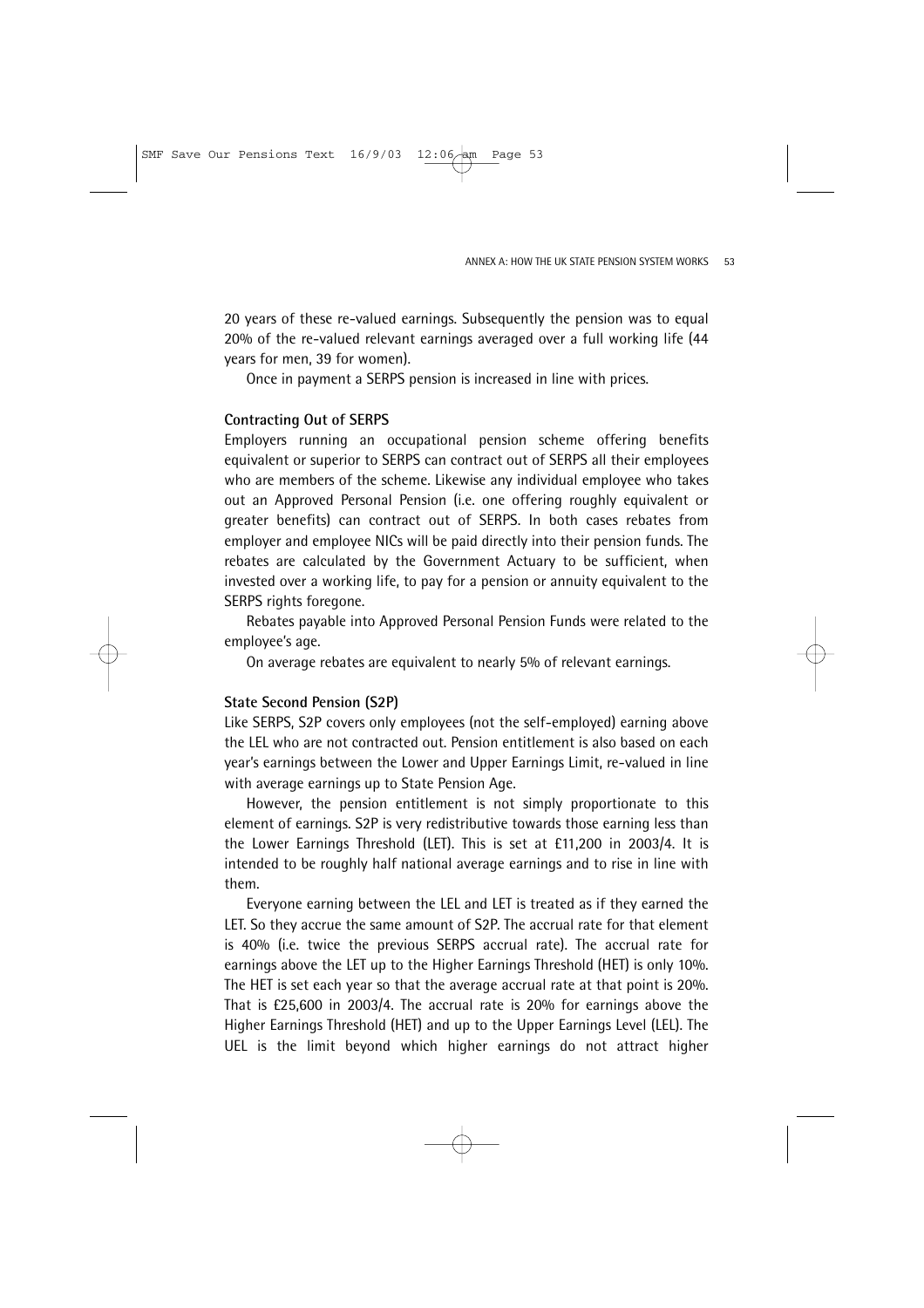20 years of these re-valued earnings. Subsequently the pension was to equal 20% of the re-valued relevant earnings averaged over a full working life (44 years for men, 39 for women).

Once in payment a SERPS pension is increased in line with prices.

**Contracting Out of SERPS**

Employers running an occupational pension scheme offering benefits equivalent or superior to SERPS can contract out of SERPS all their employees who are members of the scheme. Likewise any individual employee who takes out an Approved Personal Pension (i.e. one offering roughly equivalent or greater benefits) can contract out of SERPS. In both cases rebates from employer and employee NICs will be paid directly into their pension funds. The rebates are calculated by the Government Actuary to be sufficient, when invested over a working life, to pay for a pension or annuity equivalent to the SERPS rights foregone.

Rebates payable into Approved Personal Pension Funds were related to the employee's age.

On average rebates are equivalent to nearly 5% of relevant earnings.

**State Second Pension (S2P)**

Like SERPS, S2P covers only employees (not the self-employed) earning above the LEL who are not contracted out. Pension entitlement is also based on each year's earnings between the Lower and Upper Earnings Limit, re-valued in line with average earnings up to State Pension Age.

However, the pension entitlement is not simply proportionate to this element of earnings. S2P is very redistributive towards those earning less than the Lower Earnings Threshold (LET). This is set at £11,200 in 2003/4. It is intended to be roughly half national average earnings and to rise in line with them.

Everyone earning between the LEL and LET is treated as if they earned the LET. So they accrue the same amount of S2P. The accrual rate for that element is 40% (i.e. twice the previous SERPS accrual rate). The accrual rate for earnings above the LET up to the Higher Earnings Threshold (HET) is only 10%. The HET is set each year so that the average accrual rate at that point is 20%. That is £25,600 in 2003/4. The accrual rate is 20% for earnings above the Higher Earnings Threshold (HET) and up to the Upper Earnings Level (LEL). The UEL is the limit beyond which higher earnings do not attract higher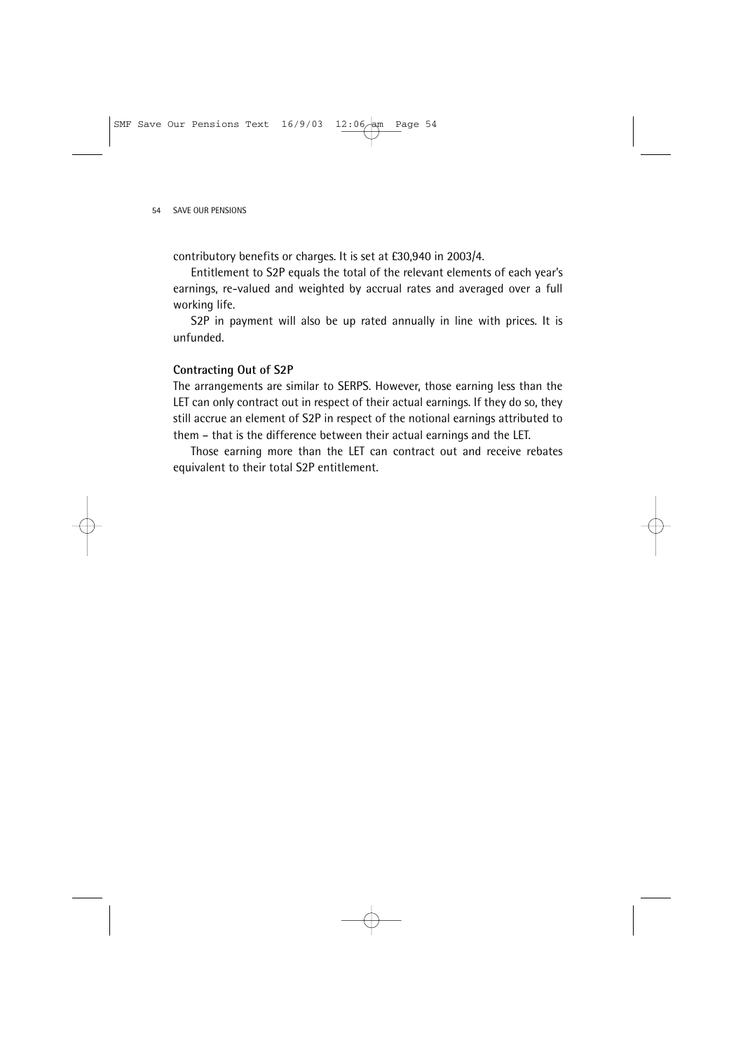contributory benefits or charges. It is set at £30,940 in 2003/4.

Entitlement to S2P equals the total of the relevant elements of each year's earnings, re-valued and weighted by accrual rates and averaged over a full working life.

S2P in payment will also be up rated annually in line with prices. It is unfunded.

**Contracting Out of S2P**

The arrangements are similar to SERPS. However, those earning less than the LET can only contract out in respect of their actual earnings. If they do so, they still accrue an element of S2P in respect of the notional earnings attributed to them – that is the difference between their actual earnings and the LET.

Those earning more than the LET can contract out and receive rebates equivalent to their total S2P entitlement.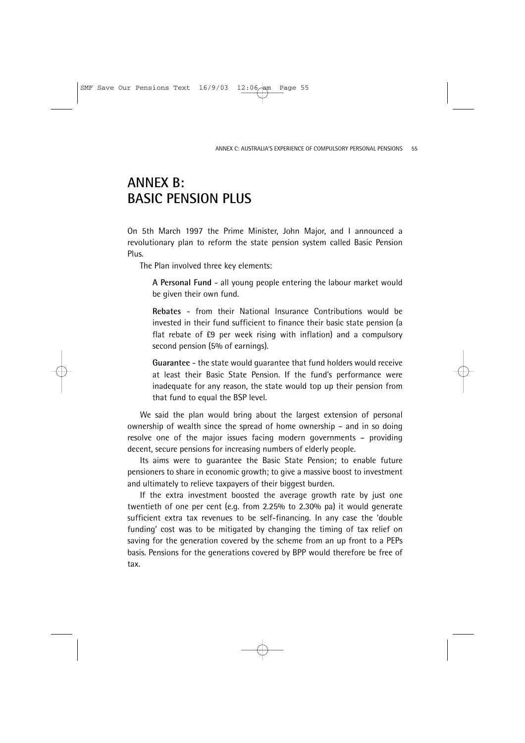# ANNEX B: BASIC PENSION PLUS

On 5th March 1997 the Prime Minister, John Major, and I announced a revolutionary plan to reform the state pension system called Basic Pension Plus.

The Plan involved three key elements:

**A Personal Fund** - all young people entering the labour market would be given their own fund.

**Rebates** - from their National Insurance Contributions would be invested in their fund sufficient to finance their basic state pension (a flat rebate of £9 per week rising with inflation) and a compulsory second pension (5% of earnings).

**Guarantee** - the state would guarantee that fund holders would receive at least their Basic State Pension. If the fund's performance were inadequate for any reason, the state would top up their pension from that fund to equal the BSP level.

We said the plan would bring about the largest extension of personal ownership of wealth since the spread of home ownership – and in so doing resolve one of the major issues facing modern governments – providing decent, secure pensions for increasing numbers of elderly people.

Its aims were to guarantee the Basic State Pension; to enable future pensioners to share in economic growth; to give a massive boost to investment and ultimately to relieve taxpayers of their biggest burden.

If the extra investment boosted the average growth rate by just one twentieth of one per cent (e.g. from 2.25% to 2.30% pa) it would generate sufficient extra tax revenues to be self-financing. In any case the 'double funding' cost was to be mitigated by changing the timing of tax relief on saving for the generation covered by the scheme from an up front to a PEPs basis. Pensions for the generations covered by BPP would therefore be free of tax.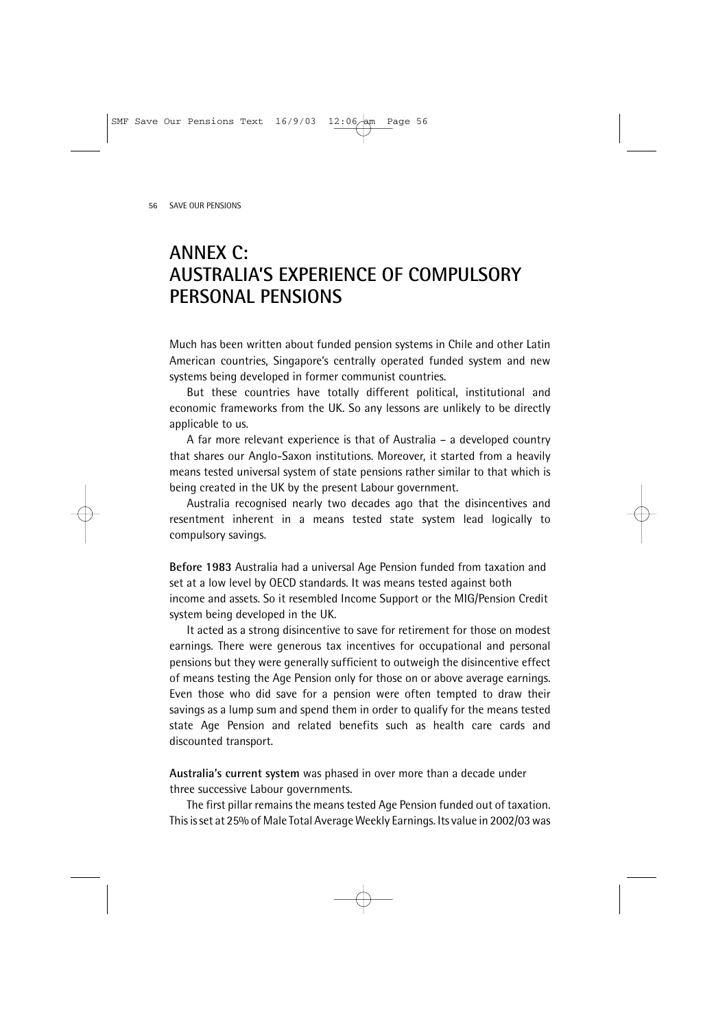# ANNEX C: AUSTRALIA'S EXPERIENCE OF COMPULSORY PERSONAL PENSIONS

Much has been written about funded pension systems in Chile and other Latin American countries, Singapore's centrally operated funded system and new systems being developed in former communist countries.

But these countries have totally different political, institutional and economic frameworks from the UK. So any lessons are unlikely to be directly applicable to us.

A far more relevant experience is that of Australia – a developed country that shares our Anglo-Saxon institutions. Moreover, it started from a heavily means tested universal system of state pensions rather similar to that which is being created in the UK by the present Labour government.

Australia recognised nearly two decades ago that the disincentives and resentment inherent in a means tested state system lead logically to compulsory savings.

**Before 1983** Australia had a universal Age Pension funded from taxation and set at a low level by OECD standards. It was means tested against both income and assets. So it resembled Income Support or the MIG/Pension Credit system being developed in the UK.

It acted as a strong disincentive to save for retirement for those on modest earnings. There were generous tax incentives for occupational and personal pensions but they were generally sufficient to outweigh the disincentive effect of means testing the Age Pension only for those on or above average earnings. Even those who did save for a pension were often tempted to draw their savings as a lump sum and spend them in order to qualify for the means tested state Age Pension and related benefits such as health care cards and discounted transport.

**Australia's current system** was phased in over more than a decade under three successive Labour governments.

The first pillar remains the means tested Age Pension funded out of taxation. This is set at 25% of Male Total Average Weekly Earnings. Its value in 2002/03 was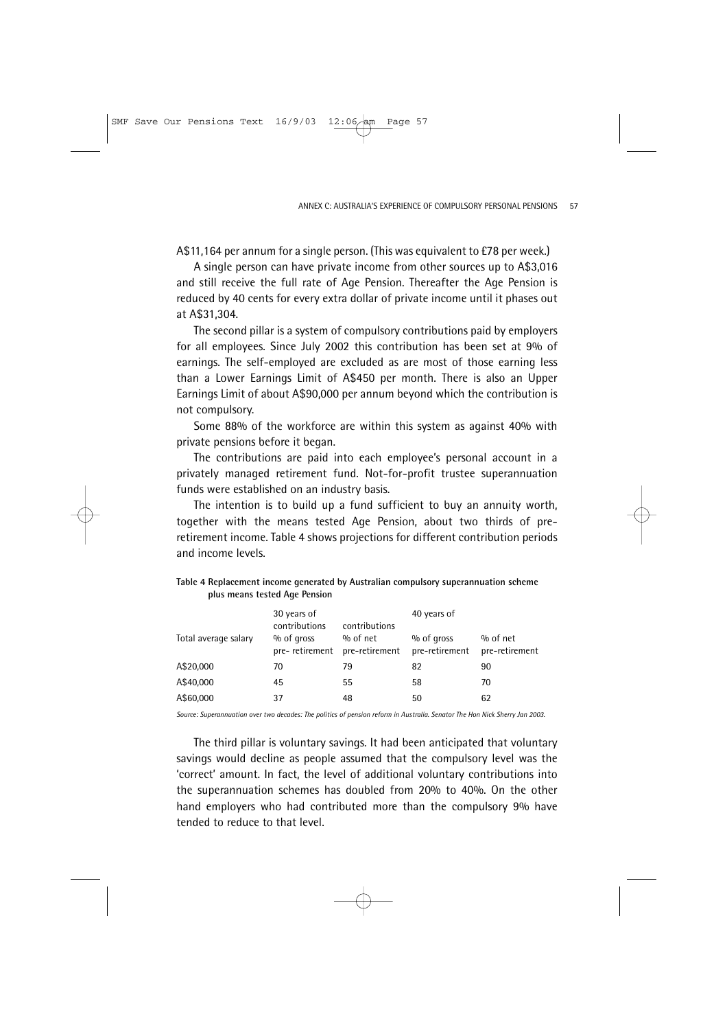A$11,164 per annum for a single person. (This was equivalent to £78 per week.)

A single person can have private income from other sources up to A$3,016 and still receive the full rate of Age Pension. Thereafter the Age Pension is reduced by 40 cents for every extra dollar of private income until it phases out at A$31,304.

The second pillar is a system of compulsory contributions paid by employers for all employees. Since July 2002 this contribution has been set at 9% of earnings. The self-employed are excluded as are most of those earning less than a Lower Earnings Limit of A$450 per month. There is also an Upper Earnings Limit of about A$90,000 per annum beyond which the contribution is not compulsory.

Some 88% of the workforce are within this system as against 40% with private pensions before it began.

The contributions are paid into each employee's personal account in a privately managed retirement fund. Not-for-profit trustee superannuation funds were established on an industry basis.

The intention is to build up a fund sufficient to buy an annuity worth, together with the means tested Age Pension, about two thirds of pre-retirement income. Table 4 shows projections for different contribution periods and income levels.

**Table 4 Replacement income generated by Australian compulsory superannuation scheme plus means tested Age Pension**

| | 30 years of contributions | contributions | 40 years of | |
|---|---|---|---|---|
| Total average salary | % of gross pre- retirement | % of net pre-retirement | % of gross pre-retirement | % of net pre-retirement |
| A$20,000 | 70 | 79 | 82 | 90 |
| A$40,000 | 45 | 55 | 58 | 70 |
| A$60,000 | 37 | 48 | 50 | 62 |

*Source: Superannuation over two decades: The politics of pension reform in Australia. Senator The Hon Nick Sherry Jan 2003.*

The third pillar is voluntary savings. It had been anticipated that voluntary savings would decline as people assumed that the compulsory level was the 'correct' amount. In fact, the level of additional voluntary contributions into the superannuation schemes has doubled from 20% to 40%. On the other hand employers who had contributed more than the compulsory 9% have tended to reduce to that level.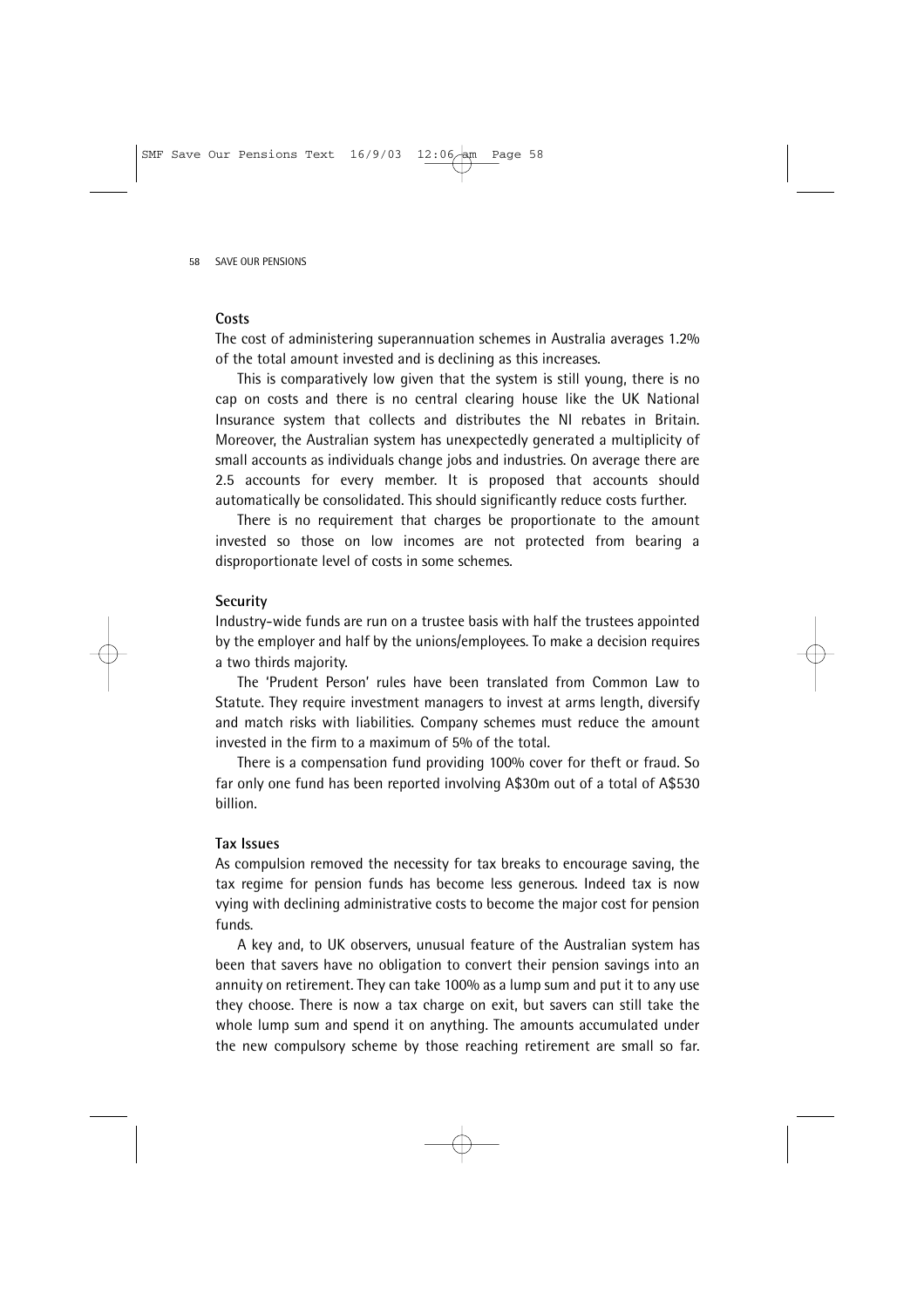### Costs

The cost of administering superannuation schemes in Australia averages 1.2% of the total amount invested and is declining as this increases.

This is comparatively low given that the system is still young, there is no cap on costs and there is no central clearing house like the UK National Insurance system that collects and distributes the NI rebates in Britain. Moreover, the Australian system has unexpectedly generated a multiplicity of small accounts as individuals change jobs and industries. On average there are 2.5 accounts for every member. It is proposed that accounts should automatically be consolidated. This should significantly reduce costs further.

There is no requirement that charges be proportionate to the amount invested so those on low incomes are not protected from bearing a disproportionate level of costs in some schemes.

### Security

Industry-wide funds are run on a trustee basis with half the trustees appointed by the employer and half by the unions/employees. To make a decision requires a two thirds majority.

The 'Prudent Person' rules have been translated from Common Law to Statute. They require investment managers to invest at arms length, diversify and match risks with liabilities. Company schemes must reduce the amount invested in the firm to a maximum of 5% of the total.

There is a compensation fund providing 100% cover for theft or fraud. So far only one fund has been reported involving A$30m out of a total of A$530 billion.

### Tax Issues

As compulsion removed the necessity for tax breaks to encourage saving, the tax regime for pension funds has become less generous. Indeed tax is now vying with declining administrative costs to become the major cost for pension funds.

A key and, to UK observers, unusual feature of the Australian system has been that savers have no obligation to convert their pension savings into an annuity on retirement. They can take 100% as a lump sum and put it to any use they choose. There is now a tax charge on exit, but savers can still take the whole lump sum and spend it on anything. The amounts accumulated under the new compulsory scheme by those reaching retirement are small so far.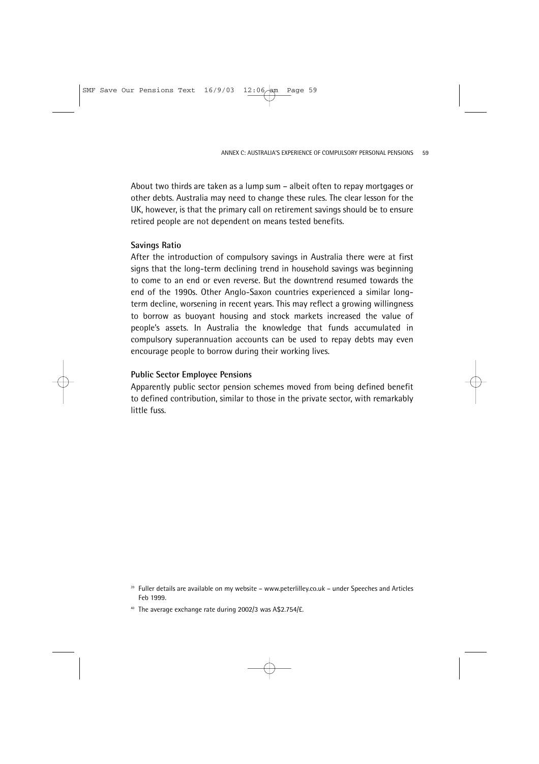About two thirds are taken as a lump sum – albeit often to repay mortgages or other debts. Australia may need to change these rules. The clear lesson for the UK, however, is that the primary call on retirement savings should be to ensure retired people are not dependent on means tested benefits.

**Savings Ratio**

After the introduction of compulsory savings in Australia there were at first signs that the long-term declining trend in household savings was beginning to come to an end or even reverse. But the downtrend resumed towards the end of the 1990s. Other Anglo-Saxon countries experienced a similar long-term decline, worsening in recent years. This may reflect a growing willingness to borrow as buoyant housing and stock markets increased the value of people's assets. In Australia the knowledge that funds accumulated in compulsory superannuation accounts can be used to repay debts may even encourage people to borrow during their working lives.

**Public Sector Employee Pensions**

Apparently public sector pension schemes moved from being defined benefit to defined contribution, similar to those in the private sector, with remarkably little fuss.

[39] Fuller details are available on my website – www.peterlilley.co.uk – under Speeches and Articles Feb 1999.

[40] The average exchange rate during 2002/3 was A$2.754/£.